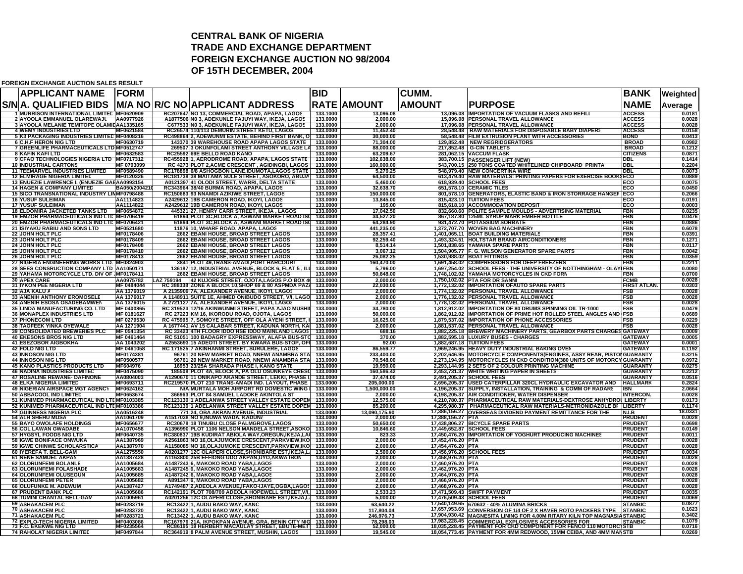# CENTRAL BANK OF NIGERIA
## TRADE AND EXCHANGE DEPARTMENT
## FOREIGN EXCHANGE AUCTION NO 98/2004
## OF 15TH DECEMBER, 2004

**FOREIGN EXCHANGE AUCTION SALES RESULT**

| S/N | APPLICANT NAME A. QUALIFIED BIDS | FORM M/A NO | R/C NO | APPLICANT ADDRESS | BID RATE | AMOUNT | CUMM. AMOUNT | PURPOSE | BANK NAME | Weighted Average |
|---|---|---|---|---|---|---|---|---|---|---|
| 1 | MURRISON INTERNATIONAL LIMITED | MF0620909 | RC207647 | NO 13, COMMERCIAL ROAD, APAPA, LAGOS | 133.1000 | 13,096.08 | 13,096.08 | IMPORTATION OF VACUUM FLASKS AND REFILL | ACCESS | 0.0181 |
| 2 | AYOOLA EMMANUEL OLAREWAJU | AA0977926 | A1877506 | N0 3, ADEKUNLE FAJUYI WAY, IKEJA, LAGOS | 133.0000 | 2,000.00 | 15,096.08 | PERSONAL TRAVEL ALLOWANCE | ACCESS | 0.0028 |
| 3 | AYOOLA MELANIE TEMITOPE OLAMIDE | AA1335165 | C677533 | N0 3, ADEKUNLE FAJUYI WAY, IKEJA, LAGOS | 133.0000 | 2,000.00 | 17,096.08 | PERSONAL TRAVEL ALLOWANCE | ACCESS | 0.0028 |
| 4 | WEMY INDUSTRIES LTD | MF0621584 | RC26574 | 110/113 DEMURIN STREET KETU, LAGOS | 133.0000 | 11,452.40 | 28,548.48 | RAW MATERIALS FOR DISPOSABLE BABY DIAPERS | ACCESS | 0.0158 |
| 5 | K3 PACKAGING INDUSTRIES LIMITED | MF0408216 | RC498864 | 2, ADEWUNMI ESTATE, BEHIND FIRST BANK, O | 133.0000 | 30,000.00 | 58,548.48 | FILM EXTRUSION PLANT WITH ACCESSORIES | BOND | 0.0413 |
| 6 | C.H.F HERON NIG LTD | MF0630719 | 143370 | 39 WAREHOUSE ROAD APAPA LAGOS STATE | 133.0000 | 71,304.00 | 129,852.48 | NEW REGRIDGERATORS | BROAD | 0.0982 |
| 7 | GREENLIFE PHARMACEUTICALS LTD | MF0512747 | 269507 | 3 OKUNFOLAMI STREET ANTHONY VILLAGE LA | 133.0000 | 88,000.00 | 217,852.48 | G-CIN TABLETS | BROAD | 0.1212 |
| 8 | KAFIN KAFI LTD | MF0632583 | RC25592 | 69E BELLO ROAD KANO | 133.0000 | 63,209.67 | 281,062.15 | VACCUM FLASK | CITIZENS | 0.0871 |
| 9 | CFAO TECHNOLOGIES NIGERIA LTD | MF0717312 | RC455928 | 1, AERODROME ROAD, APAPA, LAGOS STATE | 133.0000 | 102,638.00 | 383,700.15 | PASSENGER LIFT (NEW) | DBL | 0.1414 |
| 10 | INDUSTRIAL CARTONS | MF 0793099 | RC 4273 | PLOT 2,ACME CRESCENT , AGIDINGBI, LAGOS | 133.0000 | 160,000.00 | 543,700.15 | 250 TONS COATED WHITELINED CHIPBOARD PRINTA | DBL | 0.2204 |
| 11 | TEEMARVEL INDUSTRIES LIMITED | MF0589490 | RC178898 | 6/8 ASHOGBON LANE,IDUMOTA,LAGOS STATE | 133.0000 | 5,279.25 | 548,979.40 | NEW CONCERTINA WIRE | DBL | 0.0073 |
| 12 | ELMIRAGE NIGERIA LIMITED | MF0120326 | RC181738 | 38 MAITAMA SULE STREET, ASOKORO, ABUJA | 133.0000 | 64,500.00 | 613,479.40 | RAW MATERIALS: PRINTING PAPERS FOR EXERCISE BOOKS | ECO | 0.0889 |
| 13 | ENUEZIE LAWRENCE I. (ENUEZIE GAB | AA0993154 | A0121397 | 41 OLODI STREET, WARRI, DELTA STATE | 133.0000 | 5,460.00 | 618,939.40 | SCHOOL FEES | ECO | 0.0075 |
| 14 | HAGEN & COMPANY LIMITED | BA050/2004210 | RC343964 | 38/40 BURMA ROAD, APAPA, LAGOS | 133.0000 | 32,638.70 | 651,578.10 | CERAMIC TILES | ECO | 0.0450 |
| 15 | SICO TRANSNATIONAL INDUSTRY LIM | MF0798488 | RC150683 | 93 NNAMDI AZIKIWE STREET, LAGOS | 133.0000 | 150,000.00 | 801,578.10 | GENERATORS, ELASTIC BAND & IRON STORRAGE HANGER | ECO | 0.2066 |
| 16 | YUSUF SULEIMAN | AA1114823 | A2429612 | 19B CAMERON ROAD, IKOYI, LAGOS | 133.0000 | 13,845.00 | 815,423.10 | TUITION FEES | ECO | 0.0191 |
| 17 | YUSUF SULEIMAN | AA1114822 | A2429612 | 19B CAMERON ROAD, IKOYI, LAGOS | 133.0000 | 195.00 | 815,618.10 | ACCOMMODATION DEPOSIT | ECO | 0.0003 |
| 18 | ELDOMIRA JACKETED TANKS LTD | MF0654872 | 445321 | 27, HENRY CARR STREET, IKEJA , LAGOS | 133.0000 | 17,042.50 | 832,660.60 | POLITE SAMPLE MOULDS - ADVERTISING MATERIAL | FBN | 0.0235 |
| 19 | EMZOR PHARMACEUTICALS IND LTD | MF0706419 | 61894 | PLOT 3C,BLOCK A, ASWANI MARKET ROAD ISO | 133.0000 | 34,527.20 | 867,187.80 | 125ML SYRUP MARK EMBER BOTTLE | FBN | 0.0476 |
| 20 | EMZOR PHARMACEUTICALS IND LTD | MF0706421 | 61894 | PLOT 3C,BLOCK A, ASWANI MARKET ROAD ISO | 133.0000 | 64,284.90 | 931,472.70 | POTASSIUM SORBATE | FBN | 0.0886 |
| 21 | ISIYAKU RABIU AND SONS LTD | MF0526880 | 11876 | 10, WHARF ROAD, APAPA, LAGOS | 133.0000 | 441,235.00 | 1,372,707.70 | WOVEN BAG MACHINERY | FBN | 0.6078 |
| 22 | JOHN HOLT PLC | MF0178406 | 2662 | EBANI HOUSE, BROAD STREET LAGOS | 133.0000 | 28,357.41 | 1,401,065.11 | BOAT BUILDING MATERIALS | FBN | 0.0391 |
| 23 | JOHN HOLT PLC | MF0178409 | 2662 | EBANI HOUSE, BROAD STREET LAGOS | 133.0000 | 92,259.40 | 1,493,324.51 | HOLTSTAR BRAND AIRCONDITIONERS | FBN | 0.1271 |
| 24 | JOHN HOLT PLC | MF0178408 | 2662 | EBANI HOUSE, BROAD STREET LAGOS | 133.0000 | 8,514.14 | 1,501,838.65 | YAMAHA SPARE PARTS | FBN | 0.0117 |
| 25 | JOHN HOLT PLC | MF0178410 | 2662 | EBANI HOUSE, BROAD STREET LAGOS | 133.0000 | 3,067.12 | 1,504,905.77 | F. G. WILSON GENERATOR SPARE PARTS | FBN | 0.0042 |
| 26 | JOHN HOLT PLC | MF0178413 | 2662 | EBANI HOUSE, BROAD STREET LAGOS | 133.0000 | 26,082.25 | 1,530,988.02 | BOAT FITTINGS | FBN | 0.0359 |
| 27 | NIGERIA ENGINEERING WORKS LTD | MF0823903 | 3841 | PLOT 49,TRANS-AMADI,PORT HARCOURT | 133.0000 | 160,470.00 | 1,691,458.02 | COMPRESSORS FOR DEEP FREEZERS | FBN | 0.2211 |
| 28 | SEES CONSRUCTION COMPANY LTD | AA1050171 | 136187 | 12, INDUSTRIAL AVENUE, BLOCK 6, FLAT 5 , ILU | 133.0000 | 5,796.00 | 1,697,254.02 | SCHOOL FEES - THE UNIVERSITY OF NOTTHINGHAM - OLAYI | FBN | 0.0080 |
| 29 | YAHAMA MOTORCYCLE LTD. DIV OF J | MF0178411 | 2662 | EBANI HOUSE, BROAD STREET LAGOS | 133.0000 | 50,848.00 | 1,748,102.02 | YAHAMA MOTORCYCLES IN CKD FORM | FBN | 0.0700 |
| 30 | APEX CARE | AA0975782 | LAZ 759194 | 42 KUJORE STREET, OJOTA,LAGOS P.O BOX 4 | 133.0000 | 2,000.00 | 1,750,102.02 | PTA FOR DR SANNI | FCMB | 0.0028 |
| 31 | IYKON PEE NIGERIA LTD | MF 0484044 | RC 388338 | ZONE A BLOCK 10,SHOP 69 & 80 ASPMDA PAZ | 133.0000 | 22,030.00 | 1,772,132.02 | IMPORTATION OFAUTO SPARE PARTS | FIRST ATLAN. | 0.0303 |
| 32 | AJA KALU A | AA 1376019 | A 2135909 | 7A, ALEXANDER AVENUE, IKOYI, LAGOS | 133.0000 | 2,000.00 | 1,774,132.02 | PERSONAL TRAVEL ALLOWANCE | FSB | 0.0028 |
| 33 | ANENIH ANTHONY EROMOSELE | AA 1376017 | A 1148911 | SUITE 1E, AHMED ONIBUDO STREET, V/I, LAGO | 133.0000 | 2,000.00 | 1,776,132.02 | PERSONAL TRAVEL ALLOWANCE | FSB | 0.0028 |
| 34 | ANENIH ESOSA OSADEBAMWEN | AA 1376015 | A 2721127 | 7A, ALEXANDER AVENUE, IKOYI, LAGOS | 133.0000 | 2,000.00 | 1,778,132.02 | PERSONAL TRAVEL ALLOWANCE | FSB | 0.0028 |
| 35 | LINDA MANUFACTURING CO. LTD | MF 0400865 | RC 319523 | 12/16 AKINWUNMI STREET, PAPA AJAO MUSHIN | 133.0000 | 34,780.00 | 1,812,912.02 | IMPORTATION OF 80 DRUMS SPINNING OIL TR-1000 | FSB | 0.0479 |
| 36 | MONAPLEX INDUSTRIES LTD | MF 0181627 | RC 27223 | KM 16, IKORODU ROAD, OJOTA, LAGOS | 133.0000 | 50,000.00 | 1,862,912.02 | IMPORTATION OF PRIME HOT ROLLED STEEL ANGLES AND | FSB | 0.0689 |
| 37 | PHONECOM LTD | MF 0279530 | RC 475995 | 7, SOMOYE STREET, OFF OLA AYENI STREET, I | 133.0000 | 16,625.00 | 1,879,537.02 | IMPORTATION OF PHONE ACCESSORIES | FSB | 0.0229 |
| 38 | TAOFEEK YINKA OYEWALE | AA 1271904 | A 1677441 | AV 15 CALABAR STREET, KADUNA NORTH, KA | 133.0000 | 2,000.00 | 1,881,537.02 | PERSONAL TRAVEL ALLOWANCE | FSB | 0.0028 |
| 39 | CONSOLIDATED BREWERIES PLC | MF 0541354 | RC 33423 | 4TH FLOOR IDDO HSE IDDO MAINLAND LAGOS | 133.0000 | 688.16 | 1,882,225.18 | BREWERY MACHINERY PARTS, GEARBOX PARTS CHARGES | GATEWAY | 0.0009 |
| 40 | EKESONS BROS NIG LTD | MF 0461464 | RC 51051 | 100 BADAGRY EXPRESSWAY, ALAFIA BUS-STO | 133.0000 | 370.00 | 1,882,595.18 | LUXURY BUSES - CHARGES | GATEWAY | 0.0005 |
| 41 | ESEZOBOR AIGBOKHAI | AA 1043202 | A2553693 | 15 ADEOTI STREET, BY KWARA BUS-STOP, OFI | 133.0000 | 92.00 | 1,882,687.18 | TUITION FEES | GATEWAY | 0.0001 |
| 42 | FOLD NIG LTD | MF 0461058 | RC 171525 | 7 AKINHANMI STREET, SURULERE, LAGOS | 133.0000 | 86,559.77 | 1,969,246.95 | HEAVY DUTY INDUSTRIAL BAKING OVEN | GATEWAY | 0.1192 |
| 43 | INNOSON NIG LTD | MF0174381 | 96761 | 20 NEW MARKET ROAD, NNEWI ANAMBRA STA | 133.0000 | 233,400.00 | 2,202,646.95 | MOTORCYCLE COMPONENTS(ENGINES, ASSY REAR, PISTON | GUARANTY | 0.3215 |
| 44 | INNOSON NIG LTD | MF0500577 | 96761 | 20 NEW MARKET ROAD, NNEWI ANAMBRA STA | 133.0000 | 70,548.00 | 2,273,194.95 | MOTORCYCLES IN CKD CONDITION(380 UNITS OF MOTORCY | GUARANTY | 0.0972 |
| 45 | KANO PLASTICS PRODUCTS LTD | MF604976 | 16953 | 23/25A SHARADA PHASE I, KANO STATE | 133.0000 | 19,950.00 | 2,293,144.95 | 2 SETS OF 2 COLOUR PRINTING MACHINE | GUARANTY | 0.0275 |
| 46 | NADINA INDUSTRIES LIMITED | MF0475090 | 185508 | PLOT 4A, BLOCK A, PA OLU OSUNKEYE CRESC | 133.0000 | 160,586.42 | 2,453,731.37 | WHITE WRITING PAPER IN SHEETS | GUARANTY | 0.2212 |
| 47 | ROSALINE REWANE- DAFINONE | AA0804003 | A1290670 | 11 ONIKAPO AKANDE STREET, LEKKI, PHASE I, | 133.0000 | 37,474.00 | 2,491,205.37 | SCHOOL FEES | GUARANTY | 0.0516 |
| 48 | ELKA NIGERIA LIMITED | MF0693711 | RC219570 | PLOT 210 TRANS-AMADI IND. LAYOUT, PHASE | 133.0000 | 205,000.00 | 2,696,205.37 | USED CATERPILLAR 320CL HYDRAULIC EXCAVATOR AND | HALLMARK | 0.2824 |
| 49 | NIGERIAN AIRSPACE MGT AGENCY | MF0624162 | N/A | MURTALA MOH AIRPORT RD DOMESTIC WING | 133.0000 | 1,500,000.00 | 4,196,205.37 | SUPPLY, INSTALLATION, TRAINING & COMM OF RADARS | IBN | 2.0664 |
| 50 | ABBACOOL IND LIMITED | MF0653674 | 366963 | PLOT 84 SAMUEL LADOKE AKINTOLA ST | 133.0000 | 2,000.00 | 4,198,205.37 | AIR CONDITIONER, WATER DISPENSER | INTERCON. | 0.0028 |
| 51 | KUNIMED PHARMACEUTICAL IND LTD | MF0103385 | RC123130 | 1 ADELANWA STREET VALLEY ESTATE DOPEM | 133.0000 | 12,575.00 | 4,210,780.37 | PHARMACEUTICAL RAW MATERIALS-DEXTROSE ANHYDROU | LIBERTY | 0.0173 |
| 52 | KUNIMED PHARMACEUTICAL IND LTD | MF0103386 | RC123130 | 1 ADELANWA STREET VALLEY ESTATE DOPEM | 133.0000 | 85,200.00 | 4,295,980.37 | PHARMACEUTICAL RAW MATERIALS-METRONIDAZOLE BP | LIBERTY | 0.1174 |
| 53 | GUINNESS NIGERIA PLC | AA0516248 | 771 | 24, OBA AKRAN AVENUE, INDUSTRIAL | 133.0000 | 13,090,175.90 | 17,386,156.27 | OVERSEAS DIVIDEND PAYMENT REMITTANCE FOR THE | N.I.B | 18.0331 |
| 54 | ALH SHEHU MUSA | AA1061709 | A1517038 | NO 9,INUWA WADA, KADUNA | 133.0000 | 2,000.00 | 17,388,156.27 | PTA | PRUDENT | 0.0028 |
| 55 | BAYO OWOLAFE HOLDINGS | MF0656677 | RC30678 | 18 TINUBU CLOSE PALMGROVE,LAGOS | 133.0000 | 50,650.00 | 17,438,806.27 | BICYCLE SPARE PARTS | PRUDENT | 0.0698 |
| 56 | COL LAWAN GWADABE | AA1070458 | A1396990 | PLOT 1106 NELSON MANDELA STREET,ASOKO | 133.0000 | 10,846.60 | 17,449,652.87 | SCHOOL FEES | PRUDENT | 0.0149 |
| 57 | HYGSYL FOODS NIG LTD | MF0640735 | RC380837 | 19B KUDIRAT ABIOLA WAY,OREGUN,IKEJA,LAG | 133.0000 | 823.33 | 17,450,476.20 | IMPORTATION OF YOGHURT PRODUCING MACHINES | PRUDENT | 0.0011 |
| 58 | IGWE BONIFACE ONWUKA | AA1387969 | A2561863 | NO 16,OLAJUMOKE CRESCENT,PARKVIEW,IKO | 133.0000 | 2,000.00 | 17,452,476.20 | PTA | PRUDENT | 0.0028 |
| 59 | IGWE CHINWE SCHOLARSTICA | AA1387970 | A1158085 | NO 16,OLAJUMOKE CRESCENT,PARKVIEW,IKO | 133.0000 | 2,000.00 | 17,454,476.20 | PTA | PRUDENT | 0.0028 |
| 60 | IYEREFA T. BELL-GAM | AA1275550 | A0201277 | 12C OLAPERI CLOSE,SHONIBARE EST,IKEJA,L | 133.0000 | 2,500.00 | 17,456,976.20 | SCHOOL FEES | PRUDENT | 0.0034 |
| 61 | NENE SAMUEL AKPAN | AA1387428 | A1163800 | 25B EFFIONG UDO AKPAN,UYO,AKWA IBOM | 133.0000 | 2,000.00 | 17,458,976.20 | PTA | PRUDENT | 0.0028 |
| 62 | OLORUNFEMI BOLANLE | AA1005684 | A1487243 | 6, MAKOKO ROAD YABA,LAGOS | 133.0000 | 2,000.00 | 17,460,976.20 | PTA | PRUDENT | 0.0028 |
| 63 | OLORUNFEMI FOLASHADE | AA1005683 | A1487245 | 6, MAKOKO ROAD YABA,LAGOS | 133.0000 | 2,000.00 | 17,462,976.20 | PTA | PRUDENT | 0.0028 |
| 64 | OLORUNFEMI OLUSEGUN | AA1005685 | A1487242 | 6, MAKOKO ROAD YABA,LAGOS | 133.0000 | 2,000.00 | 17,464,976.20 | PTA | PRUDENT | 0.0028 |
| 65 | OLORUNFEMI PETER | AA1005682 | A891347 | 6, MAKOKO ROAD YABA,LAGOS | 133.0000 | 2,000.00 | 17,466,976.20 | PTA | PRUDENT | 0.0028 |
| 66 | OLUFUNKE M. ADEWUMI | AA1387427 | A1749487 | 2,ADEOLA AVENUE,IFAKO-IJAYE,OGBA,LAGOS | 133.0000 | 2,000.00 | 17,468,976.20 | PTA | PRUDENT | 0.0028 |
| 67 | PRUDENT BANK PLC | AA1005686 | RC142191 | PLOT 708/709 ADEOLA HOPEWELL STREET,V/I, | 133.0000 | 2,533.23 | 17,471,509.43 | SWIFT PAYMENT | PRUDENT | 0.0035 |
| 68 | TUMINI CHANTAL BELL-GAM | AA1005961 | A0201256 | 12C OLAPERI CLOSE,SHONIBARE EST,IKEJA,L | 133.0000 | 5,000.00 | 17,476,509.43 | SCHOOL FEES | PRUDENT | 0.0069 |
| 69 | ASHAKACEM PLC | MF0283719 | RC13422 | 1, AUDU BAKO WAY, KANO | 133.0000 | 63,640.22 | 17,540,149.65 | 670632 - 40% ALUMINA BRICKS | STANBIC | 0.0877 |
| 70 | ASHAKACEM PLC | MF0283720 | RC13422 | 1, AUDU BAKO WAY, KANO | 133.0000 | 117,804.04 | 17,657,953.69 | CONVERSION OF 1/4 OF 2 X HAVER ROTO PACKERS TYPE | STANBIC | 0.1623 |
| 71 | ASHAKACEM PLC | MF0283721 | RC13422 | 1, AUDU BAKO WAY, KANO | 133.0000 | 246,976.73 | 17,904,930.42 | MAGNESITA LINING FOR 4.00M RITARY KILN TOP MAGNASIA | STANBIC | 0.3402 |
| 72 | EXPLO-TECH NIGERIA LIMITED | MF0403086 | RC167976 | 21A, IKPOKPAN AVENUE, GRA, BENIN CITY NIG | 133.0000 | 78,298.03 | 17,983,228.45 | COMMERCIAL EXPLOSIVES ACCESSORIES FOR | STANBIC | 0.1079 |
| 73 | F.C. EKEKWE NIG LTD | MF0235564 | RC86195 | 19 HERBERT MACAULAY STREET, EBUTE-MET | 133.0000 | 52,000.00 | 18,035,228.45 | PAYMENT FOR CKD COMPONENT FOR FENCO 110 MOTORCY | STB | 0.0716 |
| 74 | RAHOLAT NIGERIA LIMITED | MF0497844 | RC364919 | 8 PALM AVENUE STREET, MUSHIN, LAGOS | 133.0000 | 19,545.00 | 18,054,773.45 | PAYMENT FOR 4MM REDWOOD, 15MM CEIBA, AND 4MM MAN | STB | 0.0269 |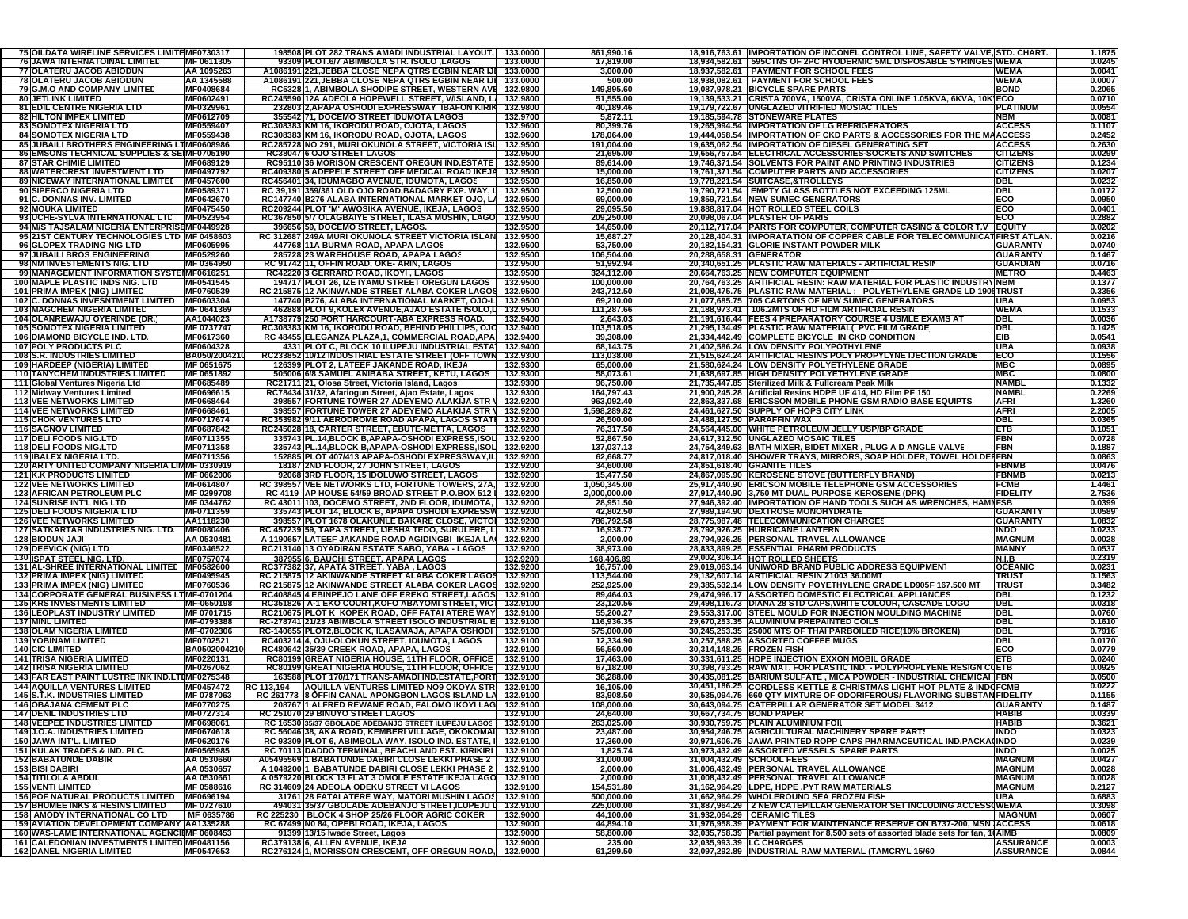| | | | | | | | | | |
|---|---|---|---|---|---|---|---|---|---|
| 75 | OILDATA WIRELINE SERVICES LIMITE | MF0730317 | 198508 | PLOT 282 TRANS AMADI INDUSTRIAL LAYOUT, | 133.0000 | 861,990.16 | 18,916,763.61 | IMPORTATION OF INCONEL CONTROL LINE, SAFETY VALVE,STD. CHART. | | 1.1875 |
| 76 | JAWA INTERNATOINAL LIMITED | MF 0611305 | 93309 | PLOT.6/7 ABIMBOLA STR. ISOLO ,LAGOS | 133.0000 | 17,819.00 | 18,934,582.61 | 595CTNS OF 2PC HYODERMIC 5ML DISPOSABLE SYRINGES | WEMA | 0.0245 |
| 77 | OLATERU JACOB ABIODUN | AA 1095263 | A1086191 | 221,JEBBA CLOSE NEPA QTRS EGBIN NEAR IJ | 133.0000 | 3,000.00 | 18,937,582.61 | PAYMENT FOR SCHOOL FEES | WEMA | 0.0041 |
| 78 | OLATERU JACOB ABIODUN | AA 1345588 | A1086191 | 221,JEBBA CLOSE NEPA QTRS EGBIN NEAR IJ | 133.0000 | 500.00 | 18,938,082.61 | PAYMENT FOR SCHOOL FEES | WEMA | 0.0007 |
| 79 | G.M.O AND COMPANY LIMITED | MF0408684 | RC5328 | 1, ABIMBOLA SHODIPE STREET, WESTERN AVE | 132.9800 | 149,895.60 | 19,087,978.21 | BICYCLE SPARE PARTS | | 0.2065 |
| 80 | JETLINK LIMITED | MF0602491 | RC245590 | 12A ADEOLA HOPEWELL STREET, V/ISLAND, L | 132.9800 | 51,555.00 | 19,139,533.21 | CRISTA 700VA, 1500VA, CRISTA ONLINE 1.05KVA, 6KVA, 10K | ECO | 0.0710 |
| 81 | EDIL CENTRE NIGERIA LTD | MF0329961 | 232803 | 2,APAPA OSHODI EXPRESSWAY IBAFON KIRIK | 132.9800 | 40,189.46 | 19,179,722.67 | UNGLAZED VITRIFIED MOSIAC TILES | PLATINUM | 0.0554 |
| 82 | HILTON IMPEX LIMITED | MF0612709 | 355542 | 71, DOCEMO STREET IDUMOTA LAGOS | 132.9700 | 5,872.11 | 19,185,594.78 | STONEWARE PLATES | NBM | 0.0081 |
| 83 | SOMOTEX NIGERIA LTD | MF0559407 | RC308383 | KM 16, IKORODU ROAD, OJOTA, LAGOS | 132.9600 | 80,399.76 | 19,265,994.54 | IMPORTATION OF LG REFRIGERATORS | ACCESS | 0.1107 |
| 84 | SOMOTEX NIGERIA LTD | MF0559438 | RC308383 | KM 16, IKORODU ROAD, OJOTA, LAGOS | 132.9600 | 178,064.00 | 19,444,058.54 | IMPORTATION OF CKD PARTS & ACCESSORIES FOR THE MA | ACCESS | 0.2452 |
| 85 | JUBAILI BROTHERS ENGINEERING LT | MF0608986 | RC285728 | NO 291, MURI OKUNOLA STREET, VICTORIA ISL | 132.9500 | 191,004.00 | 19,635,062.54 | IMPORTATION OF DIESEL GENERATING SET | ACCESS | 0.2630 |
| 86 | EMSONS TECHNICAL SUPPLIES & SE | MF0709190 | RC38047 | 6 OJO STREET LAGOS | 132.9500 | 21,695.00 | 19,656,757.54 | ELECTRICAL ACCESSORIES-SOCKETS AND SWITCHES | CITIZENS | 0.0299 |
| 87 | STAR CHIMIE LIMITED | MF0689129 | RC95110 | 36 MORISON CRESCENT OREGUN IND.ESTATE | 132.9500 | 89,614.00 | 19,746,371.54 | SOLVENTS FOR PAINT AND PRINTING INDUSTRIES | CITIZENS | 0.1234 |
| 88 | WATERCREST INVESTMENT LTD | MF0497792 | RC409380 | 5 ADEPELE STREET OFF MEDICAL ROAD IKEJA | 132.9500 | 15,000.00 | 19,761,371.54 | COMPUTER PARTS AND ACCESSORIES | CITIZENS | 0.0207 |
| 89 | NICEWAY INTERNATIONAL LIMITED | MF0457600 | RC456401 | 34, IDUMAGBO AVENUE, IDUMOTA, LAGOS | 132.9500 | 16,850.00 | 19,778,221.54 | SUITCASE,&TROLLEYS | DBL | 0.0232 |
| 90 | SIPERCO NIGERIA LTD | MF0589371 | RC 39,191 | 359/361 OLD OJO ROAD,BADAGRY EXP. WAY, L | 132.9500 | 12,500.00 | 19,790,721.54 | EMPTY GLASS BOTTLES NOT EXCEEDING 125ML | DBL | 0.0172 |
| 91 | C. DONNAS INV. LIMITED | MF0642670 | RC147740 | B276 ALABA INTERNATIONAL MARKET OJO, LA | 132.9500 | 69,000.00 | 19,859,721.54 | NEW SUMEC GENERATORS | ECO | 0.0950 |
| 92 | MOUKA LIMITED | MF0475450 | RC209244 | PLOT 'M' AWOSIKA AVENUE, IKEJA, LAGOS | 132.9500 | 29,095.50 | 19,888,817.04 | HOT ROLLED STEEL COILS | ECO | 0.0401 |
| 93 | UCHE-SYLVA INTERNATIONAL LTD | MF0523954 | RC367850 | 5/7 OLAGBAIYE STREET, ILASA MUSHIN, LAGO | 132.9500 | 209,250.00 | 20,098,067.04 | PLASTER OF PARIS | ECO | 0.2882 |
| 94 | M/S TAJSALAM NIGERIA ENTERPRISE | MF0449928 | 396656 | 59, DOCEMO STREET, LAGOS. | 132.9500 | 14,650.00 | 20,112,717.04 | PARTS FOR COMPUTER, COMPUTER CASING & COLOR T.V | EQUITY | 0.0202 |
| 95 | 21ST CENTURY TECHNOLOGIES LTD | MF 0458603 | RC 312687 | 249A MURI OKUNOLA STREET VICTORIA ISLAN | 132.9500 | 15,687.27 | 20,128,404.31 | IMPORATATION OF COPPER CABLE FOR TELECOMMUNICAT | FIRST ATLAN. | 0.0216 |
| 96 | GLOPEX TRADING NIG LTD | MF0605995 | 447768 | 11A BURMA ROAD, APAPA LAGOS | 132.9500 | 53,750.00 | 20,182,154.31 | GLORIE INSTANT POWDER MILK | GUARANTY | 0.0740 |
| 97 | JUBAILI BROS ENGINEERING | MF0529260 | 285728 | 23 WAREHOUSE ROAD, APAPA LAGOS | 132.9500 | 106,504.00 | 20,288,658.31 | GENERATOR | GUARANTY | 0.1467 |
| 98 | NM INVESTEMENTS NIG. LTD | MF 0364950 | RC 91742 | 11, OFFIN ROAD, OKE- ARIN, LAGOS | 132.9500 | 51,992.94 | 20,340,651.25 | PLASTIC RAW MATERIALS - ARTIFICIAL RESIN | GUARDIAN | 0.0716 |
| 99 | MANAGEMENT INFORMATION SYSTEM | MF0616251 | RC42220 | 3 GERRARD ROAD, IKOYI , LAGOS | 132.9500 | 324,112.00 | 20,664,763.25 | NEW COMPUTER EQUIPMENT | METRO | 0.4463 |
| 100 | MAPLE PLASTIC INDS NIG. LTD | MF0541545 | 194717 | PLOT 26, IZE IYAMU STREET OREGUN LAGOS | 132.9500 | 100,000.00 | 20,764,763.25 | ARTIFICIAL RESIN: RAW MATERIAL FOR PLASTIC INDUSTRY | NBM | 0.1377 |
| 101 | PRIMA IMPEX (NIG) LIMITED | MF0760539 | RC 215875 | 12 AKINWANDE STREET ALABA COKER LAGOS | 132.9500 | 243,712.50 | 21,008,475.75 | PLASTIC RAW MATERIAL : POLYETHYLENE GRADE LD 190S | TRUST | 0.3356 |
| 102 | C. DONNAS INVESNTMENT LIMITED | MF0603304 | 147740 | B276, ALABA INTERNATIONAL MARKET, OJO-L | 132.9500 | 69,210.00 | 21,077,685.75 | 705 CARTONS OF NEW SUMEC GENERATORS | UBA | 0.0953 |
| 103 | MAGCHEM NIGERIA LIMITED | MF 0641369 | 462888 | PLOT 9,KOLEX AVENUE,AJAO ESTATE ISOLO,L | 132.9500 | 111,287.66 | 21,188,973.41 | 106.2MTS OF HD FILM ARTIFICIAL RESIN | WEMA | 0.1533 |
| 104 | OLANREWAJU OYERINDE (DR.) | AA1044023 | A1738779 | 250 PORT HARCOURT-ABA EXPRESS ROAD. | 132.9400 | 2,643.03 | 21,191,616.44 | FEES 4 PREPARATORY COURSE 4 USMLE EXAMS AT | DBL | 0.0036 |
| 105 | SOMOTEX NIGERIA LIMITED | MF 0737747 | RC308383 | KM 16, IKORODU ROAD, BEHIND PHILLIPS, OJO | 132.9400 | 103,518.05 | 21,295,134.49 | PLASTIC RAW MATERIAL( PVC FILM GRADE | DBL | 0.1425 |
| 106 | DIAMOND BICYCLE IND. LTD. | MF0617360 | RC 48455 | ELEGANZA PLAZA,1, COMMERCIAL ROAD,APA | 132.9400 | 39,308.00 | 21,334,442.49 | COMPLETE BICYCLE IN CKD CONDITION | EIB | 0.0541 |
| 107 | POLY PRODUCTS PLC | MF0604328 | 4331 | PLOT C, BLOCK 10 ILUPEJU INDUSTRIAL ESTA | 132.9400 | 68,143.75 | 21,402,586.24 | LOW DENSITY POLYPOTHYLENE | UBA | 0.0938 |
| 108 | S.R. INDUSTRIES LIMITED | BA050/2004210 | RC233852 | 10/12 INDUSTRIAL ESTATE STREET (OFF TOWN | 132.9300 | 113,038.00 | 21,515,624.24 | ARTIFICIAL RESINS POLY PROPYLYNE IJECTION GRADE | ECO | 0.1556 |
| 109 | HARDEEP (NIGERIA) LIMITED | MF 0651675 | 126399 | PLOT 2, LATEEF JAKANDE ROAD, IKEJA | 132.9300 | 65,000.00 | 21,580,624.24 | LOW DENSITY POLYETHYLENE GRADE | MBC | 0.0895 |
| 110 | TANYCHEM INDUSTRIES LIMITED | MF 0651892 | 505006 | 6/8 SAMUEL ANIBABA STREET, KETU, LAGOS | 132.9300 | 58,073.61 | 21,638,697.85 | HIGH DENSITY POLYETHYLENE GRADE | MBC | 0.0800 |
| 111 | Global Ventures Nigeria Ltd | MF0685489 | RC21711 | 21, Olosa Street, Victoria Island, Lagos | 132.9300 | 96,750.00 | 21,735,447.85 | Sterilized Milk & Fullcream Peak Milk | NAMBL | 0.1332 |
| 112 | Midway Ventures Limited | MF0696615 | RC78434 | 31/32, Afariogun Street, Ajao Estate, Lagos | 132.9300 | 164,797.43 | 21,900,245.28 | Artificial Resins HDPE UF 414, HD Film PF 150 | NAMBL | 0.2269 |
| 113 | VEE NETWORKS LIMITED | MF0668464 | 398557 | FORTUNE TOWER 27 ADEYEMO ALAKIJA STR V | 132.9200 | 963,092.40 | 22,863,337.68 | ERICSSON MOBILE PHONE GSM RADIO BASE EQUIPTS. | AFRI | 1.3260 |
| 114 | VEE NETWORKS LIMITED | MF0668461 | 398557 | FORTUNE TOWER 27 ADEYEMO ALAKIJA STR V | 132.9200 | 1,598,289.82 | 24,461,627.50 | SUPPLY OF HOPS CITY LINK | AFRI | 2.2005 |
| 115 | CHOK VENTURES LTD | MF0717674 | RC353982 | 9/11 AERODROME ROAD APAPA, LAGOS STATE | 132.9200 | 26,500.00 | 24,488,127.50 | PARAFFIN WAX | DBL | 0.0365 |
| 116 | SAGNOV LIMITED | MF0687842 | RC245028 | 18, CARTER STREET, EBUTE-METTA, LAGOS | 132.9200 | 76,317.50 | 24,564,445.00 | WHITE PETROLEUM JELLY USP/BP GRADE | ETB | 0.1051 |
| 117 | DELI FOODS NIG.LTD | MF0711355 | 335743 | PL.14,BLOCK B,APAPA-OSHODI EXPRESS,ISOL | 132.9200 | 52,867.50 | 24,617,312.50 | UNGLAZED MOSAIC TILES | FBN | 0.0728 |
| 118 | DELI FOODS NIG.LTD | MF0711358 | 335743 | PL.14,BLOCK B,APAPA-OSHODI EXPRESS,ISOL | 132.9200 | 137,037.13 | 24,754,349.63 | BATH MIXER, BIDET MIXER , PLUG A D ANGLE VALVE | FBN | 0.1887 |
| 119 | IBALEX NIGERIA LTD. | MF0711356 | 152885 | PLOT 407/413 APAPA-OSHODI EXPRESSWAY,IL | 132.9200 | 62,668.77 | 24,817,018.40 | SHOWER TRAYS, MIRRORS, SOAP HOLDER, TOWEL HOLDER | FBN | 0.0863 |
| 120 | ARTY UNITED COMPANY NIGERIA LIM | MF0330919 | 18187 | 2ND FLOOR, 27 JOHN STREET, LAGOS | 132.9200 | 34,600.00 | 24,851,618.40 | GRANITE TILES | FBNMB | 0.0476 |
| 121 | K.K PRODUCTS LIMITED | MF 0662006 | 92068 | 3RD FLOOR, 15 IDOLUWO STREET, LAGOS | 132.9200 | 15,477.50 | 24,867,095.90 | KEROSENE STOVE (BUTTERFLY BRAND) | FBNMB | 0.0213 |
| 122 | VEE NETWORKS LIMITED | MF0614807 | RC 398557 | VEE NETWORKS LTD, FORTUNE TOWERS, 27A, | 132.9200 | 1,050,345.00 | 25,917,440.90 | ERICSON MOBILE TELEPHONE GSM ACCESSORIES | FCMB | 1.4461 |
| 123 | AFRICAN PETROLEUM PLC | MF 0299708 | RC 4119 | AP HOUSE 54/59 BROAD STREET P.O.BOX 512 | 132.9200 | 2,000,000.00 | 27,917,440.90 | 3,750 MT DUAL PURPOSE KEROSENE (DPK) | FIDELITY | 2.7536 |
| 124 | SUNRISE INT'L NIG LTD | MF 0344762 | RC 43011 | 103, DOCEMO STREET, 2ND FLOOR, IDUMOTA, | 132.9200 | 28,951.50 | 27,946,392.40 | IMPORTATION OF HAND TOOLS SUCH AS WRENCHES, HAMI | FSB | 0.0399 |
| 125 | DELI FOODS NIGERIA LTD | MF0711359 | 335743 | PLOT 14, BLOCK B, APAPA OSHODI EXPRESSW | 132.9200 | 42,802.50 | 27,989,194.90 | DEXTROSE MONOHYDRATE | GUARANTY | 0.0589 |
| 126 | VEE NETWORKS LIMITED | AA1118230 | 398557 | PLOT 1678 OLAKUNLE BAKARE CLOSE, VICTO | 132.9200 | 786,792.58 | 28,775,987.48 | TELECOMMUNICATION CHARGES | GUARANTY | 1.0832 |
| 127 | SATKARTAR INDUSTRIES NIG. LTD. | MF0080406 | RC 457239 | 59, TAPA STREET, IJESHA TEDO, SURULERE, L | 132.9200 | 16,938.77 | 28,792,926.25 | HURRICANE LANTERN | INDO | 0.0233 |
| 128 | BIODUN JAJI | AA 0530481 | A 1190657 | LATEEF JAKANDE ROAD AGIDINGBI IKEJA LA | 132.9200 | 2,000.00 | 28,794,926.25 | PERSONAL TRAVEL ALLOWANCE | MAGNUM | 0.0028 |
| 129 | DEEVICK (NIG) LTD | MF0346522 | RC213140 | 13 OYADIRAN ESTATE SABO, YABA - LAGOS | 132.9200 | 38,973.00 | 28,833,899.25 | ESSENTIAL PHARM PRODUCTS | MANNY | 0.0537 |
| 130 | ISPAT STEEL NIG. LTD. | MF0757074 | 387955 | 6, BAUCHI STREET, APAPA LAGOS. | 132.9200 | 168,406.89 | 29,002,306.14 | HOT ROLLED SHEETS | N.I.B | 0.2319 |
| 131 | AL-SHREE INTERNATIONAL LIMITED | MF0582600 | RC377382 | 37, APATA STREET, YABA , LAGOS | 132.9200 | 16,757.00 | 29,019,063.14 | UNIWORD BRAND PUBLIC ADDRESS EQUIPMENT | OCEANIC | 0.0231 |
| 132 | PRIMA IMPEX (NIG) LIMITED | MF0495945 | RC 215875 | 12 AKINWANDE STREET ALABA COKER LAGOS | 132.9200 | 113,544.00 | 29,132,607.14 | ARTIFICIAL RESIN Z1003 36.00MT | TRUST | 0.1563 |
| 133 | PRIMA IMPEX (NIG) LIMITED | MF0760536 | RC 215875 | 12 AKINWANDE STREET ALABA COKER LAGOS | 132.9200 | 252,925.00 | 29,385,532.14 | LOW DENSITY POYETHYLENE GRADE LD905F 167.500 MT | TRUST | 0.3482 |
| 134 | CORPORATE GENERAL BUSINESS LT | MF-0701204 | RC408845 | 4 EBINPEJO LANE OFF EREKO STREET,LAGOS | 132.9100 | 89,464.03 | 29,474,996.17 | ASSORTED DOMESTIC ELECTRICAL APPLIANCES | DBL | 0.1232 |
| 135 | KRS INVESTMENTS LIMITED | MF-0650198 | RC351826 | A-1 EKO COURT,KOFO ABAYOMI STREET, VIC | 132.9100 | 23,120.56 | 29,498,116.73 | DIANA 28 STD CAPS,WHITE COLOUR, CASCADE LOGO | DBL | 0.0318 |
| 136 | LEOPLAST INDUSTRY LIMITED | MF 0701715 | RC210675 | PLOT K KOPEK ROAD, OFF FATAI ATERE WAY | 132.9100 | 55,200.27 | 29,553,317.00 | STEEL MOULD FOR INJECTION MOULDING MACHINE | DBL | 0.0760 |
| 137 | MINL LIMITED | MF-0783388 | RC-278741 | 21/23 ABIMBOLA STREET ISOLO INDUSTRIAL E | 132.9100 | 116,936.35 | 29,670,253.35 | ALUMINIUM PREPAINTED COILS | DBL | 0.1610 |
| 138 | OLAM NIGERIA LIMITED | MF-0702306 | RC-140655 | PLOT2,BLOCK K, ILASAMAJA, APAPA OSHODI | 132.9100 | 575,000.00 | 30,245,253.35 | 25000 MTS OF THAI PARBOILED RICE(10% BROKEN) | DBL | 0.7916 |
| 139 | YOBINAM LIMITED | MF0702521 | RC403214 | 4, OJU-OLOKUN STREET, IDUMOTA, LAGOS | 132.9100 | 12,334.90 | 30,257,588.25 | ASSORTED COFFEE MUGS | DBL | 0.0170 |
| 140 | CIC LIMITED | BA0502004210 | RC480642 | 35/39 CREEK ROAD, APAPA, LAGOS | 132.9100 | 56,560.00 | 30,314,148.25 | FROZEN FISH | ECO | 0.0779 |
| 141 | TRISA NIGERIA LIMITED | MF0220131 | RC80199 | GREAT NIGERIA HOUSE, 11TH FLOOR, OFFICE | 132.9100 | 17,463.00 | 30,331,611.25 | HDPE INJECTION EXXON MOBIL GRADE | ETB | 0.0240 |
| 142 | TRISA NIGERIA LIMITED | MF0267062 | RC80199 | GREAT NIGERIA HOUSE, 11TH FLOOR, OFFICE | 132.9100 | 67,182.00 | 30,398,793.25 | RAW MAT. FOR PLASTIC IND. - POLYPROPLYENE RESIGN C | ETB | 0.0925 |
| 143 | FAR EAST PAINT LUSTRE INK IND.LTI | MF0275348 | 163588 | PLOT 170/171 TRANS-AMADI IND.ESTATE,PORT | 132.9100 | 36,288.00 | 30,435,081.25 | BARIUM SULFATE , MICA POWDER - INDUSTRIAL CHEMICAL | FBN | 0.0500 |
| 144 | AQUILLA VENTURES LIMITED | MF0457472 | RC 113,194 | AQUILLA VENTURES LIMITED NO9 OKOYA STR | 132.9100 | 16,105.00 | 30,451,186.25 | CORDLESS KETTLE & CHRISTMAS LIGHT HOT PLATE & IND | FCMB | 0.0222 |
| 145 | S.T.K. INDUSTRIES LIMITED | MF 0787063 | RC 261773 | 8 OFFIN CANAL APONGBON LAGOS ISLAND LA | 132.9100 | 83,908.50 | 30,535,094.75 | 660 QTY MIXTURE OF ODORIFEROUS/ FLAVORING SUBSTAN | FIDELITY | 0.1155 |
| 146 | OBAJANA CEMENT PLC | MF0770275 | 208767 | 1 ALFRED REWANE ROAD, FALOMO IKOYI LAG | 132.9100 | 108,000.00 | 30,643,094.75 | CATERPILLAR GENERATOR SET MODEL 3412 | GUARANTY | 0.1487 |
| 147 | DENIL INDUSTRIES LTD | MF0727314 | RC 251070 | 29 BINUYO STREET LAGOS | 132.9100 | 24,640.00 | 30,667,734.75 | BOND PAPER | HABIB | 0.0339 |
| 148 | VEEPEE INDUSTRIES LIMITED | MF0698061 | RC 16530 | 35/37 GBOLADE ADEBANJO STREET ILUPEJU LAGOS | 132.9100 | 263,025.00 | 30,930,759.75 | PLAIN ALUMINIUM FOIL | HABIB | 0.3621 |
| 149 | J.O.A. INDUSTRIES LIMITED | MF0674618 | RC 56046 | 38, AKA ROAD, KEMBERI VILLAGE, OKOKOMA | 132.9100 | 23,487.00 | 30,954,246.75 | AGRICULTURAL MACHINERY SPARE PARTS | INDO | 0.0323 |
| 150 | JAWA INT'L. LIMITED | MF0620176 | RC 93309 | PLOT 6, ABIMBOLA WAY, ISOLO IND. ESTATE, I | 132.9100 | 17,360.00 | 30,971,606.75 | JAWA PRINTED ROPP CAPS PHARMACEUTICAL IND.PACKA | INDO | 0.0239 |
| 151 | KULAK TRADES & IND. PLC. | MF0565985 | RC 70113 | DADDO TERMINAL, BEACHLAND EST. KIRIKIRI | 132.9100 | 1,825.74 | 30,973,432.49 | ASSORTED VESSELS' SPARE PARTS | INDO | 0.0025 |
| 152 | BABATUNDE DABIR | AA 0530660 | A05495569 | 1 BABATUNDE DABIRI CLOSE LEKKI PHASE 2 | 132.9100 | 31,000.00 | 31,004,432.49 | SCHOOL FEES | MAGNUM | 0.0427 |
| 153 | BISI DABIRI | AA 0530657 | A 1049200 | 1 BABATUNDE DABIRI CLOSE LEKKI PHASE 2 | 132.9100 | 2,000.00 | 31,006,432.49 | PERSONAL TRAVEL ALLOWANCE | MAGNUM | 0.0028 |
| 154 | TITILOLA ABDUL | AA 0530661 | A 0579220 | BLOCK 13 FLAT 3 OMOLE ESTATE IKEJA LAGO | 132.9100 | 2,000.00 | 31,008,432.49 | PERSONAL TRAVEL ALLOWANCE | MAGNUM | 0.0028 |
| 155 | VENTI LIMITED | MF 0588616 | RC 314609 | 24 ADEOLA ODEKU STREET VI LAGOS | 132.9100 | 154,531.80 | 31,162,964.29 | LDPE, HDPE ,PYT RAW MATERIALS | MAGNUM | 0.2127 |
| 156 | POF NATURAL PRODUCTS LIMITED | MF0696194 | 31761 | 28 FATAI ATERE WAY, MATORI MUSHIN LAGOS | 132.9100 | 500,000.00 | 31,662,964.29 | WHOLEROUND SEA FROZEN FISH | UBA | 0.6883 |
| 157 | BHUMEE INKS & RESINS LIMITED | MF 0727610 | 494031 | 35/37 GBOLADE ADEBANJO STREET,ILUPEJU L | 132.9100 | 225,000.00 | 31,887,964.29 | 2 NEW CATEPILLAR GENERATOR SET INCLUDING ACCESS | WEMA | 0.3098 |
| 158 | AMODY INTERNATIONAL CO LTD | MF 0635786 | RC 225230 | BLOCK 4 SHOP 25/26 FLOOR AGRIC COKER | 132.9000 | 44,100.00 | 31,932,064.29 | CERAMIC TILES | MAGNUM | 0.0607 |
| 159 | AVIATION DEVELOPMENT COMPANY | AA1335288 | RC 67499 | N0 84, OPEBI ROAD, IKEJA, LAGOS | 132.9000 | 44,894.10 | 31,976,958.39 | PAYMENT FOR MAINTENANCE RESERVE ON B737-200, MSN | ACCESS | 0.0618 |
| 160 | WAS-LAME INTERNATIONAL AGENCIE | MF 0608453 | 91399 | 13/15 Iwade Street, Lagos | 132.9000 | 58,800.00 | 32,035,758.39 | Partial payment for 8,500 sets of assorted blade sets for fan, 1 | AMB | 0.0809 |
| 161 | CALEDONIAN INVESTMENTS LIMITED | MF0481156 | RC379136 | 6, ALLEN AVENUE, IKEJA | 132.9000 | 235.00 | 32,035,993.39 | LC CHARGES | ASSURANCE | 0.0003 |
| 162 | DANEL NIGERIA LIMITED | MF0547653 | RC276124 | 1, MORISSON CRESCENT, OFF OREGUN ROAD, | 132.9000 | 61,299.50 | 32,097,292.89 | INDUSTRIAL RAW MATERIAL (TAMCRYL 15/60 | ASSURANCE | 0.0844 |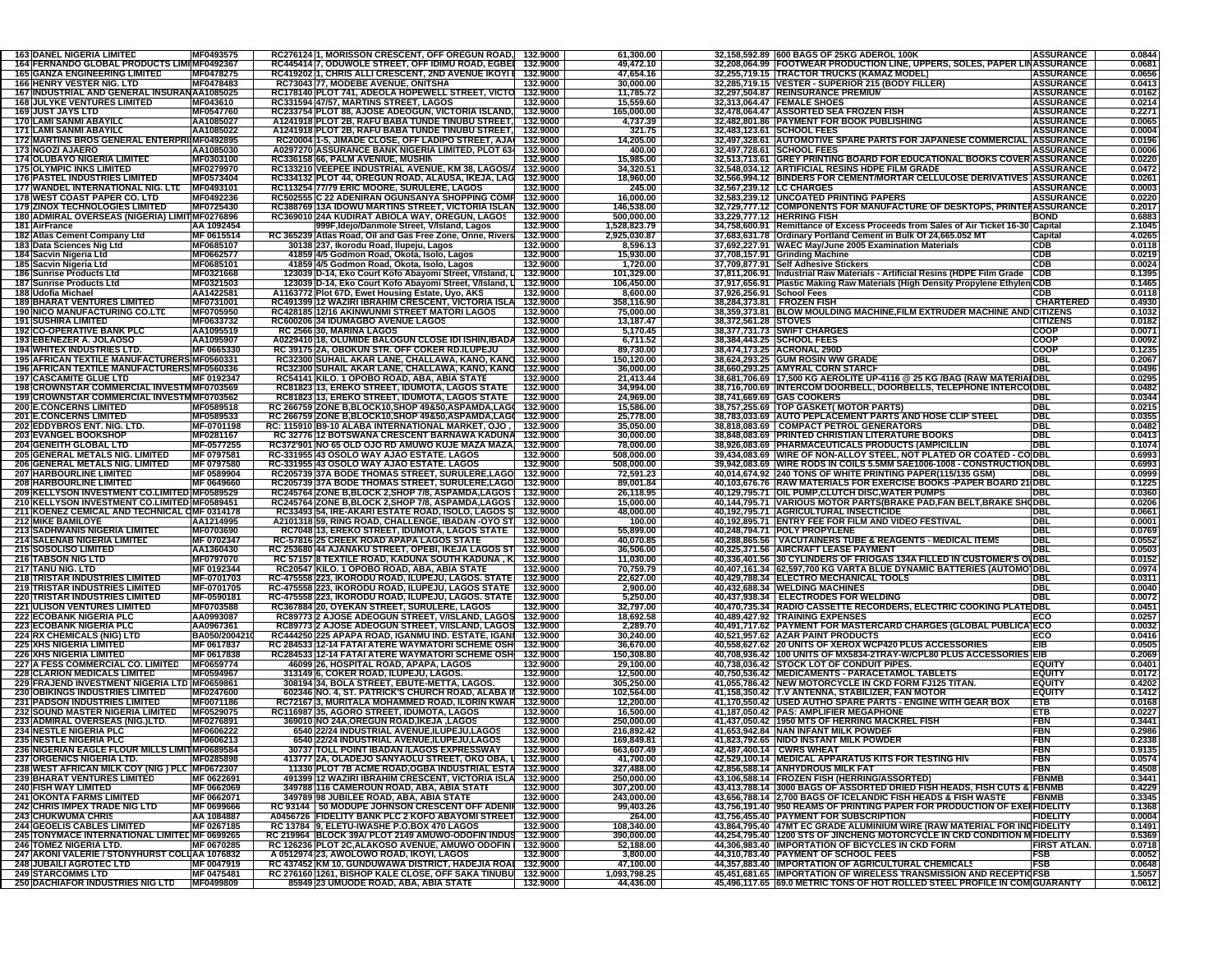| | | | | | | | | | |
|---|---|---|---|---|---|---|---|---|---|
| 163 | DANEL NIGERIA LIMITED | MF0493575 | RC276124 1, MORISSON CRESCENT, OFF OREGUN ROAD, | 132.9000 | 61,300.00 | 32,158,592.89 | 600 BAGS OF 25KG ADEROL 100K | ASSURANCE | 0.0844 |
| 164 | FERNANDO GLOBAL PRODUCTS LIMI | MF0492367 | RC445414 7, ODUWOLE STREET, OFF IDIMU ROAD, EGBE | 132.9000 | 49,472.10 | 32,208,064.99 | FOOTWEAR PRODUCTION LINE, UPPERS, SOLES, PAPER LIN | ASSURANCE | 0.0681 |
| 165 | GANZA ENGINEERING LIMITED | MF0478275 | RC419202 1, CHRIS ALLI CRESCENT, 2ND AVENUE IKOYI E | 132.9000 | 47,654.16 | 32,255,719.15 | TRACTOR TRUCKS (KAMAZ MODEL) | ASSURANCE | 0.0656 |
| 166 | HENRY VESTER NIG. LTD | MF0478483 | RC73043 77, MODEBE AVENUE, ONITSHA | 132.9000 | 30,000.00 | 32,285,719.15 | VESTER - SUPERIOR 215 (BODY FILLER) | ASSURANCE | 0.0413 |
| 167 | INDUSTRIAL AND GENERAL INSURAN | AA1085025 | RC178140 PLOT 741, ADEOLA HOPEWELL STREET, VICTO | 132.9000 | 11,785.72 | 32,297,504.87 | REINSURANCE PREMIUM | ASSURANCE | 0.0162 |
| 168 | JULYKE VENTURES LIMITED | MF043610 | RC331594 47/57, MARTINS STREET, LAGOS | 132.9000 | 15,559.60 | 32,313,064.47 | FEMALE SHOES | ASSURANCE | 0.0214 |
| 169 | JUST JAYS LTD | MF0547760 | RC233754 PLOT 88, AJOSE ADEOGUN, VICTORIA ISLAND, | 132.9000 | 165,000.00 | 32,478,064.47 | ASSORTED SEA FROZEN FISH | ASSURANCE | 0.2271 |
| 170 | LAMI SANMI ABAYILC | AA1085027 | A1241918 PLOT 2B, RAFU BABA TUNDE TINUBU STREET, | 132.9000 | 4,737.39 | 32,482,801.86 | PAYMENT FOR BOOK PUBLISHING | ASSURANCE | 0.0065 |
| 171 | LAMI SANMI ABAYILC | AA1085022 | A1241918 PLOT 2B, RAFU BABA TUNDE TINUBU STREET, | 132.9000 | 321.75 | 32,483,123.61 | SCHOOL FEES | ASSURANCE | 0.0004 |
| 172 | MARTINS BROS GENERAL ENTERPRI | MF0492895 | RC20004 1-5, JIMADE CLOSE, OFF LADIPO STREET, AJA | 132.9000 | 14,205.00 | 32,497,328.61 | AUTOMOTIVE SPARE PARTS FOR JAPANESE COMMERCIAL | ASSURANCE | 0.0196 |
| 173 | NGOZI AJAERO | AA1085030 | A0297270 ASSURANCE BANK NIGERIA LIMITED, PLOT 63 | 132.9000 | 400.00 | 32,497,728.61 | SCHOOL FEES | ASSURANCE | 0.0006 |
| 174 | OLUBAYO NIGERIA LIMITED | MF0303100 | RC336158 66, PALM AVENUE, MUSHIN | 132.9000 | 15,985.00 | 32,513,713.61 | GREY PRINTING BOARD FOR EDUCATIONAL BOOKS COVER | ASSURANCE | 0.0220 |
| 175 | OLYMPIC INKS LIMITED | MF0279970 | RC133210 VEEPEE INDUSTRIAL AVENUE, KM 38, LAGOS/A | 132.9000 | 34,320.51 | 32,548,034.12 | ARTIFICIAL RESINS HDPE FILM GRADE | ASSURANCE | 0.0472 |
| 176 | PASTEL INDUSTRIES LIMITED | MF0573404 | RC334132 PLOT 44, OREGUN ROAD, ALAUSA, IKEJA, LAG | 132.9000 | 18,960.00 | 32,566,994.12 | BINDERS FOR CEMENT/MORTAR CELLULOSE DERIVATIVES | ASSURANCE | 0.0261 |
| 177 | WANDEL INTERNATIONAL NIG. LTD | MF0493101 | RC113254 77/79 ERIC MOORE, SURULERE, LAGOS | 132.9000 | 245.00 | 32,567,239.12 | LC CHARGES | ASSURANCE | 0.0003 |
| 178 | WEST COAST PAPER CO. LTD | MF0492236 | RC502555 C 22 ADENIRAN OGUNSANYA SHOPPING COMP | 132.9000 | 16,000.00 | 32,583,239.12 | UNCOATED PRINTING PAPERS | ASSURANCE | 0.0220 |
| 179 | ZINOX TECHNOLOGIES LIMITED | MF0725430 | RC388769 13A IDOWU MARTINS STREET, VICTORIA ISLAN | 132.9000 | 146,538.00 | 32,729,777.12 | COMPONENTS FOR MANUFACTURE OF DESKTOPS, PRINTER | ASSURANCE | 0.2017 |
| 180 | ADMIRAL OVERSEAS (NIGERIA) LIMIT | MF0276896 | RC369010 24A KUDIRAT ABIOLA WAY, OREGUN, LAGOS | 132.9000 | 500,000.00 | 33,229,777.12 | HERRING FISH | BOND | 0.6883 |
| 181 | AirFrance | AA 1092454 | 999F,Idejo/Danmole Street, V/Island, Lagos | 132.9000 | 1,528,823.79 | 34,758,600.91 | Remittance of Excess Proceeds from Sales of Air Ticket 16-30 | Capital | 2.1045 |
| 182 | Atlas Cement Company Ltd | MF 0615514 | RC 365239 Atlas Road, Oil and Gas Free Zone, Onne, Rivers | 132.9000 | 2,925,030.87 | 37,683,631.78 | Ordinary Portland Cement in Bulk Of 24,665.052 MT | Capital | 4.0265 |
| 183 | Data Sciences Nig Ltd | MF0685107 | 30138 237, Ikorodu Road, Ilupeju, Lagos | 132.9000 | 8,596.13 | 37,692,227.91 | WAEC May/June 2005 Examination Materials | CDB | 0.0118 |
| 184 | Sacvin Nigeria Ltd | MF0662577 | 41859 4/5 Godmon Road, Okota, Isolo, Lagos | 132.9000 | 15,930.00 | 37,708,157.91 | Grinding Machine | CDB | 0.0219 |
| 185 | Sacvin Nigeria Ltd | MF0685101 | 41859 4/5 Godmon Road, Okota, Isolo, Lagos | 132.9000 | 1,720.00 | 37,709,877.91 | Self Adhesive Stickers | CDB | 0.0024 |
| 186 | Sunrise Products Ltd | MF0321668 | 123039 D-14, Eko Court Kofo Abayomi Street, V/Island, L | 132.9000 | 101,329.00 | 37,811,206.91 | Industrial Raw Materials - Artificial Resins (HDPE Film Grade | CDB | 0.1395 |
| 187 | Sunrise Products Ltd | MF0321503 | 123039 D-14, Eko Court Kofo Abayomi Street, V/Island, L | 132.9000 | 106,450.00 | 37,917,656.91 | Plastic Making Raw Materials (High Density Propylene Ethylen | CDB | 0.1465 |
| 188 | Udofia Michael | AA1422581 | A1163772 Plot 67D, Ewet Housing Estate, Uyo, AKS | 132.9000 | 8,600.00 | 37,926,256.91 | School Fees | CDB | 0.0118 |
| 189 | BHARAT VENTURES LIMITED | MF0731001 | RC491399 12 WAZIRI IBRAHIM CRESCENT, VICTORIA ISLA | 132.9000 | 358,116.90 | 38,284,373.81 | FROZEN FISH | CHARTERED | 0.4930 |
| 190 | NICO MANUFACTURING CO.LTD | MF0705950 | RC428185 12/16 AKINWUNMI STREET MATORI LAGOS | 132.9000 | 75,000.00 | 38,359,373.81 | BLOW MOULDING MACHINE,FILM EXTRUDER MACHINE AND | CITIZENS | 0.1032 |
| 191 | SUSHIRA LIMITED | MF0633732 | RC600206 34 IDUMAGBO AVENUE LAGOS | 132.9000 | 13,187.47 | 38,372,561.28 | STOVES | CITIZENS | 0.0182 |
| 192 | CO-OPERATIVE BANK PLC | AA1095519 | RC 2566 30, MARINA LAGOS | 132.9000 | 5,170.45 | 38,377,731.73 | SWIFT CHARGES | COOP | 0.0071 |
| 193 | EBENEZER A. JOLAOSO | AA1095907 | A0229410 18, OLUMIDE BALOGUN CLOSE IDI ISHIN,IBADA | 132.9000 | 6,711.52 | 38,384,443.25 | SCHOOL FEES | COOP | 0.0092 |
| 194 | WHITEX INDUSTRIES LTD. | MF 0665330 | RC 39175 2A, OBOKUN STR. OFF COKER RD.ILUPEJU | 132.9000 | 89,730.00 | 38,474,173.25 | ACRONAL 290D | COOP | 0.1235 |
| 195 | AFRICAN TEXTILE MANUFACTURERS | MF0560331 | RC32300 SUHAIL AKAR LANE, CHALLAWA, KANO, KANO | 132.9000 | 150,120.00 | 38,624,293.25 | GUM ROSIN WW GRADE | DBL | 0.2067 |
| 196 | AFRICAN TEXTILE MANUFACTURERS | MF0560336 | RC32300 SUHAIL AKAR LANE, CHALLAWA, KANO, KANO | 132.9000 | 36,000.00 | 38,660,293.25 | AMYRAL CORN STARCH | DBL | 0.0496 |
| 197 | CASCAMITE GLUE LTD | MF 0192347 | RC64141 KILO. 1 OPOBO ROAD, ABA, ABIA STATE | 132.9000 | 21,413.44 | 38,681,706.69 | 17,500 KG AEROLITE UP-4116 @ 25 KG /BAG (RAW MATERIA | DBL | 0.0295 |
| 198 | CROWNSTAR COMMERCIAL INVESTM | MF0703569 | RC81823 13, EREKO STREET, IDUMOTA, LAGOS STATE | 132.9000 | 34,994.00 | 38,716,700.69 | INTERCOM DOORBELL, DOORBELLS, TELEPHONE INTERCO | DBL | 0.0482 |
| 199 | CROWNSTAR COMMERCIAL INVESTM | MF0703562 | RC81823 13, EREKO STREET, IDUMOTA, LAGOS STATE | 132.9000 | 24,969.00 | 38,741,669.69 | GAS COOKERS | DBL | 0.0344 |
| 200 | E.CONCERNS LIMITED | MF0589518 | RC 266759 ZONE B,BLOCK10,SHOP 49&50,ASPAMDA,LAG | 132.9000 | 15,586.00 | 38,757,255.69 | TOP GASKET( MOTOR PARTS) | DBL | 0.0215 |
| 201 | E.CONCERNS LIMITED | MF0589533 | RC 266759 ZONE B,BLOCK10,SHOP 49&50,ASPAMDA,LAG | 132.9000 | 25,778.00 | 38,783,033.69 | AUTO PEPLACEMENT PARTS AND HOSE CLIP STEEL | DBL | 0.0355 |
| 202 | EDDYBROS ENT. NIG. LTD. | MF-0701198 | RC: 115910 B9-10 ALABA INTERNATIONAL MARKET, OJO , | 132.9000 | 35,050.00 | 38,818,083.69 | COMPACT PETROL GENERATORS | DBL | 0.0482 |
| 203 | EVANGEL BOOKSHOP | MF0281167 | RC 32776 12 BOTSWANA CRESCENT BARNAWA KADUNA | 132.9000 | 30,000.00 | 38,848,083.69 | PRINTED CHRISTIAN LITERATURE BOOKS | DBL | 0.0413 |
| 204 | GENEITH GLOBAL LTD | MF-0577255 | RC372'901 NO 65 OLD OJO RD AMUWO KUJE MAZA MAZA | 132.9000 | 78,000.00 | 38,926,083.69 | PHARMACEUTICALS PRODUCTS (AMPICILLIN | DBL | 0.1074 |
| 205 | GENERAL METALS NIG. LIMITED | MF 0797581 | RC-331955 43 OSOLO WAY AJAO ESTATE. LAGOS | 132.9000 | 508,000.00 | 39,434,083.69 | WIRE OF NON-ALLOY STEEL, NOT PLATED OR COATED - CO | DBL | 0.6993 |
| 206 | GENERAL METALS NIG. LIMITED | MF 0797580 | RC-331955 43 OSOLO WAY AJAO ESTATE. LAGOS | 132.9000 | 508,000.00 | 39,942,083.69 | WIRE RODS IN COILS 5.5MM SAE1006-1008 - CONSTRUCTION | DBL | 0.6993 |
| 207 | HARBOURLINE LIMITED | MF 0589904 | RC205739 37A BODE THOMAS STREET, SURULERE,LAGO | 132.9000 | 72,591.23 | 40,014,674.92 | 240 TONS OF WHITE PRINTING PAPER(115/135 GSM) | DBL | 0.0999 |
| 208 | HARBOURLINE LIMITED | MF 0649660 | RC205739 37A BODE THOMAS STREET, SURULERE,LAGO | 132.9000 | 89,001.84 | 40,103,676.76 | RAW MATERIALS FOR EXERCISE BOOKS -PAPER BOARD 21 | DBL | 0.1225 |
| 209 | KELLYSON INVESTMENT CO.LIMITED | MF0589529 | RC245764 ZONE B,BLOCK 2,SHOP 7/8, ASPAMDA,LAGOS | 132.9000 | 26,118.95 | 40,129,795.71 | OIL PUMP,CLUTCH DISC,WATER PUMPS | DBL | 0.0360 |
| 210 | KELLYSON INVESTMENT CO.LIMITED | MF0589451 | RC245764 ZONE B,BLOCK 2,SHOP 7/8, ASPAMDA,LAGOS | 132.9000 | 15,000.00 | 40,144,795.71 | VARIOUS MOTOR PARTS(BRAKE PAD,FAN BELT,BRAKE SHO | DBL | 0.0206 |
| 211 | KOENEZ CEMICAL AND TECHNICAL C | MF 0314178 | RC33493 54, IRE-AKARI ESTATE ROAD, ISOLO, LAGOS S | 132.9000 | 48,000.00 | 40,192,795.71 | AGRICULTURAL INSECTICIDE | DBL | 0.0661 |
| 212 | MIKE BAMILOYE | AA1214995 | A2101318 59, RING ROAD, CHALLENGE, IBADAN -OYO ST | 132.9000 | 100.00 | 40,192,895.71 | ENTRY FEE FOR FILM AND VIDEO FESTIVAL | DBL | 0.0001 |
| 213 | SADHWANIS NIGERIA LIMITED | MF0703690 | RC7048 13, EREKO STREET, IDUMOTA, LAGOS STATE | 132.9000 | 55,899.00 | 40,248,794.71 | POLY PROPYLENE | DBL | 0.0769 |
| 214 | SALENAB NIGERIA LIMITED | MF 0702347 | RC-57816 25 CREEK ROAD APAPA LAGOS STATE | 132.9000 | 40,070.85 | 40,288,865.56 | VACUTAINERS TUBE & REAGENTS - MEDICAL ITEMS | DBL | 0.0552 |
| 215 | SOSOLISO LIMITED | AA1360430 | RC 253680 44 AJANAKU STREET, OPEBI, IKEJA LAGOS ST | 132.9000 | 36,506.00 | 40,325,371.56 | AIRCRAFT LEASE PAYMENT | DBL | 0.0503 |
| 216 | TABSON NIG LTD | MF0797070 | RC 57157 8 TEXTILE ROAD, KADUNA SOUTH KADUNA , K | 132.9000 | 11,030.00 | 40,336,401.56 | 30 CYLINDERS OF FRIOGAS 134A FILLED IN CUSTOMER'S O | DBL | 0.0152 |
| 217 | TANU NIG. LTD | MF 0192344 | RC20547 KILO. 1 OPOBO ROAD, ABA, ABIA STATE | 132.9000 | 70,759.79 | 40,407,161.34 | 62,597,700 KG VARTA BLUE DYNAMIC BATTERIES (AUTOMO | DBL | 0.0974 |
| 218 | TRISTAR INDUSTRIES LIMITED | MF-0701703 | RC-475558 223, IKORODU ROAD, ILUPEJU, LAGOS. STATE | 132.9000 | 22,627.00 | 40,429,788.34 | ELECTRO MECHANICAL TOOLS | DBL | 0.0311 |
| 219 | TRISTAR INDUSTRIES LIMITED | MF-0701705 | RC-475558 223, IKORODU ROAD, ILUPEJU, LAGOS STATE | 132.9000 | 2,900.00 | 40,432,688.34 | WELDING MACHINES | DBL | 0.0040 |
| 220 | TRISTAR INDUSTRIES LIMITED | MF-0590181 | RC-475558 223, IKORODU ROAD, ILUPEJU, LAGOS. STATE | 132.9000 | 5,250.00 | 40,437,938.34 | ELECTRODES FOR WELDING | DBL | 0.0072 |
| 221 | ULISON VENTURES LIMITED | MF0703588 | RC367884 20, OYEKAN STREET, SURULERE, LAGOS | 132.9000 | 32,797.00 | 40,470,735.34 | RADIO CASSETTE RECORDERS, ELECTRIC COOKING PLATE | DBL | 0.0451 |
| 222 | ECOBANK NIGERIA PLC | AA0993087 | RC89773 2 AJOSE ADEOGUN STREET, V/ISLAND, LAGOS | 132.9000 | 18,692.58 | 40,489,427.92 | TRAINING EXPENSES | ECO | 0.0257 |
| 223 | ECOBANK NIGERIA PLC | AA0967361 | RC89773 2 AJOSE ADEOGUN STREET, V/ISLAND, LAGOS | 132.9000 | 2,289.70 | 40,491,717.62 | PAYMENT FOR MASTERCARD CHARGES (GLOBAL PUBLICA | ECO | 0.0032 |
| 224 | RX CHEMICALS (NIG) LTD | BA050/2004210 | RC444250 225 APAPA ROAD, IGANMU IND. ESTATE, IGAN | 132.9000 | 30,240.00 | 40,521,957.62 | AZAR PAINT PRODUCTS | ECO | 0.0416 |
| 225 | XHS NIGERIA LIMITED | MF 0617837 | RC 284533 12-14 FATAI ATERE WAYMATORI SCHEME OSH | 132.9000 | 36,670.00 | 40,558,627.62 | 20 UNITS OF XEROX WCP420 PLUS ACCESSORIES | EIB | 0.0505 |
| 226 | XHS NIGERIA LIMITED | MF 0617838 | RC 284533 12-14 FATAI ATERE WAYMATORI SCHEME OSH | 132.9000 | 150,308.80 | 40,708,936.42 | 100 UNITS OF MX5834-2TRAY-W/CPL80 PLUS ACCESSORIES | EIB | 0.2069 |
| 227 | A FESS COMMERCIAL CO. LIMITED | MF0659774 | 46099 26, HOSPITAL ROAD, APAPA, LAGOS | 132.9000 | 29,100.00 | 40,738,036.42 | STOCK LOT OF CONDUIT PIPES. | EQUITY | 0.0401 |
| 228 | CLARION MEDICALS LIMITED | MF0594967 | 313149 6, COKER ROAD, ILUPEJU, LAGOS. | 132.9000 | 12,500.00 | 40,750,536.42 | MEDICAMENTS - PARACETAMOL TABLETS | EQUITY | 0.0172 |
| 229 | FRAJEND INVESTMENT NIGERIA LTD | MF0659861 | 308194 34, BOLA STREET, EBUTE-METTA, LAGOS. | 132.9000 | 305,250.00 | 41,055,786.42 | NEW MOTORCYCLE IN CKD FORM FJ125 TITAN. | EQUITY | 0.4202 |
| 230 | OBIKINGS INDUSTRIES LIMITED | MF0247600 | 602346 NO. 4, ST. PATRICK'S CHURCH ROAD, ALABA IN | 132.9000 | 102,564.00 | 41,158,350.42 | T.V ANTENNA, STABILIZER, FAN MOTOR | EQUITY | 0.1412 |
| 231 | PADSON INDUSTRIES LIMITED | MF0071186 | RC72167 3, MURITALA MOHAMMED ROAD, ILORIN KWAR | 132.9000 | 12,200.00 | 41,170,550.42 | USED AUTHO SPARE PARTS - ENGINE WITH GEAR BOX | ETB | 0.0168 |
| 232 | SOUND MASTER NIGERIA LIMITED | MF0529075 | RC116987 35, AGORO STREET, IDUMOTA, LAGOS | 132.9000 | 16,500.00 | 41,187,050.42 | PAS: AMPLIFIER MEGAPHONE | ETB | 0.0227 |
| 233 | ADMIRAL OVERSEAS (NIG.)LTD. | MF0276891 | 369010 NO 24A,OREGUN ROAD,IKEJA ,LAGOS | 132.9000 | 250,000.00 | 41,437,050.42 | 1950 MTS OF HERRING MACKREL FISH | FBN | 0.3441 |
| 234 | NESTLE NIGERIA PLC | MF0606222 | 6540 22/24 INDUSTRIAL AVENUE,ILUPEJU,LAGOS | 132.9000 | 216,892.42 | 41,653,942.84 | NAN INFANT MILK POWDER | FBN | 0.2986 |
| 235 | NESTLE NIGERIA PLC | MF0606213 | 6540 22/24 INDUSTRIAL AVENUE,ILUPEJU,LAGOS | 132.9000 | 169,849.81 | 41,823,792.65 | NIDO INSTANT MILK POWDER | FBN | 0.2338 |
| 236 | NIGERIAN EAGLE FLOUR MILLS LIMIT | MF0689584 | 30737 TOLL POINT IBADAN /LAGOS EXPRESSWAY | 132.9000 | 663,607.49 | 42,487,400.14 | CWRS WHEAT | FBN | 0.9135 |
| 237 | ORGENICS NIGERIA LTD. | MF0285898 | 413777 2A, OLADEJO SANYAOLU STREET, OKO OBA, L | 132.9000 | 41,700.00 | 42,529,100.14 | MEDICAL APPARATUS KITS FOR TESTING HIV | FBN | 0.0574 |
| 238 | WEST AFRICAN MILK COY (NIG ) PLC | MF0672307 | 11330 PLOT 7B ACME ROAD,OGBA INDUSTRIAL ESTA | 132.9000 | 327,488.00 | 42,856,588.14 | ANHYDROUS MILK FAT | FBN | 0.4508 |
| 239 | BHARAT VENTURES LIMITED | MF 0622691 | 491399 12 WAZIRI IBRAHIM CRESCENT, VICTORIA ISLA | 132.9000 | 250,000.00 | 43,106,588.14 | FROZEN FISH (HERRING/ASSORTED) | FBNMB | 0.3441 |
| 240 | FISH WAY LIMITED | MF 0662069 | 349788 116 CAMEROUN ROAD, ABA, ABIA STATE | 132.9000 | 307,200.00 | 43,413,788.14 | 3000 BAGS OF ASSORTED DRIED FISH HEADS, FISH CUTS & | FBNMB | 0.4229 |
| 241 | OKONTA FARMS LIMITED | MF 0662071 | 349789 98 JUBILEE ROAD, ABA, ABIA STATE | 132.9000 | 243,000.00 | 43,656,788.14 | 2,700 BAGS OF ICELANDIC FISH HEADS & FISH WASTE | FBNMB | 0.3345 |
| 242 | CHRIS IMPEX TRADE NIG LTD | MF 0699666 | RC 93144 50 MODUPE JOHNSON CRESCENT OFF ADENIR | 132.9000 | 99,403.26 | 43,756,191.40 | 950 REAMS OF PRINTING PAPER FOR PRODUCTION OF EXER | FIDELITY | 0.1368 |
| 243 | CHUKWUMA CHRIS | AA 1084887 | A0456726 FIDELITY BANK PLC 2 KOFO ABAYOMI STREET | 132.9000 | 264.00 | 43,756,455.40 | PAYMENT FOR SUBSCRIPTION | FIDELITY | 0.0004 |
| 244 | GEOELIS CABLES LIMITED | MF 0267185 | RC 13784 9, ELETU-IWASHE P.O.BOX 470 LAGOS | 132.9000 | 108,340.00 | 43,864,795.40 | 47MT EC GRADE ALUMINIUM WIRE (RAW MATERIAL FOR IND | FIDELITY | 0.1491 |
| 245 | TONYMACE INTERNATIONAL LIMITED | MF 0699265 | RC 219964 BLOCK 39A/ PLOT 2149 AMUWO-ODOFIN INDUS | 132.9000 | 390,000.00 | 44,254,795.40 | 1200 STS OF JINCHENG MOTORCYCLE IN CKD CONDITION M | FIDELITY | 0.5369 |
| 246 | TOMEZ NIGERIA LTD. | MF 0670285 | RC 126236 PLOT 2C,ALAKOSO AVENUE, AMUWO ODOFIN | 132.9000 | 52,188.00 | 44,306,983.40 | IMPORTATION OF BICYCLES IN CKD FORM | FIRST ATLAN. | 0.0718 |
| 247 | AKONI VALERIE / STONYHURST COLL | AA 1076832 | A 0512974 23, AWOLOWO ROAD, IKOYI, LAGOS | 132.9000 | 3,800.00 | 44,310,783.40 | PAYMENT OF SCHOOL FEES | FSB | 0.0052 |
| 248 | JUBAILI AGROTEC LTD | MF 0047919 | RC 437452 KM 10, GUNDUWAWA DISTRICT, HADEJIA ROAI | 132.9000 | 47,100.00 | 44,357,883.40 | IMPORTATION OF AGRICULTURAL CHEMICALS | FSB | 0.0648 |
| 249 | STARCOMMS LTD | MF 0475481 | RC 276160 1261, BISHOP KALE CLOSE, OFF SAKA TINUBU | 132.9000 | 1,093,798.25 | 45,451,681.65 | IMPORTATION OF WIRELESS TRANSMISSION AND RECEPTIC | FSB | 1.5057 |
| 250 | DACHIAFOR INDUSTRIES NIG LTD | MF0499809 | 85949 23 UMUODE ROAD, ABA, ABIA STATE | 132.9000 | 44,436.00 | 45,496,117.65 | 69.0 METRIC TONS OF HOT ROLLED STEEL PROFILE IN COM | GUARANTY | 0.0612 |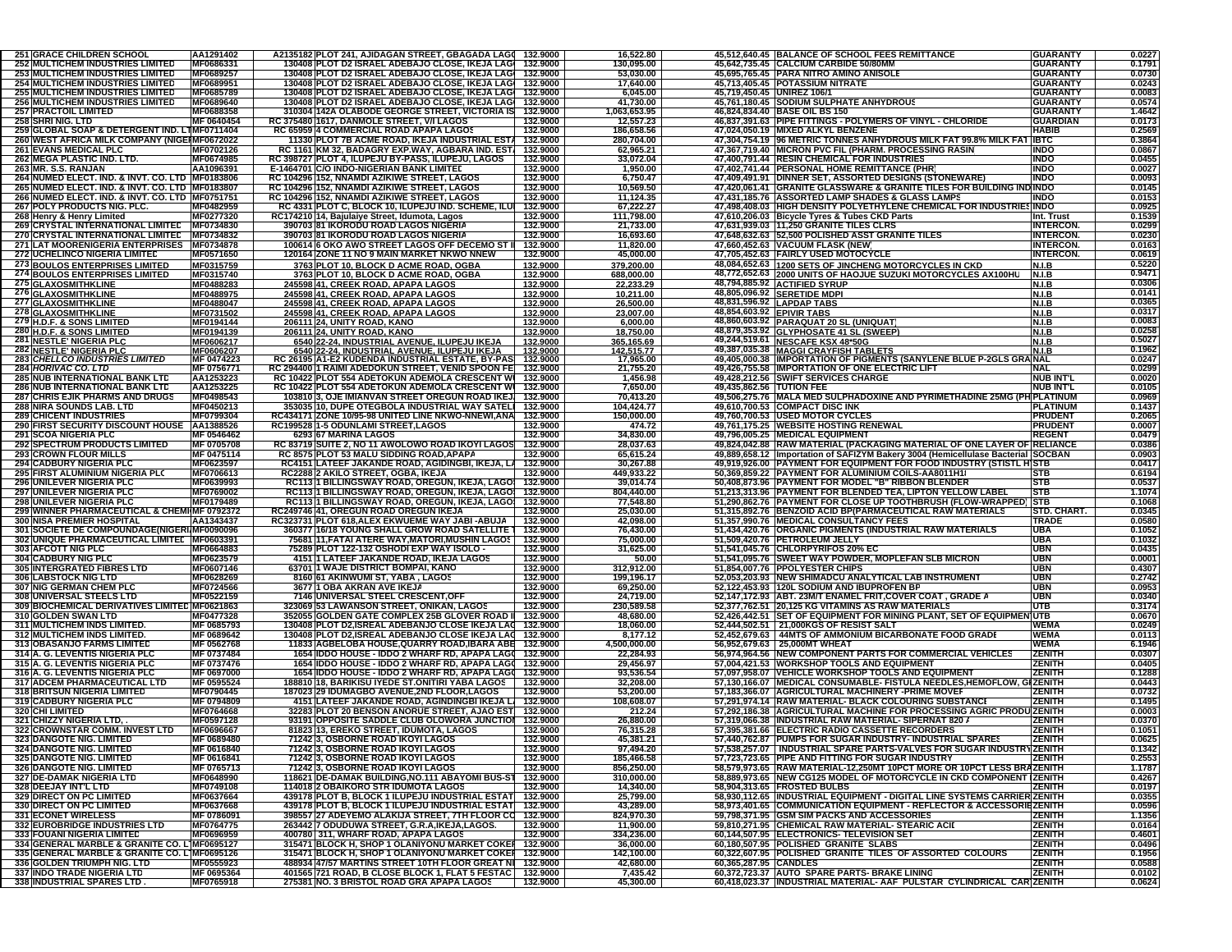| | | | | | | | | | |
|---|---|---|---|---|---|---|---|---|---|
| 251 | GRACE CHILDREN SCHOOL | AA1291402 | A2135182 | PLOT 241, AJIDAGAN STREET, GBAGADA LAGO | 132.9000 | 16,522.80 | 45,612,640.45 | BALANCE OF SCHOOL FEES REMITTANCE | GUARANTY | 0.0227 |
| 252 | MULTICHEM INDUSTRIES LIMITED | MF0686331 | 130408 | PLOT D2 ISRAEL ADEBAJO CLOSE, IKEJA LAGO | 132.9000 | 130,095.00 | 45,642,735.45 | CALCIUM CARBIDE 50/80MM | GUARANTY | 0.1791 |
| 253 | MULTICHEM INDUSTRIES LIMITED | MF0689257 | 130408 | PLOT D2 ISRAEL ADEBAJO CLOSE, IKEJA LAGO | 132.9000 | 53,030.00 | 45,695,765.45 | PARA NITRO AMINO ANISOLE | GUARANTY | 0.0730 |
| 254 | MULTICHEM INDUSTRIES LIMITED | MF0689951 | 130408 | PLOT D2 ISRAEL ADEBAJO CLOSE, IKEJA LAGO | 132.9000 | 17,640.00 | 45,713,405.45 | POTASSIUM NITRATE | GUARANTY | 0.0243 |
| 255 | MULTICHEM INDUSTRIES LIMITED | MF0685789 | 130408 | PLOT D2 ISRAEL ADEBAJO CLOSE, IKEJA LAGO | 132.9000 | 6,045.00 | 45,719,450.45 | UNIREZ 106/1 | GUARANTY | 0.0083 |
| 256 | MULTICHEM INDUSTRIES LIMITED | MF0689640 | 130408 | PLOT D2 ISRAEL ADEBAJO CLOSE, IKEJA LAGO | 132.9000 | 41,730.00 | 45,761,180.45 | SODIUM SULPHATE ANHYDROUS | GUARANTY | 0.0574 |
| 257 | PRACTOIL LIMITED | MF0688358 | 310304 | 142A OLABODE GEORGE STREET, VICTORIA IS | 132.9000 | 1,063,653.95 | 46,824,834.40 | BASE OIL BS 150 | GUARANTY | 1.4642 |
| 258 | SHRI NIG. LTD | MF 0640454 | RC 375480 | 1617, DANMOLE STREET, V/I LAGOS | 132.9000 | 12,557.23 | 46,837,391.63 | PIPE FITTINGS - POLYMERS OF VINYL - CHLORIDE | GUARDIAN | 0.0173 |
| 259 | GLOBAL SOAP & DETERGENT IND. LTD | MF0711404 | RC 65959 | 4 COMMERCIAL ROAD APAPA LAGOS | 132.9000 | 186,658.56 | 47,024,050.19 | MIXED ALKYL BENZENE | HABIB | 0.2569 |
| 260 | WEST AFRICA MILK COMPANY (NIGERIA) | MF0672022 | 11330 | PLOT 7B ACME ROAD, IKEJA INDUSTRIAL ESTA | 132.9000 | 280,704.00 | 47,304,754.19 | 96 METRIC TONNES ANHYDROUS MILK FAT 99.8% MILK FAT | IBTC | 0.3864 |
| 261 | EVANS MEDICAL PLC | MF0702126 | RC 1161 | KM 32, BADAGRY EXP.WAY, AGBARA IND. EST. | 132.9000 | 62,965.21 | 47,367,719.40 | MICRON PVC FIL (PHARM. PROCESSING RASIN | INDO | 0.0867 |
| 262 | MEGA PLASTIC IND. LTD. | MF0674985 | RC 398727 | PLOT 4, ILUPEJU BY-PASS, ILUPEJU, LAGOS | 132.9000 | 33,072.04 | 47,400,791.44 | RESIN CHEMICAL FOR INDUSTRIES | INDO | 0.0455 |
| 263 | MR. S.S. RANJAN | AA1096391 | E-1464701 | C/O INDO-NIGERIAN BANK LIMITED | 132.9000 | 1,950.00 | 47,402,741.44 | PERSONAL HOME REMITTANCE (PHR) | INDO | 0.0027 |
| 264 | NUMED ELECT. IND. & INVT. CO. LTD | MF0183806 | RC 104296 | 152, NNAMDI AZIKIWE STREET, LAGOS | 132.9000 | 6,750.47 | 47,409,491.91 | DINNER SET, ASSORTED DESIGNS (STONEWARE) | INDO | 0.0093 |
| 265 | NUMED ELECT. IND. & INVT. CO. LTD | MF0183807 | RC 104296 | 152, NNAMDI AZIKIWE STREET, LAGOS | 132.9000 | 10,569.50 | 47,420,061.41 | GRANITE GLASSWARE & GRANITE TILES FOR BUILDING IND | INDO | 0.0145 |
| 266 | NUMED ELECT. IND. & INVT. CO. LTD | MF0751751 | RC 104296 | 152, NNAMDI AZIKIWE STREET, LAGOS | 132.9000 | 11,124.35 | 47,431,185.76 | ASSORTED LAMP SHADES & GLASS LAMPS | INDO | 0.0153 |
| 267 | POLY PRODUCTS NIG. PLC. | MF0482959 | RC 4331 | PLOT C, BLOCK 10, ILUPEJU IND. SCHEME, ILU | 132.9000 | 67,222.27 | 47,498,408.03 | HIGH DENSITY POLYETHYLENE CHEMICAL FOR INDUSTRIES | INDO | 0.0925 |
| 268 | Henry & Henry Limited | MF0277320 | RC174210 | 14, Bajulaiye Street, Idumota, Lagos | 132.9000 | 111,798.00 | 47,610,206.03 | Bicycle Tyres & Tubes CKD Parts | Int. Trust | 0.1539 |
| 269 | CRYSTAL INTERNATIONAL LIMITED | MF0734830 | 390703 | 81 IKORODU ROAD LAGOS NIGERIA | 132.9000 | 21,733.00 | 47,631,939.03 | 11,250 GRANITE TILES CLRS | INTERCON. | 0.0299 |
| 270 | CRYSTAL INTERNATIONAL LIMITED | MF0734832 | 390703 | 81 IKORODU ROAD LAGOS NIGERIA | 132.9000 | 16,693.60 | 47,648,632.63 | 52,500 POLISHED ASST GRANITE TILES | INTERCON. | 0.0230 |
| 271 | LAT MOORENIGERIA ENTERPRISES | MF0734878 | 100614 | 6 OKO AWO STREET LAGOS OFF DECEMO ST I | 132.9000 | 11,820.00 | 47,660,452.63 | VACUUM FLASK (NEW) | INTERCON. | 0.0163 |
| 272 | UCHELINCO NIGERIA LIMITED | MF0571650 | 120164 | ZONE 11 NO 9 MAIN MARKET NKWO NNEW | 132.9000 | 45,000.00 | 47,705,452.63 | FAIRLY USED MOTOCYCLE | INTERCON. | 0.0619 |
| 273 | BOULOS ENTERPRISES LIMITED | MF0315759 | 3763 | PLOT 10, BLOCK D ACME ROAD, OGBA | 132.9000 | 379,200.00 | 48,084,652.63 | 1200 SETS OF JINCHENG MOTORCYCLES IN CKD | N.I.B | 0.5220 |
| 274 | BOULOS ENTERPRISES LIMITED | MF0315740 | 3763 | PLOT 10, BLOCK D ACME ROAD, OGBA | 132.9000 | 688,000.00 | 48,772,652.63 | 2000 UNITS OF HAOJUE SUZUKI MOTORCYCLES AX100HU | N.I.B | 0.9471 |
| 275 | GLAXOSMITHKLINE | MF0488283 | 245598 | 41, CREEK ROAD, APAPA LAGOS | 132.9000 | 22,233.29 | 48,794,885.92 | ACTIFIED SYRUP | N.I.B | 0.0306 |
| 276 | GLAXOSMITHKLINE | MF0488975 | 245598 | 41, CREEK ROAD, APAPA LAGOS | 132.9000 | 10,211.00 | 48,805,096.92 | SERETIDE MDPI | N.I.B | 0.0141 |
| 277 | GLAXOSMITHKLINE | MF0488047 | 245598 | 41, CREEK ROAD, APAPA LAGOS | 132.9000 | 26,500.00 | 48,831,596.92 | LAPDAP TABS | N.I.B | 0.0365 |
| 278 | GLAXOSMITHKLINE | MF0731502 | 245598 | 41, CREEK ROAD, APAPA LAGOS | 132.9000 | 23,007.00 | 48,854,603.92 | EPIVIR TABS | N.I.B | 0.0317 |
| 279 | H.D.F. & SONS LIMITED | MF0194144 | 206111 | 24, UNITY ROAD, KANO | 132.9000 | 6,000.00 | 48,860,603.92 | PARAQUAT 20 SL (UNIQUAT) | N.I.B | 0.0083 |
| 280 | H.D.F. & SONS LIMITED | MF0194139 | 206111 | 24, UNITY ROAD, KANO | 132.9000 | 18,750.00 | 48,879,353.92 | GLYPHOSATE 41 SL (SWEEP) | N.I.B | 0.0258 |
| 281 | NESTLE' NIGERIA PLC | MF0606217 | 6540 | 22-24, INDUSTRIAL AVENUE, ILUPEJU IKEJA | 132.9000 | 365,165.69 | 49,244,519.61 | NESCAFE KSX 48*50G | N.I.B | 0.5027 |
| 282 | NESTLE' NIGERIA PLC | MF0606207 | 6540 | 22-24, INDUSTRIAL AVENUE, ILUPEJU IKEJA | 132.9000 | 142,515.77 | 49,387,035.38 | MAGGI CRAYFISH TABLETS | N.I.B | 0.1962 |
| 283 | CHELLCO INDUSTRIES LIMITED | MF 0474223 | RC 26195 | A1-E2 KUDENDA INDUSTRIAL ESTATE, BY-PAS | 132.9000 | 17,965.00 | 49,405,000.38 | IMPORTATION OF PIGMENTS (SANYLENE BLUE P-2GLS GRA | NAL | 0.0247 |
| 284 | HORIVAC CO. LTD | MF 0756771 | RC 294400 | 1 RAIMI ADEDOKUN STREET, VENID SPOON FE | 132.9000 | 21,755.20 | 49,426,755.58 | IMPORTATION OF ONE ELECTRIC LIFT | NAL | 0.0299 |
| 285 | NUB INTERNATIONAL BANK LTD | AA1253223 | RC 10422 | PLOT 554 ADETOKUN ADEMOLA CRESCENT WI | 132.9000 | 1,456.98 | 49,428,212.56 | SWIFT SERVICES CHARGE | NUB INT'L | 0.0020 |
| 286 | NUB INTERNATIONAL BANK LTD | AA1253225 | RC 10422 | PLOT 554 ADETOKUN ADEMOLA CRESCENT WI | 132.9000 | 7,650.00 | 49,435,862.56 | TUTION FEE | NUB INT'L | 0.0105 |
| 287 | CHRIS EJIK PHARMS AND DRUGS | MF0498543 | 103810 | 3, OJE IMIANVAN STREET OREGUN ROAD IKEJ | 132.9000 | 70,413.20 | 49,506,275.76 | MALA MED SULPHADOXINE AND PYRIMETHADINE 25MG (PH | PLATINUM | 0.0969 |
| 288 | NIRA SOUNDS LAB. LTD | MF0450213 | 353035 | 10, DUPE OTEGBOLA INDUSTRIAL WAY SATELI | 132.9000 | 104,424.77 | 49,610,700.53 | COMPACT DISC INK | PLATINUM | 0.1437 |
| 289 | CHICENT INDUSTRIES | MF0799304 | RC434171 | ZONE 10/95-98 UNITED LINE NKWO-NNEWI,ANA | 132.9000 | 150,000.00 | 49,760,700.53 | USED MOTOR CYCLES | PRUDENT | 0.2065 |
| 290 | FIRST SECURITY DISCOUNT HOUSE | AA1388526 | RC199528 | 1-5 ODUNLAMI STREET,LAGOS | 132.9000 | 474.72 | 49,761,175.25 | WEBSITE HOSTING RENEWAL | PRUDENT | 0.0007 |
| 291 | SCOA NIGERIA PLC | MF 0546462 | 6293 | 67 MARINA LAGOS | 132.9000 | 34,830.00 | 49,796,005.25 | MEDICAL EQUIPMENT | REGENT | 0.0479 |
| 292 | SPECTRUM PRODUCTS LIMITED | MF 0705708 | RC 83719 | SUITE 2, NO 11 AWOLOWO ROAD IKOYI LAGOS | 132.9000 | 28,037.63 | 49,824,042.88 | RAW MATERIAL (PACKAGING MATERIAL OF ONE LAYER OF | RELIANCE | 0.0386 |
| 293 | CROWN FLOUR MILLS | MF 0475114 | RC 8575 | PLOT 53 MALU SIDDING ROAD,APAPA | 132.9000 | 65,615.24 | 49,889,658.12 | Importation of SAFIZYM Bakery 3004 (Hemicellulase Bacterial | SOCBAN | 0.0903 |
| 294 | CADBURY NIGERIA PLC | MF0623597 | RC4151 | LATEEF JAKANDE ROAD, AGIDINGBI, IKEJA, LA | 132.9000 | 30,267.88 | 49,919,926.00 | PAYMENT FOR EQUIPMENT FOR FOOD INDUSTRY (STISTL H | STB | 0.0417 |
| 295 | FIRST ALUMINIUM NIGERIA PLC | MF0706613 | RC2288 | 2 AKILO STREET, OGBA, IKEJA | 132.9000 | 449,933.22 | 50,369,859.22 | PAYMENT FOR ALUMINIUM COILS-AA8011H1 | STB | 0.6194 |
| 296 | UNILEVER NIGERIA PLC | MF0639993 | RC113 | 1 BILLINGSWAY ROAD, OREGUN, IKEJA, LAGOS | 132.9000 | 39,013.74 | 50,408,872.96 | PAYMENT FOR MODEL "B" RIBBON BLENDER | STB | 0.0537 |
| 297 | UNILEVER NIGERIA PLC | MF0769002 | RC113 | 1 BILLINGSWAY ROAD, OREGUN, IKEJA, LAGOS | 132.9000 | 804,440.00 | 51,213,313.96 | PAYMENT FOR BLENDED TEA, LIPTON YELLOW LABEL | STB | 1.1074 |
| 298 | UNILEVER NIGERIA PLC | MF0179489 | RC113 | 1 BILLINGSWAY ROAD, OREGUN, IKEJA, LAGOS | 132.9000 | 77,548.80 | 51,290,862.76 | PAYMENT FOR CLOSE UP TOOTHBRUSH (FLOW-WRAPPED) | STB | 0.1068 |
| 299 | WINNER PHARMACEUTICAL & CHEMI | MF 0792372 | RC249746 | 41, OREGUN ROAD OREGUN IKEJA | 132.9000 | 25,030.00 | 51,315,892.76 | BENZOID ACID BP(PARMACEUTICAL RAW MATERIALS | STD. CHART. | 0.0345 |
| 300 | NISA PREMIER HOSPITAL | AA1343437 | RC323731 | PLOT 618,ALEX EKWUEME WAY JABI -ABUJA | 132.9000 | 42,098.00 | 51,357,990.76 | MEDICAL CONSULTANCY FEES | TRADE | 0.0580 |
| 301 | SOCIETE DE COMPOUNDAGE(NIGERIA) | MF0090096 | 360377 | 16/18 YOUNG SHALL GROW ROAD SATELLITE T | 132.9000 | 76,430.00 | 51,434,420.76 | ORGANIC PIGMENTS (INDUSTRIAL RAW MATERIALS | UBA | 0.1052 |
| 302 | UNIQUE PHARMACEUTICAL LIMITED | MF0603391 | 75681 | 11,FATAI ATERE WAY,MATORI,MUSHIN LAGOS | 132.9000 | 75,000.00 | 51,509,420.76 | PETROLEUM JELLY | UBA | 0.1032 |
| 303 | AFCOTT NIG PLC | MF0664883 | 75289 | PLOT 122-132 OSHODI EXP WAY ISOLO - | 132.9000 | 31,625.00 | 51,541,045.76 | CHLORPYRIFOS 20% EC | UBN | 0.0435 |
| 304 | CADBURY NIG PLC | MF0623579 | 4151 | 1 LATEEF JAKANDE ROAD, IKEJA LAGOS | 132.9000 | 50.00 | 51,541,095.76 | SWEET WAY POWDER, MOPLEFAN SLB MICRON | UBN | 0.0001 |
| 305 | INTERGRATED FIBRES LTD | MF0607146 | 63701 | 1 WAJE DISTRICT BOMPAI, KANO | 132.9000 | 312,912.00 | 51,854,007.76 | PPOLYESTER CHIPS | UBN | 0.4307 |
| 306 | LABSTOCK NIG LTD | MF0628269 | 8160 | 61 AKINWUMI ST, YABA , LAGOS | 132.9000 | 199,196.17 | 52,053,203.93 | NEW SHIMADCU ANALYTICAL LAB INSTRUMENT | UBN | 0.2742 |
| 307 | NIG GERMAN CHEM PLC | MF0724566 | 3677 | 1 OBA AKRAN AVE IKEJA | 132.9000 | 69,250.00 | 52,122,453.93 | 120L SODIUM AND IBUPROFEN BP | UBN | 0.0953 |
| 308 | UNIVERSAL STEELS LTD | MF0522159 | 7146 | UNIVERSAL STEEL CRESCENT,OFF | 132.9000 | 24,719.00 | 52,147,172.93 | ABT. 23MIT ENAMEL FRIT,COVER COAT , GRADE A | UBN | 0.0340 |
| 309 | BIOCHEMICAL DERIVATIVES LIMITED | MF0621863 | 323069 | 53 LAWANSON STREET, ONIKAN, LAGOS | 132.9000 | 230,589.58 | 52,377,762.51 | 20,125 KG VITAMINS AS RAW MATERIALS | UTB | 0.3174 |
| 310 | GOLDEN SWAN LTD | MF0477328 | 352055 | GOLDEN GATE COMPLEX 25B GLOVER ROAD I | 132.9000 | 48,680.00 | 52,426,442.51 | SET OF EQUIPMENT FOR MINING PLANT, SET OF EQUIPMEN | UTB | 0.0670 |
| 311 | MULTICHEM INDS LIMITED. | MF 0685793 | 130408 | PLOT D2,ISREAL ADEBANJO CLOSE IKEJA LAG | 132.9000 | 18,060.00 | 52,444,502.51 | 21,000KGS OF RESIST SALT | WEMA | 0.0249 |
| 312 | MULTICHEM INDS LIMITED. | MF 0689642 | 130408 | PLOT D2,ISREAL ADEBANJO CLOSE IKEJA LAG | 132.9000 | 8,177.12 | 52,452,679.63 | 44MTS OF AMMONIUM BICARBONATE FOOD GRADE | WEMA | 0.0113 |
| 313 | OBASANJO FARMS LIMITED | MF 0562768 | 11833 | ADEBEOBA HOUSE,QUARRY ROAD,IBARA ABE | 132.9000 | 4,500,000.00 | 56,952,679.63 | 25,000MT WHEAT | WEMA | 6.1946 |
| 314 | A. G. LEVENTIS NIGERIA PLC | MF 0737484 | 1654 | IDDO HOUSE - IDDO 2 WHARF RD, APAPA LAGO | 132.9000 | 22,284.93 | 56,974,964.56 | NEW COMPONENT PARTS FOR COMMERCIAL VEHICLES | ZENITH | 0.0307 |
| 315 | A. G. LEVENTIS NIGERIA PLC | MF 0737476 | 1654 | IDDO HOUSE - IDDO 2 WHARF RD, APAPA LAGO | 132.9000 | 29,456.97 | 57,004,421.53 | WORKSHOP TOOLS AND EQUIPMENT | ZENITH | 0.0405 |
| 316 | A. G. LEVENTIS NIGERIA PLC | MF 0697000 | 1654 | IDDO HOUSE - IDDO 2 WHARF RD, APAPA LAGO | 132.9000 | 93,536.54 | 57,097,958.07 | VEHICLE WORKSHOP TOOLS AND EQUIPMENT | ZENITH | 0.1288 |
| 317 | ADCEM PHARMACEUTICAL LTD | MF 0595524 | 188810 | 18, BARIKISU IYEDE ST.ONITIRI YABA LAGOS | 132.9000 | 32,208.00 | 57,130,166.07 | MEDICAL CONSUMABLE- FISTULA NEEDLES,HEMOFLOW, GI | ZENITH | 0.0443 |
| 318 | BRITSUN NIGERIA LIMITED | MF0790445 | 187023 | 29 IDUMAGBO AVENUE,2ND FLOOR,LAGOS | 132.9000 | 53,200.00 | 57,183,366.07 | AGRICULTURAL MACHINERY -PRIME MOVER | ZENITH | 0.0732 |
| 319 | CADBURY NIGERIA PLC | MF 0794809 | 4151 | LATEEF JAKANDE ROAD, AGINDINGBI IKEJA L | 132.9000 | 108,608.07 | 57,291,974.14 | RAW MATERIAL- BLACK COLOURING SUBSTANCE | ZENITH | 0.1495 |
| 320 | CHI LIMITED | MF0764668 | 32283 | PLOT 20 BENSON ANORUE STREET, AJAO EST | 132.9000 | 212.24 | 57,292,186.38 | AGRICULTURAL MACHINE FOR PROCESSING AGRIC PRODU | ZENITH | 0.0003 |
| 321 | CHIZZY NIGERIA LTD, . | MF0597128 | 93191 | OPPOSITE SADDLE CLUB OLOWORA JUNCTION | 132.9000 | 26,880.00 | 57,319,066.38 | INDUSTRIAL RAW MATERIAL- SIPERNAT 820 A | ZENITH | 0.0370 |
| 322 | CROWNSTAR COMM. INVEST LTD | MF0696667 | 81823 | 13, EREKO STREET, IDUMOTA, LAGOS | 132.9000 | 76,315.28 | 57,395,381.66 | ELECTRIC RADIO CASSETTE RECORDERS | ZENITH | 0.1051 |
| 323 | DANGOTE NIG. LIMITED | MF 0689480 | 71242 | 3, OSBORNE ROAD IKOYI LAGOS | 132.9000 | 45,381.21 | 57,440,762.87 | PUMPS FOR SUGAR INDUSTRY- INDUSTRIAL SPARES | ZENITH | 0.0625 |
| 324 | DANGOTE NIG. LIMITED | MF 0616840 | 71242 | 3, OSBORNE ROAD IKOYI LAGOS | 132.9000 | 97,494.20 | 57,538,257.07 | INDUSTRIAL SPARE PARTS-VALVES FOR SUGAR INDUSTRY | ZENITH | 0.1342 |
| 325 | DANGOTE NIG. LIMITED | MF 0616841 | 71242 | 3, OSBORNE ROAD IKOYI LAGOS | 132.9000 | 185,466.58 | 57,723,723.65 | PIPE AND FITTING FOR SUGAR INDUSTRY | ZENITH | 0.2553 |
| 326 | DANGOTE NIG. LIMITED | MF 0765713 | 71242 | 3, OSBORNE ROAD IKOYI LAGOS | 132.9000 | 856,250.00 | 58,579,973.65 | RAW MATERIAL-12,250MT 10PCT MORE OR 10PCT LESS BRA | ZENITH | 1.1787 |
| 327 | DE-DAMAK NIGERIA LTD | MF0648990 | 118621 | DE-DAMAK BUILDING,NO.111 ABAYOMI BUS-ST | 132.9000 | 310,000.00 | 58,889,973.65 | NEW CG125 MODEL OF MOTORCYCLE IN CKD COMPONENT | ZENITH | 0.4267 |
| 328 | DEEJAY INT'L LTD | MF0749108 | 114018 | 2 OBAIKORO STR IDUMOTA LAGOS | 132.9000 | 14,340.00 | 58,904,313.65 | FROSTED BULBS | ZENITH | 0.0197 |
| 329 | DIRECT ON PC LIMITED | MF0637664 | 439178 | PLOT B, BLOCK 1 ILUPEJU INDUSTRIAL ESTAT | 132.9000 | 25,799.00 | 58,930,112.65 | INDUSTRIAL EQUIPMENT - DIGITAL LINE SYSTEMS CARRIER | ZENITH | 0.0355 |
| 330 | DIRECT ON PC LIMITED | MF0637668 | 439178 | PLOT B, BLOCK 1 ILUPEJU INDUSTRIAL ESTAT | 132.9000 | 43,289.00 | 58,973,401.65 | COMMUNICATION EQUIPMENT - REFLECTOR & ACCESSORIE | ZENITH | 0.0596 |
| 331 | ECONET WIRELESS | MF 0786091 | 398557 | 27 ADEYEMO ALAKIJA STREET, 7TH FLOOR CC | 132.9000 | 824,970.30 | 59,798,371.95 | GSM SIM PACKS AND ACCESSORIES | ZENITH | 1.1356 |
| 332 | EUROBRIDGE INDUSTRIES LTD | MF0764775 | 263442 | 7 ODUDUWA STREET, G.R.A,IKEJA,LAGOS. | 132.9000 | 11,900.00 | 59,810,271.95 | CHEMICAL RAW MATERIAL- STEARIC ACID | ZENITH | 0.0164 |
| 333 | FOUANI NIGERIA LIMITED | MF0696959 | 400780 | 311, WHARF ROAD, APAPA LAGOS | 132.9000 | 334,236.00 | 60,144,507.95 | ELECTRONICS- TELEVISION SET | ZENITH | 0.4601 |
| 334 | GENERAL MARBLE & GRANITE CO. LTD | MF0695127 | 315471 | BLOCK H, SHOP 1 OLANIYONU MARKET COKER | 132.9000 | 36,000.00 | 60,180,507.95 | POLISHED GRANITE SLABS | ZENITH | 0.0496 |
| 335 | GENERAL MARBLE & GRANITE CO. LTD | MF0695126 | 315471 | BLOCK H, SHOP 1 OLANIYONU MARKET COKER | 132.9000 | 142,100.00 | 60,322,607.95 | POLISHED GRANITE TILES OF ASSORTED COLOURS | ZENITH | 0.1956 |
| 336 | GOLDEN TRIUMPH NIG. LTD | MF0555923 | 488934 | 47/57 MARTINS STREET 10TH FLOOR GREAT NI | 132.9000 | 42,680.00 | 60,365,287.95 | CANDLES | ZENITH | 0.0588 |
| 337 | INDO TRADE NIGERIA LTD | MF 0695364 | 401565 | 721 ROAD, B CLOSE BLOCK 1, FLAT 6 FESTAC | 132.9000 | 7,435.42 | 60,372,723.37 | AUTO SPARE PARTS- BRAKE LINING | ZENITH | 0.0102 |
| 338 | INDUSTRIAL SPARES LTD . | MF0765918 | 275381 | NO. 3 BRISTOL ROAD GRA APAPA LAGOS | 132.9000 | 45,300.00 | 60,418,023.37 | INDUSTRIAL MATERIAL- AAF PULSTAR CYLINDRICAL CAR | ZENITH | 0.0624 |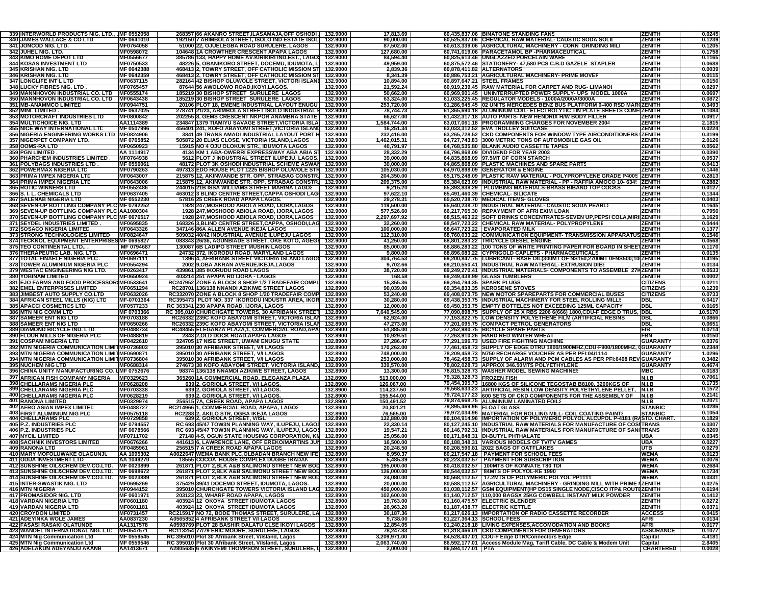| | | | | | | | | | |
|---|---|---|---|---|---|---|---|---|---|
| 339 | INTERWORLD PRODUCTS NIG. LTD., | MF 0552058 | 268357 | 66 AKANRO STREET,ILASAMAJA,OFF OSHODI | 132.9000 | 17,813.69 | 60,435,837.06 | BINATONE STANDING FANS | ZENITH | 0.0245 |
| 340 | JAMES WALLACE & CO LTD | MF 0641010 | 192150 | 7 ABIMBOLA STREET, ISOLO IND ESTATE ISOL | 132.9000 | 90,000.00 | 60,525,837.06 | CHEMICAL RAW MATERIAL- CAUSTIC SODA SOLIE | ZENITH | 0.1239 |
| 341 | JONCOD NIG. LTD. | MF0764058 | 51000 | 22, OJUELEGBA ROAD SURULERE, LAGOS | 132.9000 | 87,502.00 | 60,613,339.06 | AGRICULTURAL MACHINERY - CORN GRINDING MILL | ZENITH | 0.1205 |
| 342 | JUHEL NIG. LTD. | MF0598072 | 104648 | 1A CROWTHER CRESCENT APAPA LAGOS | 132.9000 | 127,680.00 | 60,741,019.06 | PARACETAMOL BP -PHARMACEUTICAL | ZENITH | 0.1758 |
| 343 | KIMO HOME DEPOT LTD | MF0556677 | 385786 | 133, HAPPY HOME AV.KIRIKIRI IND.EST., LAGOS | 132.9000 | 84,594.40 | 60,825,613.46 | UNGLAZZED PORCELAIN WARE | ZENITH | 0.1165 |
| 344 | KOSAS INVESTMENT LTD | MF0750533 | 48226 | 5, OBANIKORO STREET, DOCEMU, IDUMOTA, L | 132.9000 | 49,959.00 | 60,875,572.46 | STATIONERY- 47,580 PCS C.B.D GAZELE STAPLER | ZENITH | 0.0688 |
| 345 | KRISHAN NIG. LTD | MF 0642388 | 468413 | 2, TOWRY STREET, OFF CATHOLIC MISSION ST | 132.9000 | 2,839.36 | 60,878,411.82 | ALTERNATORS | ZENITH | 0.0039 |
| 346 | KRISHAN NIG. LTD | MF 0642359 | 468413 | 2, TOWRY STREET, OFF CATHOLIC MISSION ST | 132.9000 | 8,341.39 | 60,886,753.21 | AGRICULTURAL MACHINERY- PRIME MOVEF | ZENITH | 0.0115 |
| 347 | LONGLIFE INT'L LTD | MF0637115 | 282164 | 42 BISHOP OLUWOLE STREET, VICTORI ISLAND | 132.9000 | 10,894.00 | 60,897,647.21 | STEEL FRAMES | ZENITH | 0.0150 |
| 348 | LUCKY FIBRES NIG. LTD . | MF0765457 | 87644 | 56 AWOLOWO ROAD,IKOYI,LAGOS. | 132.9000 | 21,592.24 | 60,919,239.45 | RAW MATERIAL FOR CARPET AND RUG- LIMANOI | ZENITH | 0.0297 |
| 349 | MANNHOVON INDUSTRIAL CO. LTD | MF0555174 | 185219 | 30 BISHOP STREET SURULERE LAGOS | 132.9000 | 50,662.00 | 60,969,901.45 | UNINTERRUPTED POWER SUPPLY- UPS MODEL 1000A | ZENITH | 0.0697 |
| 350 | MANNHOVON INDUSTRIAL CO. LTD | MF0643438 | 185219 | 30 BISHOP STREET SURULERE LAGOS | 132.9000 | 63,324.00 | 61,033,225.45 | REGULATOR MODELS - 1000A/2000A/3000A | ZENITH | 0.0872 |
| 351 | MB-ANAMMCO LIMITED | MF0944751 | 20106 | PLOT 18, EMENE INDUSTRIAL LAYOUT ENUGU | 132.9000 | 253,720.00 | 61,286,945.45 | 02 UNITS MERCEDES BENZ BUS PLATFORM 0-400 RSD MAR | ZENITH | 0.3493 |
| 352 | MINL LIMITED . | MF 0637025 | 278741 | 21/23, ABIMBOLA STREET ISOLO INDUSTRIAL E | 132.9000 | 78,744.73 | 61,365,690.18 | ALUMINIUM COIL- ELECTROLYTIC TIN PLATE SHEETS CONF | ZENITH | 0.1084 |
| 353 | MOTORCRAFT INDUSTRIES LTD | MF0800842 | 202255 | 8, GEMS CRESCENT NKPOR ANAMBRA STATE | 132.9000 | 66,627.00 | 61,432,317.18 | AUTO PARTS- NEW HENDRIX H/W BODY FILLER | ZENITH | 0.0917 |
| 354 | MULTICHOICE NIG. LTD | AA1114389 | 234847 | 1379 TIAMIYU SAVAGE STREET,VICTORIA ISLA | 132.9000 | 1,584,744.00 | 63,017,061.18 | PROGRAMMING CHARGES FOR NOVEMBER 2004 | ZENITH | 2.1815 |
| 355 | NICE WAY INTERNATIONAL LTD | MF 0507996 | 456401 | 241, KOFO ABAYOMI STREET,VICTORIA ISLAND | 132.9000 | 16,251.34 | 63,033,312.52 | EVA TROLLEY SUITCASE | ZENITH | 0.0224 |
| 356 | NIGERIA ENGINEERING WORKS LTD | MF0824906 | 3841 | 49 TRANS AMADI INDUSTRIAL LAYOUT PORT H | 132.9000 | 232,416.00 | 63,265,728.52 | CKD COMPONENTS FOR WINDOW TYPE AIRCONDITIONERS | ZENITH | 0.3199 |
| 357 | NIGERPET COMPANY LTD. | MF 0765852 | 505872 | 20 ELIAS CLOSE, VICTORIA ISLAND,LAGOS | 132.9000 | 1,462,015.31 | 64,727,743.83 | 3000 METRIC TONS OF AUTOMOBILE GAS OIL | ZENITH | 2.0126 |
| 358 | OOMS-RA LTD | MF0650923 | 15915 | NO 4 OJU OLOKUN STR., IDUMOTA LAGOS | 132.9000 | 40,791.97 | 64,768,535.80 | BLANK AUDIO CASSETTE TAPES | ZENITH | 0.0562 |
| 359 | PGN LIMITED . | AA 1114917 | 4134 | KM 1 ABA-OWERRI EXPRESSWAY ABA ABIA ST | 132.9000 | 28,332.29 | 64,796,868.09 | DIVIDEND FOR YEAR 2003 | ZENITH | 0.0390 |
| 360 | PHARCHEM INDUSTRIES LIMITED . | MF0764938 | 5612 | PLOT J INDUSTRIAL STREET ILUPEJU. LAGOS. | 132.9000 | 39,000.00 | 64,835,868.09 | 97.5MT OF CORN STARCH | ZENITH | 0.0537 |
| 361 | POLYBAGS INDUSTRIES LTD . | MF 0556061 | 48172 | PLOT 3K OSHODI INDUSTRIAL SCHEME ASWAN | 132.9000 | 30,000.00 | 64,865,868.09 | PLASTIC MACHINES AND SPARE PARTS | ZENITH | 0.0413 |
| 362 | POWERMAX NIGERIA LTD | MF0790263 | 497313 | EDO HOUSE PLOT 1225 BISHOP OLUWOLE STR | 132.9000 | 105,030.00 | 64,970,898.09 | GENERATOR & ENGINE | ZENITH | 0.1446 |
| 363 | PRIMA IMPEX NIGERIA LTD | MF0643007 | 215875 | 12, AKINWANDE STR. OPP. STRABAG CONSTR. | 132.9000 | 204,350.00 | 65,175,248.09 | PLASTIC RAW MATERIAL - POLYPROPYLENE GRADE P400S | ZENITH | 0.2813 |
| 364 | PRIMA IMPEX NIGERIA LTD | MF0643006 | 215875 | 12, AKINWANDE STR. OPP. STRABAG CONSTR. | 132.9000 | 209,375.00 | 65,384,623.09 | INDUSTRIAL RAW MATERIAL - PP - RAFFIA AMOCO 10- 634 | ZENITH | 0.2882 |
| 365 | ROTIC WINNERS LTD | MF0552486 | 244015 | 21B ISSA WILLIAMS STREET MARINA LAGOS | 132.9000 | 9,215.20 | 65,393,838.29 | PLUMBING MATERIALS-BRASS BIBAND TOP COCKS | ZENITH | 0.0127 |
| 366 | S. I. L. CHEMICALS LTD | MF0637405 | 463012 | 3 BLIND CENTRE STREET,CAPPA OSHODI LAG | 132.9000 | 97,622.10 | 65,491,460.39 | CHEMICAL- SILICATE | ZENITH | 0.1344 |
| 367 | SALENAB NIGERIA LTD | MF 0552230 | 57816 | 25 CREEK ROAD APAPA LAGOS. | 132.9000 | 29,278.31 | 65,520,738.70 | MEDICAL ITEMS- GLOVES | ZENITH | 0.0403 |
| 368 | SEVEN-UP BOTTLING COMPANY PLC | MF 0792252 | 1928 | 247,MOSHOOD ABIOLA ROAD, IJORA,LAGOS | 132.9000 | 119,500.00 | 65,640,238.70 | INDUSTRIAL MATERIAL- CAUSTIC SODA PEARLS | ZENITH | 0.1645 |
| 369 | SEVEN-UP BOTTLING COMPANY PLC | AA1080304 | 1928 | 247,MOSHOOD ABIOLA ROAD, IJORA,LAGOS | 132.9000 | 577,526.60 | 66,217,765.30 | REPAYMENT OF AFRI EXIM LOAN | ZENITH | 0.7950 |
| 370 | SEVEN-UP BOTTLING COMPANY PLC | MF 0676517 | 1928 | 247,MOSHOOD ABIOLA ROAD, IJORA,LAGOS | 132.9000 | 2,297,697.92 | 68,515,463.22 | SOFT DRINKS CONCENTRATES-SEVEN UP,PEPSI COLA,MIRI | ZENITH | 3.1629 |
| 371 | SEYDEL INDUSTRIES LIMITED . | MF0695835 | 168326 | 3,BLIND CENTRE STREET,CAPPA, OSHODI,LAG | 132.9000 | 32,260.00 | 68,547,723.22 | CHEMICAL RAW MATERIAL- POLYPROPYLENE | ZENITH | 0.0444 |
| 372 | SOSACO NIGERIA LIMITED | MF0643326 | 347146 | 86A ALLEN AVENUE IKEJA LAGOS | 132.9000 | 100,000.00 | 68,647,723.22 | EVAPORATED MILK | ZENITH | 0.1377 |
| 373 | STRONG TECHNOLOGIES LIMITED | MF0824647 | 509032 | 40/42 INDUSTRIAL AVENUE ILUPEJU LAGOS | 132.9000 | 112,310.00 | 68,760,033.22 | COMMUNICATION EQUIPMENT- TRANSMISSION APPARATUS | ZENITH | 0.1546 |
| 374 | TECKNOL EQUIPMENT ENTERPRISES | MF 0695827 | 083343 | 26/36, AGUNBIADE STREET, OKE KOTO, AGEGE | 132.9000 | 41,250.00 | 68,801,283.22 | TRICYCLE DIESEL ENGINE | ZENITH | 0.0568 |
| 375 | TEO CONTINENTAL LTD., . | MF 0794687 | 130087 | 6B LADIPO STREET MUSHIN LAGOS | 132.9000 | 85,000.00 | 68,886,283.22 | 100 TONS OF WHITE PRINTING PAPER FOR BOARD IN SHEET | ZENITH | 0.1170 |
| 376 | THERAPEUTIC LAB. NIG. LTD. | MF0696471 | 24732 | 372, IKORODU ROAD, MARYLAND LAGOS | 132.9000 | 9,800.00 | 68,896,083.22 | CYPRIGOLD CAPLETS - PHARMACEUTICALS | ZENITH | 0.0135 |
| 377 | TOTAL FINAELF NIGERIA PLC | MF0697111 | 1396 | 4, AFRIBANK STREET VICTORIA ISLAND LAGOS | 132.9000 | 304,764.53 | 69,200,847.75 | LUBRICANT- BASE OIL(300MT OF NS150,2700MT 0FNS500;10 | ZENITH | 0.4195 |
| 378 | TOWER ALUMINIUM NIGERIA PLC | MF0554294 | 2002 | 9,OBA AKRAN AVENUE,IKEJA,LAGOS | 132.9000 | 9,702.66 | 69,210,550.41 | INDUSTRIAL RAW MATERIAL- EXTRUSION DIES | ZENITH | 0.0134 |
| 379 | WESTAC ENGINEERING NIG LTD. | MF0263417 | 439861 | 385 IKORUDU ROAD LAGOS | 132.9000 | 38,720.00 | 69,249,270.41 | INDUSTRIAL MATERIALS- COMPONENTS TO ASSEMBLE 27 | ZENITH | 0.0533 |
| 380 | YOBINAM LIMITED | MF0650924 | 403214 | 251 APAPA RD IJORA - LAGOS | 132.9000 | 168.58 | 69,249,438.99 | GLASS TUMBLERS | ZENITH | 0.0002 |
| 381 | EJO FARMS AND FOOD PROCESSORS | MF0533641 | RC247952 | ZONE A BLOCK 8 SHOP 1/2 TRADEFAIR COMPL | 132.8900 | 15,355.36 | 69,264,794.35 | SPARK PLUGS | CITIZENS | 0.0211 |
| 382 | EMEL ENTERPRISES LIMITED | MF0651294 | RC28701 | 136/138 NNANDI AZIKIWE STREET LAGOS | 132.8900 | 90,039.00 | 69,354,833.35 | KEROSENE STOVES | CITIZENS | 0.1239 |
| 383 | JIMBEST AUTO SUPPLY CO.LTD | MF0632026 | RC332070 | ZONE A BLOCK 8 SHOP 1/20 TRADEFAIR COMP | 132.8900 | 53,240.40 | 69,408,073.75 | NEW MOTOR SPAREPARTS FOR COMMERCIAL BUSES | CITIZENS | 0.0733 |
| 384 | AFRICAN STEEL MILLS (NIG) LTD | MF-0701364 | RC395473 | PLOT NO. 337 IKORODU INDUSTR AREA, IKOR | 132.8900 | 30,280.00 | 69,438,353.75 | INDUSTRIAL MACHINERY FOR STEEL ROLLING MILLS | DBL | 0.0417 |
| 385 | APACCI COSMETICS LTD | MF0577233 | RC 363341 | 230 APAPA ROAD, IJORA, LAGOS | 132.8900 | 12,000.00 | 69,450,353.75 | EMPTY BOTTELES NOT EXCEEDING 125ML CAPACITY | DBL | 0.0165 |
| 386 | MTN NIG COMM LTD | MF 0703366 | RC 395,010 | CHURCHGATE TOWERS, 30 AFRIBANK STREET | 132.8900 | 7,640,545.00 | 77,090,898.75 | SUPPLY OF 25 X RBS 2206 6(666) 1800,CDU-F EDGE D TRUS, | DBL | 10.5170 |
| 387 | SAMEER ENT NIG LTD | MF0703188 | RC26332 | 239C KOFO ABAYOMI STREET, VICTORIA ISLAN | 132.8900 | 62,924.00 | 77,153,822.75 | LOW DENSITY POLYETHENE FILM (ARTIFICIAL RESINS | DBL | 0.0866 |
| 388 | SAMEER ENT NIG LTD | MF0650266 | RC26332 | 239C KOFO ABAYOMI STREET, VICTORIA ISLAN | 132.8900 | 47,273.00 | 77,201,095.75 | COMPACT PETROL GENERATORS | DBL | 0.0651 |
| 389 | DIAMOND BICYCLE IND. LTD. | MF0488734 | RC48455 | ELEGANZA PLAZA,1, COMMERCIAL ROAD,APA | 132.8900 | 51,885.00 | 77,252,980.75 | BICYCLE SPARE PARTS | EIB | 0.0714 |
| 390 | FLOUR MILLS OF NIGERIA PLC | MF0488819 | 2343 | 2,OLD DOCK ROAD,APAPA LAGOS | 132.8900 | 10,929.51 | 77,263,910.26 | HARD RED WINTER WHEAT | FBN | 0.0150 |
| 391 | COSPAM NIGERIA LTD | MF0422610 | 324705 | 17 NISE STREET, UWANI ENUGU STATE | 132.8900 | 27,286.47 | 77,291,196.73 | USED FIRE FIGHTING MACHINE | GUARANTY | 0.0376 |
| 392 | MTN NIGERIA COMMUNICATION LIMIT | MF0736803 | 395010 | 30 AFRIBANK STREET, V/I LAGOS | 132.8900 | 170,262.00 | 77,461,458.73 | SUPPLY OF EDGE DTRU 1800/1900MHZ,CDU-F900/1800MHZ, | GUARANTY | 0.2344 |
| 393 | MTN NIGERIA COMMUNICATION LIMIT | MF0690871 | 395010 | 30 AFRIBANK STREET, V/I LAGOS | 132.8900 | 748,000.00 | 78,209,458.73 | N750 RECHARGE VOUCHER AS PER PFI:04/1114 | GUARANTY | 1.0296 |
| 394 | MTN NIGERIA COMMUNICATION LIMIT | MF0736804 | 395010 | 30 AFRIBANK STREET, V/I LAGOS | 132.8900 | 253,000.00 | 78,462,458.73 | SUPPLY OF ALARM AND PCM CABLES AS PER PFI:6498 REV | GUARANTY | 0.3482 |
| 395 | NUCHEM NIG LTD | MF0688314 | 274673 | 38 KOFO ABAYOMI STREET, VICTORIA ISLAND, | 132.8900 | 339,570.00 | 78,802,028.73 | APPROX 346.50MTS POLYETHYLENE | GUARANTY | 0.4674 |
| 396 | CHINA UNITY MANUFACTURING CO. L | MF 0752676 | 98374 | 136/138 NNAMDI AZIKIWE STREET, LAGOS | 132.8900 | 13,300.00 | 78,815,328.73 | WASHER MODEL SEWING MACHINES | MBC | 0.0183 |
| 397 | AFRICAN FISH COMPANY NIGERIA | MF0329623 | 365260 | 1A COMMERCIAL ROAD, ELEGANZA PLAZA | 132.8900 | 513,000.00 | 79,328,328.73 | FROZEN FISH | N.I.B | 0.7061 |
| 398 | CHELLARAMS NIGERIA PLC | MF0628208 | 639 | 2, GORIOLA STREET, V/I LAGOS. | 132.8900 | 126,067.00 | 79,454,395.73 | 16800 KGS OF SILICONE TEGOSTAB B8100, 3200KGS OF | N.I.B | 0.1735 |
| 399 | CHELLARAMS NIGERIA PLC | MF0703338 | 639 | 2, GORIOLA STREET, V/I LAGOS. | 132.8900 | 114,237.50 | 79,568,633.23 | ARTIFICIAL RESIN LOW DENSITY POLYETHYLENE PELLET, | N.I.B | 0.1572 |
| 400 | CHELLARAMS NIGERIA PLC | MF0628219 | 639 | 2, GORIOLA STREET, V/I LAGOS. | 132.8900 | 155,544.00 | 79,724,177.23 | 600 SETS OF CKD COMPONENTS FOR THE ASSEMBLY OF | N.I.B | 0.2141 |
| 401 | RANONA LIMITED | MF0329974 | 256515 | 7A, CREEK ROAD, APAPA LAGOS | 132.8900 | 150,491.52 | 79,874,668.75 | ALUMINIUM LAMINATED FOILS | N.I.B | 0.2071 |
| 402 | AFRO ASIAN IMPEX LIMITED | MF0488727 | RC214966 | 1, COMMERCIAL ROAD, APAPA, LAGOS | 132.8900 | 20,801.21 | 79,895,469.96 | FLOAT GLASS | STANBIC | 0.0286 |
| 403 | FIRST ALUMINUM NIG PLC | MF0575118 | RC2288 | 2, AKILO STR, OGBA IKEJA LAGOS | 132.8900 | 76,565.00 | 79,972,034.96 | MATERIAL FOR ROLLING MILL- COIL COATING PAINTS | STANBIC | 0.1054 |
| 404 | CHELLARAMS PLC | MF0729858 | 639 | 2, GORIOLA STREET, V/ISL | 132.8900 | 132,880.00 | 80,104,914.96 | IMPORTATION OF POLYMERIC POLYOL ALCUPOL P-4181 (RA | STD. CHART. | 0.1829 |
| 405 | P.Z. INDUSTRIES PLC | MF 0794557 | RC 693 | 45/47 TOWN PLANNING WAY, ILUPEJU, LAGOS | 132.8900 | 22,330.14 | 80,127,245.10 | INDUSTRIAL RAW MATERIALS FOR MANUFACTURE OF COS | TRANS | 0.0307 |
| 406 | P.Z. INDUSTRIES PLC | MF 0678566 | RC 693 | 45/47 TOWN PLANNING WAY, ILUPEJU, LAGOS | 132.8900 | 19,547.21 | 80,146,792.31 | INDUSTRIAL RAW MATERIALS FOR MANUFACTURE OF SAN | TRANS | 0.0269 |
| 407 | NYCIL LIMITED | MF0711702 | 27148 | 4-5, OGUN STATE HOUSING CORPORATION, KM | 132.8900 | 25,056.00 | 80,171,848.31 | DI-BUTYL PHTHALATE | UBA | 0.0345 |
| 408 | SACHNIK INVESTORS LIMITED | MF0676266 | 441613 | 6, LAWRENCE LANE, OFF EREKO/MARTINS JUN | 132.8900 | 16,500.00 | 80,188,348.31 | VARIOUS MODELS OF TV/TV GAMES | UBA | 0.0227 |
| 409 | RANONA LTD | MF0485961 | 256515 | 7 A CREEK ROAD APAPA LAGOS | 132.8900 | 20,248.50 | 80,208,596.81 | 2022 BAGS OF OATFLAKES | UTB | 0.0279 |
| 410 | MARY MOFOLUWAKE OLAGUNJU | AA 1095302 | A0022647 | WEMA BANK PLC,OLBADAN BRANCH NEW IFE | 132.8900 | 8,950.37 | 80,217,547.18 | PAYMENT FOR SCHOOL FEES | WEMA | 0.0123 |
| 411 | ODUA INVESTMENT LTD | AA 1049270 | 18555 | COCOA HOUSE COMPLEX DUGBE IBADAN | 132.8900 | 5,485.39 | 80,223,032.57 | PAYMENT FOR SUBSCRIPTION | WEMA | 0.0076 |
| 412 | SUNSHINE OIL&CHEM DEV.CO.LTD. | MF 0023899 | 261871 | PLOT 2,BLK A&B SALIMONU STREET NEW BOD | 132.8900 | 195,000.00 | 80,418,032.57 | 100MTS OF KONNATE T80 TDI | WEMA | 0.2684 |
| 413 | SUNSHINE OIL&CHEM DEV.CO.LTD. | MF 0698672 | 261871 | PLOT 2,BLK A&B SALIMONU STREET NEW BOD | 132.8900 | 126,000.00 | 80,544,032.57 | 84MTS OF POLYOL-KE 1990 | WEMA | 0.1734 |
| 414 | SUNSHINE OIL&CHEM DEV.CO.LTD. | MF 0023889 | 261871 | PLOT 2,BLK A&B SALIMONU STREET NEW BOD | 132.8900 | 24,080.00 | 80,568,112.57 | 17.2MTS OF POLYMERIC POLYOL PP1111 | WEMA | 0.0331 |
| 415 | INTER-SWASTIK NIG. LTD | MF0695269 | 375429 | 39/41 DOCEMO STREET, IDUMOTA, LAGOS. | 132.8900 | 20,000.00 | 80,588,112.57 | AGRICULTURAL MACHINERY - GRINDING MILL WITH PRIME M | ZENITH | 0.0275 |
| 416 | MTN NIGERIA | MF0944152 | 395010 | CHURCHGATE TOWERS VICTORIA ISLAND LAG | 132.8900 | 450,000.00 | 81,038,112.57 | GSM EQUIPMENT(HP DS15 SINGLE NODE,CISCO ITP& ROUTE | ZENITH | 0.6194 |
| 417 | PROMASIDOR NIG. LTD | MF 0601971 | 203123 | 23, WHARF ROAD APAPA, LAGOS | 132.8900 | 102,600.00 | 81,140,712.57 | 110,000 BAGSX 25KG COWBELL INSTANT MILK POWDER | ZENITH | 0.1412 |
| 418 | VARDAN NIGERIA LTD | MF0601180 | 403924 | 12 OKOYA STREET IDUMOTA LAGOS | 132.8900 | 19,763.00 | 81,160,475.57 | ELECTRIC BLENDER | ZENITH | 0.0272 |
| 419 | VARDAN NIGERIA LTD | MF0601181 | 403924 | 12 OKOYA STREET IDUMOTA LAGOS | 132.8900 | 26,963.20 | 81,187,438.77 | ELECTRIC KETTLE | ZENITH | 0.0371 |
| 420 | CROYDON LIMITED | MF0731457 | RC215917 | NO 72, BODE THOMAS STREET, SURULERE, LA | 132.8800 | 30,187.36 | 81,217,626.13 | IMPORTATION OF RADIO CASSETTE RECORDER | ACCESS | 0.0415 |
| 421 | ADEYINKA WOLE JAMES | AA0837230 | A0565852 | 4 AFRIBANK STREET V/I LAGOS | 132.8800 | 9,738.00 | 81,227,364.13 | SCHOOL FEES | AFRI | 0.0134 |
| 422 | FASASI RASAKI OLATUNDE | AA1317578 | A0598769 | PLOT 28 BASHIR DALATU CLSE IKOYI LAGOS | 132.8800 | 12,854.05 | 81,240,218.18 | LIVING EXPENSES,ACCOMODATION AND BOOKS | AFRI | 0.0177 |
| 423 | WANDEL INTERNATIONAL NIG. LTD | MF0547571 | RC113254 | 77/79 ERIC MOORE, SURULERE, LAGOS | 132.8800 | 78,247.83 | 81,318,466.01 | CKD COMPONENTS FOR GENERATORS | ASSURANCE | 0.1077 |
| 424 | MTN Nig Communication Ltd | MF 0559545 | RC 395010 | Plot 30 Afribank Street, V/Island, Lagos | 132.8800 | 3,209,971.00 | 84,528,437.01 | CDU-F Edge DTR/Connectors Edge | Capital | 4.4181 |
| 425 | MTN Nig Communication Ltd | MF 0559546 | RC 395010 | Plot 30 Afribank Street, V/Island, Lagos | 132.8800 | 2,063,740.00 | 86,592,177.01 | Access Module Mag, Tariff Cable, DC Cable & Modem Unit | Capital | 2.8405 |
| 426 | ADELAKUN ADEYANJU AKANB | AA1413671 | A2805635 | 6 AKINYEMI THOMPSON STREET, SURULERE, L | 132.8800 | 2,000.00 | 86,594,177.01 | PTA | CHARTERED | 0.0028 |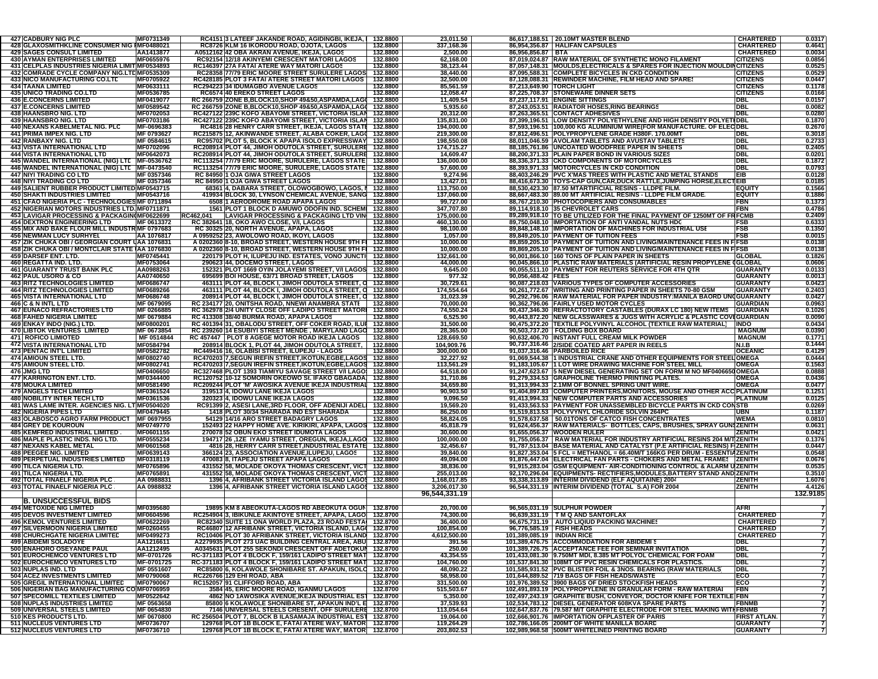| | | | | | | | | | |
|---|---|---|---|---|---|---|---|---|---|
| 427 | CADBURY NIG PLC | MF0731349 | RC4151 3 LATEEF JAKANDE ROAD, AGIDINGBI, IKEJA, | 132.8800 | 23,011.50 | 86,617,188.51 | 20.10MT MASTER BLEND | CHARTERED | 0.0317 |
| 428 | GLAXOSMITHKLINE CONSUMER NIG PMF0488021 | | RC8726 KLM 16 IKORODU ROAD, OJOTA, LAGOS | 132.8800 | 337,168.36 | 86,954,356.87 | HALIFAN CAPSULES | CHARTERED | 0.4641 |
| 429 | SAGES CONSULT LIMITED | AA1413877 | A0512162 42 OBA AKRAN AVENUE, IKEJA, LAGOS | 132.8800 | 2,500.00 | 86,956,856.87 | BTA | CHARTERED | 0.0034 |
| 430 | AYMAN ENTERPRISES LIMITED | MF0655976 | RC92154 12/18 AKINYEMI CRESCENT MATORI LAGOS | 132.8800 | 62,168.00 | 87,019,024.87 | RAW MATERIAL OF SYNTHETIC MONO FILAMENT | CITIZENS | 0.0856 |
| 431 | CELPLAS INDUSTRIES NIGERIA LIMITED | MF0534893 | RC146397 27A FATAI ATERE WAY MATORI LAGOS | 132.8800 | 38,123.44 | 87,057,148.31 | MOULDS,ELECTRICALS & SPARES FOR INJECTION MOULDING | CITIZENS | 0.0525 |
| 432 | COMRADE CYCLE COMPANY NIG.LTD | MF0535309 | RC28358 77/79 ERIC MOORE STREET SURULERE LAGOS | 132.8800 | 38,440.00 | 87,095,588.31 | COMPLETE BICYCLES IN CKD CONDITION | CITIZENS | 0.0529 |
| 433 | NICO MANUFACTURING CO.LTD | MF0705922 | RC428185 PLOT 3 FATAI ATERE STREET MATORI LAGOS | 132.8800 | 32,500.00 | 87,128,088.31 | REWINDER MACHINE, FILM HEAD AND SPARES | CITIZENS | 0.0447 |
| 434 | TAANA LIMITED | MF0633111 | RC294223 34 IDUMAGBO AVENUE LAGOS | 132.8800 | 85,561.59 | 87,213,649.90 | TORCH LIGHT | CITIZENS | 0.1178 |
| 435 | UNICO TRADING CO.LTD | MF0536785 | RC6574 40 EREKO STREET LAGOS | 132.8800 | 12,058.47 | 87,225,708.37 | STONEWARE DINNER SETS | CITIZENS | 0.0166 |
| 436 | E.CONCERNS LIMITED | MF0419077 | RC 266759 ZONE B,BLOCK10,SHOP 49&50,ASPAMDA,LAGOS | 132.8800 | 11,409.54 | 87,237,117.91 | ENGINE SITTINGS | DBL | 0.0157 |
| 437 | E.CONCERNS LIMITED | MF0589542 | RC 266759 ZONE B,BLOCK10,SHOP 49&50,ASPAMDA,LAGOS | 132.8800 | 5,935.60 | 87,243,053.51 | RADIATOR HOSES,RING BEARINGS | DBL | 0.0082 |
| 438 | HAANSBRO NIG. LTD | MF0702053 | RC427122 239C KOFO ABAYOMI STREET, VICTORIA ISLAN | 132.8800 | 20,312.00 | 87,263,365.51 | CONTACT ADHESIVES | DBL | 0.0280 |
| 439 | HAANSBRO NIG. LTD | MF0703186 | RC427122 239C KOFO ABAYOMI STREET, VICTORIA ISLAN | 132.8800 | 135,831.00 | 87,399,196.51 | LOW DENSITY POLYETHYLENE AND HIGH DENSITY POLYETHYLENE | DBL | 0.1870 |
| 440 | NEXANS KABELMETAL NIG. PLC | MF-0696383 | RC4816 28 HENRY CARR STREET, IKEJA, LAGOS STATE | 132.8800 | 194,000.00 | 87,593,196.51 | 100,000 KG ALUMINIUM WIRE(FOR MANUFACTURE. OF ELECT | DBL | 0.2670 |
| 441 | PRIMA IMPEX NIG. LTD | MF 0793627 | RC215875 12, AKINWANDE STREET, ALABA COKER, LAGOS | 132.8800 | 219,300.00 | 87,812,496.51 | POLYPROPYLENE GRADE H380F. 170.00MT | DBL | 0.3018 |
| 442 | RANBAXY NIG. LTD | MF 0584615 | RC95702 PLOT 5, BLOCK K APAPA ISOLO EXPRESSWAY | 132.8800 | 198,550.08 | 88,011,046.59 | AVOLAM TABLETS AND AVUSTAV TABLETS | DBL | 0.2733 |
| 443 | VISTA INTERNATIONAL LTD | MF0702096 | RC208914 PLOT 44, JIMOH ODUTOLA STREET, SURULERE | 132.8800 | 174,715.27 | 88,185,761.86 | UNCOATED WOODFREE PAPER IN SHEETS | DBL | 0.2405 |
| 444 | VISTA INTERNATIONAL LTD | MF0642073 | RC208914 PLOT 44, JIMOH ODUTOLA STREET, SURULERE | 132.8800 | 14,609.47 | 88,200,371.33 | PLAIN PAPER BOND IN VARIOUS SIZES | DBL | 0.0201 |
| 445 | WANDEL INTERNATIONAL (NIG) LTD | MF-0536762 | RC113254 77/79 ERIC MOORE, SURULERE, LAGOS STATE | 132.8800 | 136,000.00 | 88,336,371.33 | CKD COMPONENTS OF MOTORCYCLES | DBL | 0.1872 |
| 446 | WANDEL INTERNATIONAL (NIG) LTD | MF-0473540 | RC113254 77/79 ERIC MOORE, SURULERE, LAGOS STATE | 132.8800 | 57,600.00 | 88,393,971.33 | MOTORCYCLES IN CKD CONDITION | DBL | 0.0793 |
| 447 | NIYI TRADING CO LTD | MF 0357346 | RC 84950 1 OJA GIWA STREET LAGOS | 132.8800 | 9,274.96 | 88,403,246.29 | PVC X'MAS TREES WITH PLASTIC AND METAL STANDS | EIB | 0.0128 |
| 448 | NIYI TRADING CO LTD | MF 0357346 | RC 84950 1 OJA GIWA STREET LAGOS | 132.8800 | 13,427.01 | 88,416,673.30 | TOYS-CAP GUN,CAR,DUCK RATTLE,JUMPING HORSE,ELECTRIC | EIB | 0.0185 |
| 449 | SALIENT RUBBER PRODUCT LIMITED | MF0543715 | 68361 4, DABARA STREET, OLOWOGBOWO, LAGOS, N | 132.8800 | 113,750.00 | 88,530,423.30 | 87.50 MTARTIFICIAL RESINS - LLDPE FILM | EQUITY | 0.1566 |
| 450 | SHAKTI INDUSTRIES LIMITED | MF0543716 | 419934 BLOCK 30, LYNSON CHEMICAL AVENUE, SANGO | 132.8800 | 137,060.00 | 88,667,483.30 | 89.00 MT ARTIFICIAL RESINS - LLDPE FILM GRADE. | EQUITY | 0.1886 |
| 451 | CFAO NIGERIA PLC - TECHNOLOGIES | MF 0711894 | 6508 1 AERODROME ROAD APAPA LAGOS | 132.8800 | 99,727.00 | 88,767,210.30 | PHOTOCOPIERS AND CONSUMABLES | FBN | 0.1373 |
| 452 | NIGERIAN MOTORS INDUSTRIES LTD. | MF0711871 | 1561 PLOT 1 BLOCK D AMUWO ODOFIN IND. SCHEME | 132.8800 | 347,707.80 | 89,114,918.10 | 35 CHEVROLET CARS | FBN | 0.4786 |
| 453 | LAVIGAR PROCESSING & PACKAGING | MF0622699 | RC462,041 LAVIGAR PROCESSING & PACKAGING LTD VIN | 132.8800 | 175,000.00 | 89,289,918.10 | TO BE UTILIZED FOR THE FINAL PAYMENT OF 1250MT OF FR | FCMB | 0.2409 |
| 454 | DEXTRON ENGINEERING LTD | MF 0613372 | RC 382641 18, OKO AWO CLOSE, V/I, LAGOS | 132.8800 | 460,130.00 | 89,750,048.10 | IMPORTATION OF ANTI VANDAL NUTS HDG | FSB | 0.6333 |
| 455 | MIX AND BAKE FLOUR MILL INDUSTRIES | MF 0797683 | RC 30325 20, NORTH AVENUE, APAPA, LAGOS | 132.8800 | 98,100.00 | 89,848,148.10 | IMPORTATION OF MACHINES FOR INDUSTRIAL USE | FSB | 0.1350 |
| 456 | NEWMAN LUCY SURHYEL | AA 1076817 | A 0959252 23, AWOLOWO ROAD, IKOYI, LAGOS | 132.8800 | 1,057.00 | 89,849,205.10 | PAYMENT OF TUITION FEES | FSB | 0.0015 |
| 457 | ZIK CHUKA OBI / GEORGIAN COURT U | AA 1076831 | A 0202360 8-10, BROAD STREET, WESTERN HOUSE 9TH FL | 132.8800 | 10,000.00 | 89,859,205.10 | PAYMENT OF TUITION AND LIVING/MAINTENANCE FEES IN FU | FSB | 0.0138 |
| 458 | ZIK CHUKA OBI / MONTCLAIR STATE U | AA 1076830 | A 0202360 8-10, BROAD STREET, WESTERN HOUSE 9TH FL | 132.8800 | 10,000.00 | 89,869,205.10 | PAYMENT OF TUITION AND LIVING/MAINTENANCE FEES IN FU | FSB | 0.0138 |
| 459 | DARSEF ENT. LTD. | MF0745441 | 220179 PLOT H, ILUPEJU IND. ESTATES, VONO JUNCTION | 132.8800 | 132,661.00 | 90,001,866.10 | 160 TONS OF PLAIN PAPER IN SHEETS | GLOBAL | 0.1826 |
| 460 | REGATTA IND. LTD. | MF0753064 | 290623 44, DOCEMO STREET, LAGOS | 132.8800 | 44,000.00 | 90,045,866.10 | PLASTIC RAW MATERIALS (ARTIFICIAL RESIN PROPYLENE C | GLOBAL | 0.0606 |
| 461 | GUARANTY TRUST BANK PLC | AA0988263 | 152321 PLOT 1669 OYIN JOLAYEMI STREET, V/I LAGOS | 132.8800 | 9,645.00 | 90,055,511.10 | PAYMENT FOR REUTERS SERVICE FOR 4TH QTR | GUARANTY | 0.0133 |
| 462 | PAUL USORO & CO | AA0740650 | 695699 BOI HOUSE, 63/71 BROAD STREET, LAGOS | 132.8800 | 977.32 | 90,056,488.42 | FEES | GUARANTY | 0.0013 |
| 463 | RITZ TECHNOLOGIES LIMITED | MF0686747 | 463111 PLOT 44, BLOCK I, JIMOH ODUTOLA STREET, O | 132.8800 | 30,729.61 | 90,087,218.03 | VARIOUS TYPES OF COMPUTER ACCESSORIES | GUARANTY | 0.0423 |
| 464 | RITZ TECHNOLOGIES LIMITED | MF0689266 | 463111 PLOT 44, BLOCK I, JIMOH ODUTOLA STREET, O | 132.8800 | 174,554.64 | 90,261,772.67 | WRITING AND PRINTING PAPER IN SHEETS 70-80 GSM | GUARANTY | 0.2403 |
| 465 | VISTA INTERNATIONAL LTD | MF0686748 | 208914 PLOT 44, BLOCK I, JIMOH ODUTOLA STREET, O | 132.8800 | 31,023.39 | 90,292,796.06 | RAW MATERIAL FOR PAPER INDUSTRY:MANILA BAORD UNC | GUARANTY | 0.0427 |
| 466 | C & N INTL LTD | MF 0679095 | RC 234177 20, ONITSHA ROAD, NNEWI ANAMBRA STATE | 132.8800 | 70,000.00 | 90,362,796.06 | FAIRLY USED MOTOR CYCLES | GUARDIAN | 0.0963 |
| 467 | EUNACO REFRACTORIES LTD | MF 0266885 | RC 362978 2/4 UNITY CLOSE OFF LADIPO STREET MATORI | 132.8800 | 74,550.24 | 90,437,346.30 | REFRACTORY CASTABLES (DURAX LC 180) NEW ITEMS | GUARDIAN | 0.1026 |
| 468 | FAHED NIGERIA LIMITED | MF 0679884 | RC 413308 38/40 BURMA ROAD, APAPA LAGOS | 132.8800 | 6,525.90 | 90,443,872.20 | NEW GLASSWARES & JUGS WITH ACRYLIC & PLASTIC COVER | GUARDIAN | 0.0090 |
| 469 | ENKAY INDO (NIG.) LTD. | MF0800201 | RC 401394 31, OBALODU STREET, OFF COKER ROAD, ILUP | 132.8800 | 31,500.00 | 90,475,372.20 | TEXTILE POLYVINYL ALCOHOL (TEXTILE RAW MATERIAL) | INDO | 0.0434 |
| 470 | LIBTOK VENTURES LIMITED | MF 0673854 | RC 239260 14 ESUBIYI STREET MENDE , MARYLAND LAGOS | 132.8800 | 28,365.00 | 90,503,737.20 | FOLDING BOX BOARD | MAGNUM | 0.0390 |
| 471 | ROFICO LIMIOTED | MF 0514844 | RC 457447 PLOT 8 AGEGE MOTOR ROAD IKEJA LAGOS | 132.8800 | 128,669.50 | 90,632,406.70 | INSTANT FULL CREAM MILK POWDER | MAGNUM | 0.1771 |
| 472 | VISTA INTERNATIONAL LTD | MF0584794 | 208914 BLOCK 1, PLOT 44, JIMOH ODUTOLA STREET, | 132.8800 | 104,909.76 | 90,737,316.46 | 2/SIDE COATED ART PAPER IN REELS | N.I.B | 0.1444 |
| 473 | PENTAC INT'L LIMITED | MF0582782 | RC449416 16, OLABISI STREET, ILUPEJU - LAGOS | 132.8800 | 300,000.00 | 91,037,316.46 | PARBOILED RICE | OCEANIC | 0.4129 |
| 474 | AMIOUN STEEL LTD. | MF0802740 | RC470203 7,SEGUN IREFIN STREET,IKOTUN,EGBE,LAGOS | 132.8800 | 32,227.92 | 91,069,544.38 | 1 INDUSTRIAL CRANE AND OTHER EQUIPMENTS FOR STEEL | OMEGA | 0.0444 |
| 475 | AMIOUN STEEL LTD. | MF0802741 | RC470203 7,SEGUN IREFIN STREET,IKOTUN,EGBE,LAGOS | 132.8800 | 113,561.29 | 91,183,105.67 | 1 LOT WIRE DRAWING MACHINE FOR STEEL MILL | OMEGA | 0.1563 |
| 476 | JMG LTD | MF0406650 | RC327468 PLOT 1393 TIAMIYU SAVAGE STREET V/I LAGOS | 132.8800 | 64,518.00 | 91,247,623.67 | 5 NEW DIESEL GENERATING SET ON FORM M NO MF0406650 | OMEGA | 0.0888 |
| 477 | KARRINGTON ENT. LTD. | MF0344400 | RC120752 10-12 SOMORIN OKEOWO St. IFAKO GBAGADA | 132.8800 | 31,710.86 | 91,279,334.53 | GRAPHOLINE THERMO PRINTING PLATES. | OMEGA | 0.0436 |
| 478 | MOUKA LIMITED | MF0581490 | RC209244 PLOT 'M' AWOSIKA AVENUE IKEJA INDUSTRIAL | 132.8800 | 34,659.80 | 91,313,994.33 | 2.1MM OF BONNEL SPRING UNIT WIRE. | OMEGA | 0.0477 |
| 479 | ANGELS TECH LIMITED | MF0361524 | 319513 4, IDOWU LANE IKEJA LAGOS | 132.8800 | 90,903.50 | 91,404,897.83 | COMPUTER PRINTERS,MONITORS, MOUSE AND OTHER ACC | PLATINUM | 0.1251 |
| 480 | NOBILITY INTER TECH LTD | MF0361536 | 320323 4, IDOWU LANE IKEJA LAGOS | 132.8800 | 9,096.50 | 91,413,994.33 | NEW COMPUTER PARTS AND ACCESSORIES | PLATINUM | 0.0125 |
| 481 | WAS LAME INTER. AGENCIES NIG. LT | MF0504020 | RC91399 2, ASESI LANE,3RD FLOOR, OFF ADENIJI ADELE | 132.8800 | 19,569.20 | 91,433,563.53 | PAYMENT FOR UNASSEMBLED BICYCLE PARTS IN CKD CON | STB | 0.0269 |
| 482 | NIGERIA PIPES LTD | MF0479445 | 1418 PLOT 30/34 SHARADA IND EST SHARADA | 132.8800 | 86,250.00 | 91,519,813.53 | POLYVYNYL CHLORIDE SOLVIN 264PC | UBN | 0.1187 |
| 483 | OLABOSCO AGRO FARM PRODUCT | MF 0697955 | 54129 14/16 ARO STREET BADAGRY LAGOS | 132.8800 | 58,824.05 | 91,578,637.58 | 50.01TONS OF CATCO FISH CONCENTRATES | WEMA | 0.0810 |
| 484 | GREY DE KOUROUN | MF0749770 | 152493 22 HAPPY HOME AVE. KIRIKIRI, APAPA, LAGOS | 132.8800 | 45,818.79 | 91,624,456.37 | RAW MATERIALS- BOTTLES, CAPS, BRUSHES, SPRAY GUNS | ZENITH | 0.0631 |
| 485 | KEMFRED INDUSTRIAL LIMITED . | MF0601155 | 270078 52 OBUN EKO STREET IDUMOTA LAGOS | 132.8800 | 30,600.00 | 91,655,056.37 | WOODEN RULER | ZENITH | 0.0421 |
| 486 | MAPLE PLASTIC INDS. NIG LTD. | MF0555234 | 194717 26 ,1ZE IYAMU STREET, OREGUN, IKEJA,LAGOS | 132.8800 | 100,000.00 | 91,755,056.37 | RAW MATERIAL FOR INDUSTRY ARTIFICIAL RESINS 204 MT | ZENITH | 0.1376 |
| 487 | NEXANS KABEL METAL | MF0601568 | 4816 28, HERRY CARR STREET,INDUSTRIAL ESTATE | 132.8800 | 32,456.67 | 91,787,513.04 | BASE MATERIAL AND CATALYST (P.E ARTIFICIAL RESINS) F | ZENITH | 0.0447 |
| 488 | PEEGEE NIG. LIMITED | MF0639143 | 366124 23, ASSOCIATION AVENUE,ILUPEJU, LAGOS | 132.8800 | 39,840.00 | 91,827,353.04 | 5 FCL = METHANOL = 66.40M/T 166KG PER DRUM - ESSENTIA | ZENITH | 0.0548 |
| 489 | PERPETUAL INDUSTRIES LIMITED | MF0318119 | 470083 8,ITAPEJU STREET APAPA LAGOS | 132.8800 | 49,094.00 | 91,876,447.04 | ELECTRICAL FAN PARTS - CHOKERS AND METAL FRAMES | ZENITH | 0.0676 |
| 490 | TILCA NIGERIA LTD. | MF0765896 | 431552 58, MOLADE OKOYA THOMAS CRESCENT, VICT | 132.8800 | 38,836.00 | 91,915,283.04 | GSM EQUIPMENT- AIR-CONDITIONING CONTROL & ALARM U | ZENITH | 0.0535 |
| 491 | TILCA NIGERIA LTD. | MF0765891 | 431552 58, MOLADE OKOYA THOMAS CRESCENT, VICT | 132.8800 | 255,013.00 | 92,170,296.04 | EQUIPMENTS- RECTIFIERS,MODULES,BATTERY STAND AND | ZENITH | 0.3510 |
| 492 | TOTAL FINAELF NIGERIA PLC . | AA 0988831 | 1396 4, AFRIBANK STREET VICTORIA ISLAND LAGOS | 132.8800 | 1,168,017.85 | 93,338,313.89 | INTERIM DIVIDEND (ELF AQUITAINE) 2004 | ZENITH | 1.6076 |
| 493 | TOTAL FINAELF NIGERIA PLC . | AA 0988832 | 1396 4, AFRIBANK STREET VICTORIA ISLAND LAGOS | 132.8800 | 3,206,017.30 | 96,544,331.19 | INTERIM DIVIDEND (TOTAL S.A) FOR 2004 | ZENITH | 4.4126 |
| | | | | | **96,544,331.19** | | | | **132.9185** |

## B. UNSUCCESSFUL BIDS

| | | | | | | | | | |
|---|---|---|---|---|---|---|---|---|---|
| 494 | METOXIDE NIG LIMITED | MF0395680 | 19895 KM 8 ABEOKUTA-LAGOS RD ABEOKUTA OGUN | 132.8700 | 20,700.00 | 96,565,031.19 | SULPHUR POWDER | AFRI | 7 |
| 495 | DEVOS INVESTMENT LIMITED | MF0604596 | RC254904 3, IBIKUNLE AKINTOYE STREET, APAPA, LAGOS | 132.8700 | 74,300.00 | 96,639,331.19 | T M Q AND SANTOFLAX | CHARTERED | 7 |
| 496 | KEMOL VENTURES LIMITED | MF0622269 | RC82340 SUITE 11 ONA WORLD PLAZA, 23 ROAD FESTAC | 132.8700 | 36,400.00 | 96,675,731.19 | AUTO LIQIUD PACKING MACHINES | CHARTERED | 7 |
| 497 | SILVERMOON NIGERIA LIMITED | MF0260455 | RC46807 12 AFRIBANK STREET, VICTORIA ISLAND, LAGOS | 132.8700 | 100,854.00 | 96,776,585.19 | FISH HEADS | CHARTERED | 7 |
| 498 | CHURCHGATE NIGERIA LIMITED | MF0499273 | RC10406 PLOT 30 AFRIBANK STREET, VICTORIA ISLAND | 132.8700 | 4,612,500.00 | 101,389,085.19 | INDIAN RICE | CHARTERED | 7 |
| 499 | ABIDEMI SOLADOYE | AA1216611 | A2279935 PLOT 273 UAC BUILDING CENTRAL AREA, ABU | 132.8700 | 391.56 | 101,389,476.75 | ACCOMMODATION FOR ABIDEMI S | DBL | 7 |
| 500 | ENAHORO OSEYANDE PAUL | AA1212495 | A0345631 PLOT 255 SEKONDI CRESCENT OFF ADETOKUN | 132.8700 | 250.00 | 101,389,726.75 | ACCEPTANCE FEE FOR SEMINAR INVITATION | DBL | 7 |
| 501 | EUROCHEMCO VENTURES LTD | MF-0701726 | RC-371183 PLOT 4 BLOCK F, 159/161 LADIPO STREET MAT | 132.8700 | 43,354.55 | 101,433,081.30 | 9.750MT MDI, 8.385 MT POLYOL CHEMICAL FOR FOAM | DBL | 7 |
| 502 | EUROCHEMCO VENTURES LTD | MF-0701725 | RC-371183 PLOT 4 BLOCK F, 159/161 LADIPO STREET MAT | 132.8700 | 104,760.00 | 101,537,841.30 | 108MT OF PVC RESIN CHEMICALS FOR PLASTICS. | DBL | 7 |
| 503 | NUPLAS IND. LTD | MF 0551607 | RC85800 6, KOLAWOLE SHONIBARE ST. APAKUN, ISOLO | 132.8700 | 48,090.22 | 101,585,931.52 | PVC BLISTER FOIL & 3NOS. BEARING (RAW MATERIALS) | DBL | 7 |
| 504 | ACEZ INVESTMENTS LIMITED | MF0790068 | RC226766 129 EHI ROAD, ABA | 132.8700 | 58,958.00 | 101,644,889.52 | 719 BAGS OF FISH HEADS/WASTE | ECO | 7 |
| 505 | GREGIL INTERNATIONAL LIMITED | MF0790067 | RC152057 91 CLIFFORD ROAD, ABA | 132.8700 | 331,500.00 | 101,976,389.52 | 3900 BAGS OF DRIED STOCKFISH HEADS | ECO | 7 |
| 506 | NIGERIAN BAG MANUFACTURING CO. | MF0700959 | 3580 45, ERIC MOORE ROAD, IGANMU LAGOS | 132.8700 | 515,503.67 | 102,491,893.19 | POLYPROPYLENE IN GRANULAR FORM - RAW MATERIAL | FBN | 7 |
| 507 | SPECOMILL TEXTILES LIMITED | MF0522642 | 4862 NO 1AWOSIKA AVENUE,IKEJA INDUSTRIAL EST | 132.8700 | 5,350.00 | 102,497,243.19 | GRAPHITE BUSH, CONVEYOR, DOCTOR KNIFE FOR TEXTILE | FBN | 7 |
| 508 | NUPLAS INDUSTRIES LIMITED | MF 0563658 | 85800 6 KOLAWOLE SHONIBARE ST, APAKUN IND'L E | 132.8700 | 37,539.93 | 102,534,783.12 | DIESEL GENERATOR 608KVA SPARE PARTS | FBNMB | 7 |
| 509 | UNIVERSAL STEELS LIMITED | MF 0654830 | 7146 UNIVERSAL STEELS CRESENT, OFF SURULERE | 132.8700 | 113,054.64 | 102,647,837.76 | 79.587 M/T GRAPHITE ELECTRODE FOR STEEL MAKING WITH | FBNMB | 7 |
| 510 | KES PRODUCTS LTD. | MF 0670800 | RC 256504 PLOT 7, BLOCK B ILASAMAJA INDUSTRIAL EST | 132.8700 | 19,064.00 | 102,666,901.76 | IMPORTATION OFPLASTER OF PARIS | FIRST ATLAN. | 7 |
| 511 | NUCLEUS VENTURES LTD | MF0736707 | 129768 PLOT 1B BLOCK E, FATAI ATERE WAY, MATORI | 132.8700 | 119,264.29 | 102,786,166.05 | 200MT OF WHITE MANILLA BOARD | GUARANTY | 7 |
| 512 | NUCLEUS VENTURES LTD | MF0736710 | 129768 PLOT 1B BLOCK E, FATAI ATERE WAY, MATORI | 132.8700 | 203,802.53 | 102,989,968.58 | 500MT WHITELINED PRINTING BOARD | GUARANTY | 7 |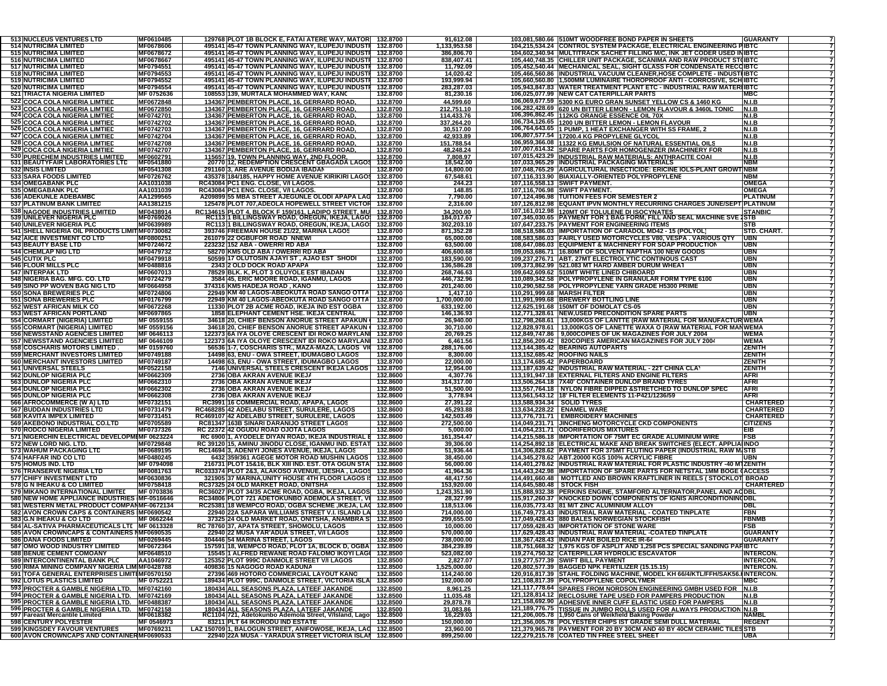| | | | | | | | | | |
|---|---|---|---|---|---|---|---|---|---|
| 513 | NUCLEUS VENTURES LTD | MF0610485 | 129768 PLOT 1B BLOCK E, FATAI ATERE WAY, MATORI | 132.8700 | 91,612.08 | 103,081,580.66 | 510MT WOODFREE BOND PAPER IN SHEETS | GUARANTY | 7 |
| 514 | NUTRICIMA LIMITED | MF0678606 | 495141 45-47 TOWN PLANNING WAY, ILUPEJU INDUSTI | 132.8700 | 1,133,953.58 | 104,215,534.24 | CONTROL SYSTEM PACKAGE, ELECTRICAL ENGINEERING P | IBTC | 7 |
| 515 | NUTRICIMA LIMITED | MF0678672 | 495141 45-47 TOWN PLANNING WAY, ILUPEJU INDUSTI | 132.8700 | 386,806.70 | 104,602,340.94 | MULTITRACK SACHET FILLING M/C, INK JET CODER USED IN | IBTC | 7 |
| 516 | NUTRICIMA LIMITED | MF0678667 | 495141 45-47 TOWN PLANNING WAY, ILUPEJU INDUSTI | 132.8700 | 838,407.41 | 105,440,748.35 | CHILLER UNIT PACKAGE, SCANIMA AND RAW PRODUCT ST | IBTC | 7 |
| 517 | NUTRICIMA LIMITED | MF0794551 | 495141 45-47 TOWN PLANNING WAY, ILUPEJU INDUSTI | 132.8700 | 11,792.09 | 105,452,540.44 | MECHANICAL SEAL, SIGHT GLASS FOR CONDENSATE RECO | IBTC | 7 |
| 518 | NUTRICIMA LIMITED | MF0794553 | 495141 45-47 TOWN PLANNING WAY, ILUPEJU INDUSTI | 132.8700 | 14,020.42 | 105,466,560.86 | INDUSTRIAL VACUUM CLEANER,HOSE COMPLETE - INDUST | IBTC | 7 |
| 519 | NUTRICIMA LIMITED | MF0794552 | 495141 45-47 TOWN PLANNING WAY, ILUPEJU INDUSTI | 132.8700 | 193,999.94 | 105,660,560.80 | 1,500MM LUMINAIRE THOROPROOF ANTI - CORROSIVE, SCH | IBTC | 7 |
| 520 | NUTRICIMA LIMITED | MF0794554 | 495141 45-47 TOWN PLANNING WAY, ILUPEJU INDUSTI | 132.8700 | 283,287.03 | 105,943,847.83 | WATER TREATMENT PLANT ETC - INDUSTRIAL RAW MATERI | IBTC | 7 |
| 521 | TRIACTA NIGERIA LIMITED | MF 0752636 | 108553 139, MURTALA MOHAMMED WAY, KANO | 132.8700 | 81,230.16 | 106,025,077.99 | NEW CAT CATERPILLAR PARTS | MBC | 7 |
| 522 | COCA COLA NIGERIA LIMITED | MF0672848 | 134367 PEMBERTON PLACE, 16, GERRARD ROAD, | 132.8700 | 44,599.60 | 106,069,677.59 | 5300 KG EURO GRAN SUNSET YELLOW CS & 1460 KG | N.I.B | 7 |
| 523 | COCA COLA NIGERIA LIMITED | MF0672850 | 134367 PEMBERTON PLACE, 16, GERRARD ROAD, | 132.8700 | 212,751.10 | 106,282,428.69 | 620 UN BITTER LEMON - LEMON FLAVOUR & 3460L TONIC | N.I.B | 7 |
| 524 | COCA COLA NIGERIA LIMITED | MF0742701 | 134367 PEMBERTON PLACE, 16, GERRARD ROAD, | 132.8700 | 114,433.76 | 106,396,862.45 | 112KG ORANGE ESSENCE OIL 70X | N.I.B | 7 |
| 525 | COCA COLA NIGERIA LIMITED | MF0742702 | 134367 PEMBERTON PLACE, 16, GERRARD ROAD, | 132.8700 | 337,264.20 | 106,734,126.65 | 1200 UN BITTER LEMON - LEMON FLAVOUR | N.I.B | 7 |
| 526 | COCA COLA NIGERIA LIMITED | MF0742703 | 134367 PEMBERTON PLACE, 16, GERRARD ROAD, | 132.8700 | 30,517.00 | 106,764,643.65 | 1 PUMP, 1 HEAT EXCHANGER WITH SS FRAME, 2 | N.I.B | 7 |
| 527 | COCA COLA NIGERIA LIMITED | MF0742704 | 134367 PEMBERTON PLACE, 16, GERRARD ROAD, | 132.8700 | 42,933.89 | 106,807,577.54 | 17200.4 KG PROPYLENE GLYCOL | N.I.B | 7 |
| 528 | COCA COLA NIGERIA LIMITED | MF0742708 | 134367 PEMBERTON PLACE, 16, GERRARD ROAD, | 132.8700 | 151,788.54 | 106,959,366.08 | 11322 KG EMULSION OF NATURAL ESSENTIAL OILS | N.I.B | 7 |
| 529 | COCA COLA NIGERIA LIMITED | MF0742707 | 134367 PEMBERTON PLACE, 16, GERRARD ROAD, | 132.8700 | 48,248.24 | 107,007,614.32 | SPARE PARTS FOR HOMOGENIZER (MACHINERY FOR | N.I.B | 7 |
| 530 | PURECHEM INDUSTRIES LIMITED | MF0602791 | 115657 19, TOWN PLANNING WAY, 2ND FLOOR, | 132.8700 | 7,808.97 | 107,015,423.29 | INDUSTRIAL RAW MATERIALS: ANTHRACITE COAL | N.I.B | 7 |
| 531 | BEAUTYFAIR LABORATORIES LTD | MF0541880 | 20770 12, REDEMPTION CRESCENT GBAGADA LAGOS | 132.8700 | 18,542.00 | 107,033,965.29 | INDUSTRIAL PACKAGING MATERIALS | NBM | 7 |
| 532 | INSIS LIMITED | MF0541308 | 291160 3, ARE AVENUE BODIJA IBADAN | 132.8700 | 14,800.00 | 107,048,765.29 | AGRICULTURAL INSECTICIDE: ERICINE IOLS-PLANT GROWT | NBM | 7 |
| 533 | SARA FOODS LIMITED | MF0726762 | 435378 184/185, HAPPY HOME AVENUE KIRIKIRI LAGOS | 132.8700 | 67,548.61 | 107,116,313.90 | BIAXIALLY-ORIENTED POLYPROPYLENE | NBM | 7 |
| 534 | OMEGABANK PLC | AA1031038 | RC43084 PC1 ENG. CLOSE, V/I LAGOS. | 132.8700 | 244.23 | 107,116,558.13 | SWIFT PAYMENT. | OMEGA | 7 |
| 535 | OMEGABANK PLC | AA1031039 | RC43084 PC1 ENG. CLOSE, V/I LAGOS. | 132.8700 | 148.85 | 107,116,706.98 | SWIFT PAYMENT. | OMEGA | 7 |
| 536 | ADEKUNLE ADEBAMBO | AA1299565 | A209899 55 MBA STREET AJEGUNLE OLODI APAPA LAG | 132.8700 | 7,790.00 | 107,124,496.98 | TUITION FEES FOR SEMESTER 2 | PLATINUM | 7 |
| 537 | PLATINUM BANK LIMITED | AA1381215 | 125478 PLOT 707,ADEOLA HOPEWELL STREET VICTOR | 132.8700 | 2,316.00 | 107,126,812.98 | EQUANT IPVN MONTHLY RECURRING CHARGES JUNE/SEPT | PLATINUM | 7 |
| 538 | NAGODE INDUSTRIES LIMITED | MF0438914 | RC134615 PLOT 4, BLOCK F 159/161, LADIPO STREET, MU | 132.8700 | 34,200.00 | 107,161,012.98 | 120MT OF TOLUENE DI ISOCYNATES | STANBIC | 7 |
| 539 | UNILEVER NIGERIA PLC | MF0769026 | RC113 1 BILLINGSWAY ROAD, OREGUN, IKEJA, LAGO | 132.8700 | 184,017.67 | 107,345,030.65 | PAYMENT FOR 1 BAG FORM, FILL AND SEAL MACHINE SVE 2 | STB | 7 |
| 540 | UNILEVER NIGERIA PLC | MF0639989 | RC113 1 BILLINGSWAY ROAD, OREGUN, IKEJA, LAGO | 132.8700 | 302,203.10 | 107,647,233.75 | PAYMENT FOR ENGINEERING ITEMS | STB | 7 |
| 541 | SHELL NIGERIA OIL PRODUCTS LIMIT | MF0730082 | 393746 FREEMAN HOUSE 21/22, MARINA LAGOS | 132.8700 | 871,352.28 | 108,518,586.03 | IMPORTATION OF CARADOL MD42 - 15 (POLYOL) | STD. CHART. | 7 |
| 542 | AICE INVESTMENT CO LTD | MF0800251 | 261079 22 OGBUFOR ROAD NNEWI | 132.8700 | 65,000.00 | 108,583,586.03 | FAIRLY USED MOTORCYCLES V80, VESPA . VARIOUS QTY | UBN | 7 |
| 543 | BEAUTY BASE LTD | MF0724672 | 223232 152 ABA - OWERRI RD ABA | 132.8700 | 63,500.00 | 108,647,086.03 | EQUIPMENT & MACHINERY FOR SOAP PRODUCTION | UBN | 7 |
| 544 | CHEMLAP NIG LTD | MF0479732 | 58270 KM5 OLD ABA / OWERRI RD ABA | 132.8700 | 406,600.68 | 109,053,686.71 | 16.80MT OF SOLVENT NAPTHA 100 NEW GOODS | UBN | 7 |
| 545 | CUTIX PLC | MF0479918 | 50599 17 OLUTOSIN AJAYI ST , AJAO EST SHODI | 132.8700 | 183,590.00 | 109,237,276.71 | ABT. 27MT ELECTROLYTIC CONTINOUS CAST | UBN | 7 |
| 546 | FLOUR MILLS PLC | MF0488816 | 2343 2 OLD DOCK ROAD APAPA | 132.8700 | 136,586.28 | 109,373,862.99 | 521.083 MT HARD AMBER DURUM WHEAT | UBN | 7 |
| 547 | INTERPAK LTD | MF0607013 | 78529 BLK. K, PLOT 3 OLUYOLE EST IBADAN | 132.8700 | 268,746.63 | 109,642,609.62 | 510MT WHITE LINED CHIBOARD | UBN | 7 |
| 548 | NIGERIA BAG. MFG. CO. LTD | MF0724279 | 3584 45, ERIC MOORE ROAD, IGANMU, LAGOS | 132.8700 | 446,732.96 | 110,089,342.58 | POLYPROPYLENE IN GRANULAR FORM TYPE 6100 | UBN | 7 |
| 549 | SINO PP WOVEN BAG NIG LTD | MF0664958 | 374316 KM5 HADEJA ROAD , KANO | 132.8700 | 201,240.00 | 110,290,582.58 | POLYPROPYLENE YARN GRADE H5300 PRIME | UBN | 7 |
| 550 | SONA BREWERIES PLC | MF0724806 | 22949 KM 40 LAGOS-ABEOKUTA ROAD SANGO OTTA | 132.8700 | 1,417.10 | 110,291,999.68 | MARSH FILTER | UBN | 7 |
| 551 | SONA BREWERIES PLC | MF0176799 | 22949 KM 40 LAGOS-ABEOKUTA ROAD SANGO OTTA | 132.8700 | 1,700,000.00 | 111,991,999.68 | BREWERY BOTTLING LINE | UBN | 7 |
| 552 | WEST AFRICAN MILK CO | MF0672268 | 11330 PLOT 2B ACME ROAD, IKEJA IND EST OGBA | 132.8700 | 633,192.00 | 112,625,191.68 | 150MT OF DOMOLAT CS-05 | UBN | 7 |
| 553 | WEST AFRICAN PORTLAND | MF0697865 | 1858 ELEPHANT CEMENT HSE. IKEJA CENTRAL | 132.8700 | 146,136.93 | 112,771,328.61 | NEW,USED/RECONDITION SPARE PARTS | UBN | 7 |
| 554 | CORMART (NIGERIA) LIMITED | MF 0559155 | 34618 20, CHIEF BENSON ANORUE STREET APAKUN | 132.8700 | 26,940.00 | 112,798,268.61 | 13,000KGS OF LANTTE (RAW MATERIAL FOR MANUFACTUR | WEMA | 7 |
| 555 | CORMART (NIGERIA) LIMITED | MF 0559156 | 34618 20, CHIEF BENSON ANORUE STREET APAKUN | 132.8700 | 30,710.00 | 112,828,978.61 | 13,000KGS OF LANETTE WAXA O (RAW MATERIAL FOR MAN | WEMA | 7 |
| 556 | NEWSSTAND AGENCIES LIMITED | MF 0646113 | 122373 6A IYA OLOYE CRESCENT IDI ROKO MARYLAN | 132.8700 | 20,769.25 | 112,849,747.86 | 9,000COPIES OF UK MAGAZINES FOR JULY 2004 | WEMA | 7 |
| 557 | NEWSSTAND AGENCIES LIMITED | MF 0646109 | 122373 6A IYA OLOYE CRESCENT IDI ROKO MARYLAN | 132.8700 | 6,461.56 | 112,856,209.42 | 820COPIES AMERICAN MAGAZINES FOR JULY 2004 | WEMA | 7 |
| 558 | COSCHARIS MOTORS LIMITED | MF 0159760 | 56536 1-7, COSCHARIS STR., MAZA-MAZA, LAGOS VI | 132.8700 | 288,176.00 | 113,144,385.42 | BEARING AUTOPARTS | ZENITH | 7 |
| 559 | MERCHANT INVESTORS LIMITED | MF0749188 | 14498 63, ENU - OWA STREET, IDUMAGBO LAGOS | 132.8700 | 8,300.00 | 113,152,685.42 | ROOFING NAILS | ZENITH | 7 |
| 560 | MERCHANT INVESTORS LIMITED | MF0749187 | 14498 63, ENU - OWA STREET, IDUMAGBO LAGOS | 132.8700 | 22,000.00 | 113,174,685.42 | PAPERBOARD | ZENITH | 7 |
| 561 | UNIVERSAL STEELS | MF0522158 | 7146 UNIVERSAL STEELS CRESCENT IKEJA LAGOS | 132.8700 | 12,954.00 | 113,187,639.42 | INDUSTRIAL RAW MATERIAL - 22T CHINA CLAY | ZENITH | 7 |
| 562 | DUNLOP NIGERIA PLC | MF0662309 | 2736 OBA AKRAN AVENUE IKEJA | 132.8600 | 4,307.76 | 113,191,947.18 | EXTERNAL FILTERS AND ENGINE FILTERS | AFRI | 7 |
| 563 | DUNLOP NIGERIA PLC | MF0662310 | 2736 OBA AKRAN AVENUE IKEJA | 132.8600 | 314,317.00 | 113,506,264.18 | 7X40' CONTAINER DUNLOP BRAND TYRES | AFRI | 7 |
| 564 | DUNLOP NIGERIA PLC | MF0662302 | 2736 OBA AKRAN AVENUE IKEJA | 132.8600 | 51,500.00 | 113,557,764.18 | NYLON FIBRE DIPPED &STRETCHED TO DUNLOP SPEC | AFRI | 7 |
| 565 | DUNLOP NIGERIA PLC | MF0662308 | 2736 OBA AKRAN AVENUE IKEJA | 132.8600 | 3,778.94 | 113,561,543.12 | 18' FILTER ELEMENTS 11-P421/1236/59 | AFRI | 7 |
| 566 | AFROCOMMERCE (W A) LTD | MF0732151 | RC3991 16 COMMERCIAL ROAD, APAPA, LAGOS | 132.8600 | 27,391.22 | 113,588,934.34 | SOLID TYRES | CHARTERED | 7 |
| 567 | BUDDAN INDUSTRIES LTD | MF0731479 | RC468285 42 ADELABU STREET, SURULERE, LAGOS | 132.8600 | 45,293.88 | 113,634,228.22 | ENAMEL WARE | CHARTERED | 7 |
| 568 | KAVITA IMPEX LIMITED | MF0731451 | RC469107 42 ADELABU STREET, SURULERE, LAGOS | 132.8600 | 142,503.49 | 113,776,731.71 | EMBROIDERY MACHINES | CHARTERED | 7 |
| 569 | AKEBONO INDUSTRIAL CO.LTD | MF0705589 | RC81347 163B SINARI DARANIJO STREET LAGOS | 132.8600 | 272,500.00 | 114,049,231.71 | JINCHENG MOTORCYCLE CKD COMPONENTS | CITIZENS | 7 |
| 570 | RODCO NIGERIA LIMITED | MF0737326 | RC 22372 42 OGUDU ROAD OJOTA LAGOS | 132.8600 | 5,000.00 | 114,054,231.71 | ODORIFEROUS MIXTURES | EIB | 7 |
| 571 | NIGERCHIN ELECTRICAL DEVELOPME | MF 0623224 | RC 6900 1, AYODELE DIYAN ROAD, IKEJA INDUSTRIAL E | 132.8600 | 161,354.47 | 114,215,586.18 | IMPORTATION OF 75MT EC GRADE ALUMINIUM WIRE | FSB | 7 |
| 572 | NEW LORD NIG. LTD. | MF0729848 | RC 39120 15, AMINU JINODU CLOSE, IGANMU IND. ESTAT | 132.8600 | 39,306.00 | 114,254,892.18 | ELECTRICAL MAKE AND BREAK SWITCHES (ELECT. APPLIA | INDO | 7 |
| 573 | WAHUM PACKAGING LTD | MF0689195 | RC14694 3, ADENIYI JONES AVENUE, IKEJA, LAGOS | 132.8600 | 51,936.44 | 114,306,828.62 | PAYMENT FOR 375MT FLUTING PAPER (INDUSTRIAL RAW M | STB | 7 |
| 574 | HAFFAR IND CO LTD | MF0480245 | 6432 359/361 AGEGE MOTOR ROAD MUSHIN LAGOS | 132.8600 | 38,450.00 | 114,345,278.62 | ABT.20000 KGS 100% ACRYLIC FIBRE | UBN | 7 |
| 575 | HOMUS IND. LTD | MF 0794098 | 216731 PLOT 15&16, BLK XIII IND. EST. OTA OGUN STA | 132.8600 | 56,000.00 | 114,401,278.62 | INDUSTRIAL RAW MATERIAL FOR PLASTIC INDUSTRY -40 MT | ZENITH | 7 |
| 576 | TRANSERVE NIGERIA LTD | MF0081763 | RC033374 PLOT 2&3, ALAKOSO AVENUE, IJESHA , LAGOS | 132.8500 | 41,964.36 | 114,443,242.98 | IMPORTATION OF SPARE PARTS FOR NETSTAL 1MM BOGE F | ACCESS | 7 |
| 577 | CHIFY INVESTMENT LTD | MF0630836 | 321905 37 MARINA,UNITY HOUSE 4TH FLOOR LAGOS IS | 132.8500 | 48,417.50 | 114,491,660.48 | MOTTLED AND BROWN KRAFTLINER IN REELS ( STOCKLOT | BROAD | 7 |
| 578 | G N IHEAKU & CO LIMITED | MF0758418 | RC37325 24 OLD MARKET ROAD, ONITSHA | 132.8500 | 153,920.00 | 114,645,580.48 | STOCK FISH | CHARTERED | 7 |
| 579 | MIKANO INTERNATIONAL LIMITED | MF 0703836 | RC36027 PLOT 34/35 ACME ROAD, OGBA, IKEJA, LAGOS | 132.8500 | 1,243,351.90 | 115,888,932.38 | PERKINS ENGINE, STAMFORD ALTERNATOR,PANEL AND AC | DBL | 7 |
| 580 | NEW HOME APPLIANCE INDUSTRIES | MF-0516646 | RC34806 PLOT 721 ADETOKUNBO ADEMOLA STREET, VI | 132.8500 | 28,327.99 | 115,917,260.37 | KNOCKED DOWN COMPONENTS OF IGNIS AIRCONDITIONING | DBL | 7 |
| 581 | WESTERN METAL PRODUCT COMPAN | MF-0672134 | RC2581 18 WEMPCO ROAD, OGBA SCHEME ,IKEJA, LAC | 132.8500 | 118,513.06 | 116,035,773.43 | 81 M/T ZINC ALUMINIUM ALLOY | DBL | 7 |
| 582 | AVON CROWN CAPS & CONTAINERS | MF0690542 | 22940 22A SAPARA WILLIAMS STREET V.I. ISLAND LA | 132.8500 | 714,000.00 | 116,749,773.43 | INDUSTRIAL RAW MATERIAL - COATED TINPLATE | FBN | 7 |
| 583 | G.N IHEAKU & CO LTD | MF 0662244 | 37325 24 OLD MARKET ROAD, ONITSHA, ANAMBRA S | 132.8500 | 299,655.00 | 117,049,428.43 | 880 BALES NORWEGIAN STOCKFISH | FBNMB | 7 |
| 584 | AL-SATIVA PHARMACEUTICALS LTD | MF 0613328 | RC 78760 37, APATA STREET, SHOMOLU, LAGOS | 132.8500 | 10,000.00 | 117,059,428.43 | IMPORTATION OF STONE WARE | FSB | 7 |
| 585 | AVON CROWNCAPS & CONTAINERS N | MF0690535 | 22940 22 MUSA YAR'ADUA STREET, V/I LAGOS | 132.8500 | 570,000.00 | 117,629,428.43 | INDUSTRIAL RAW MATERIAL -COATED TINPLATE | GUARANTY | 7 |
| 586 | DANA FOODS LIMITED | MF0269445 | 304446 54 MARINA STREET, LAGOS | 132.8500 | 738,000.00 | 118,367,428.43 | INDIAN PAR BOILED RICE IR-64 | GUARANTY | 7 |
| 587 | OMO WOOD INDUSTRY LIMITED | MF0672364 | 157591 18, WEMPCO ROAD, PLOT 1A, BLOCK D, OGBA | 132.8500 | 384,239.89 | 118,751,668.32 | 1,975 KGS OF ASPLIT AND 1,258 PCS SPECIAL SANDING PAP | IBTC | 7 |
| 588 | BENUE CEMENT COMOANY | MF0648510 | 15545 1 ALFRED REWANE ROAD FALOMO IKOYI LAG | 132.8500 | 523,082.00 | 119,274,750.32 | CATERPILLAR HYDROLIC ESCAVATOR | INTERCON. | 7 |
| 589 | INTERCONTINENTAL BANK PLC | AA1046972 | 125352 PLOT 999C DANMOLE STREET V/I LAGOS | 132.8500 | 2,827.07 | 119,277,577.39 | SWIFT BILL PAYMENT | INTERCON. | 7 |
| 590 | RIMA MINING COMPANY NIGERIA LIM | MF0428788 | 409836 15 NAGOGO ROAD KADUNA | 132.8500 | 1,525,000.00 | 120,802,577.39 | BAGGED NPK FERTILIZER (15.15.15) | INTERCON. | 7 |
| 591 | TOFA GENERAL ENTERPRISES LIMITE | MF0570150 | 27396 469 HOTORO COMMERCIAL LAYOUT KANO | 132.8500 | 114,240.00 | 120,916,817.39 | STAHL FOLDING MACHINE, MODEL KH 66/4/KTL/FFH/SAK56.I | INTERCON. | 7 |
| 592 | LOTUS PLASTICS LIMITED | MF 0752221 | 189434 PLOT 999C, DANMOLE STREET, VICTORIA ISLA | 132.8500 | 192,000.00 | 121,108,817.39 | POLYPROPYLENE COPOLYMER | MBC | 7 |
| 593 | PROCTER & GAMBLE NIGERIA LTD. | MF0742160 | 180434 ALL SEASONS PLAZA, LATEEF JAKANDE | 132.8500 | 8,961.25 | 121,117,778.64 | SPARES FROM NORDSON ENGINEERING GMBH USED FOR | N.I.B | 7 |
| 594 | PROCTER & GAMBLE NIGERIA LTD. | MF0742169 | 180434 ALL SEASONS PLAZA, LATEEF JAKANDE | 132.8500 | 11,035.48 | 121,128,814.12 | RECLOSABLE TAPE USED FOR PAMPERS PRODUCTION | N.I.B | 7 |
| 595 | PROCTER & GAMBLE NIGERIA LTD. | MF0488387 | 180434 ALL SEASONS PLAZA, LATEEF JAKANDE | 132.8500 | 29,878.78 | 121,158,692.90 | ADHESIVE INNER CUFF ELASTIC USED FOR PAMPERS | N.I.B | 7 |
| 596 | PROCTER & GAMBLE NIGERIA LTD. | MF0742158 | 180434 ALL SEASONS PLAZA, LATEEF JAKANDE | 132.8500 | 31,083.86 | 121,189,776.75 | TISSUE IN JUMBO ROLLS USED FOR ALWAYS PRODUCTION | N.I.B | 7 |
| 597 | Fareast Mercantile Limited | MF0618382 | RC1104 721, Adetokunbo Ademola Street, V/Island, Lago | 132.8500 | 16,229.03 | 121,206,005.78 | 1,950 Cans of Weikfield Baking Powder | NAMBL | 7 |
| 598 | CENTURY POLYESTER | MF 0546973 | 83211 PLT 64 IKORODU IND ESTATE | 132.8500 | 150,000.00 | 121,356,005.78 | POLYESTER CHIPS IST GRADE SEMI DULL MATERIAL | REGENT | 7 |
| 599 | KINGSOEY FAYOUR VENTURES | MF0769231 | LAZ 150709 1, BALOGUN STREET, AWOLOWOSE, IKEJA, LAG | 132.8500 | 23,960.00 | 121,379,965.78 | PAYMENT FOR 20 BY 30CM AND 40 BY 40CM CERAMIC TILES | STB | 7 |
| 600 | AVON CROWNCAPS AND CONTAINER | MF0690533 | 22940 22A MUSA - YARADUA STREET VICTORIA ISLAN | 132.8500 | 899,250.00 | 122,279,215.78 | COATED TIN FREE STEEL SHEET | UBA | 7 |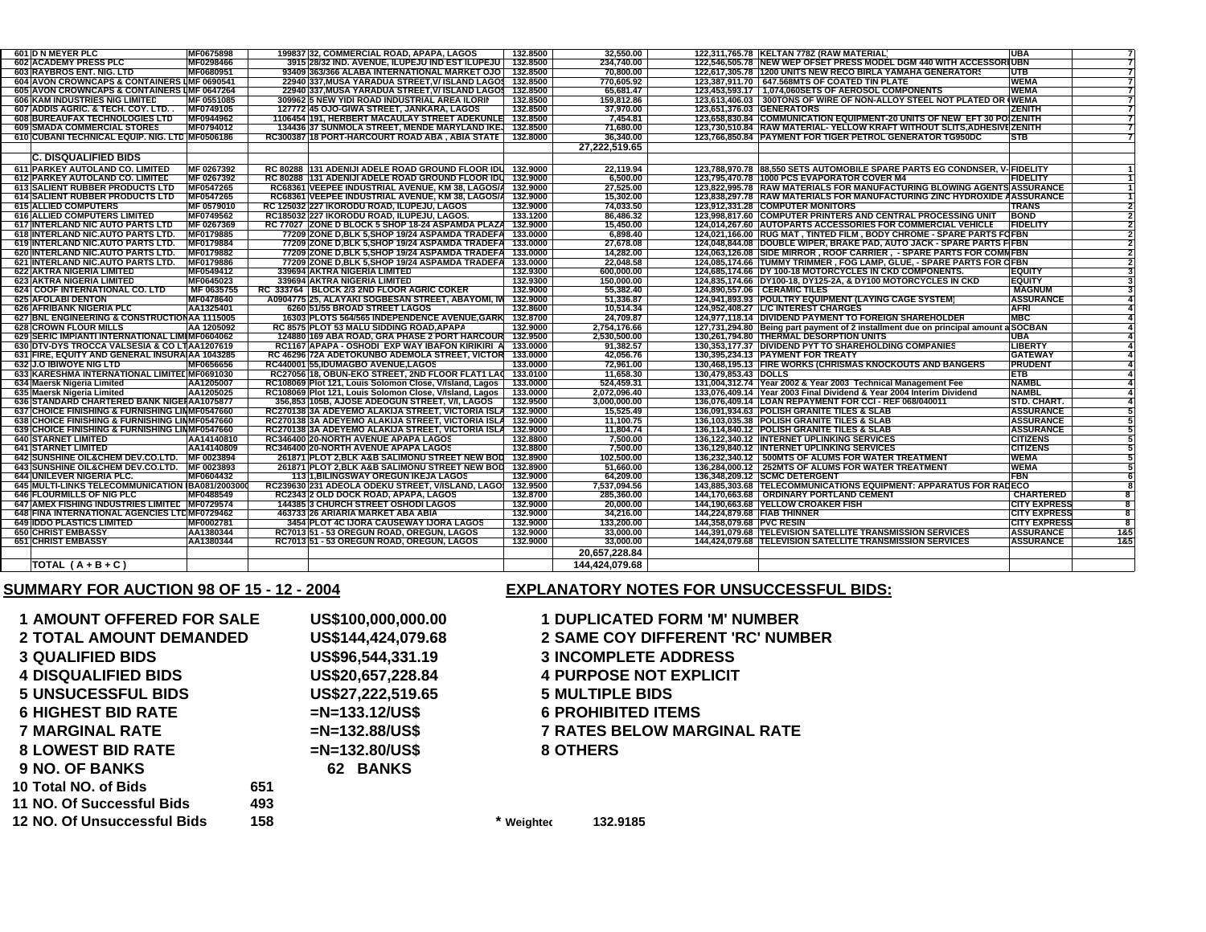| | | | | | | | | | | |
|---|---|---|---|---|---|---|---|---|---|---|
| 601 | D N MEYER PLC | MF0675898 | 199837 | 32, COMMERCIAL ROAD, APAPA, LAGOS | 132.8500 | 32,550.00 | | 122,311,765.78 | KELTAN 778Z (RAW MATERIAL) | UBA | 7 |
| 602 | ACADEMY PRESS PLC | MF0298466 | 3915 | 28/32 IND. AVENUE, ILUPEJU IND EST ILUPEJU | 132.8500 | 234,740.00 | | 122,546,505.78 | NEW WEP OFSET PRESS MODEL DGM 440 WITH ACCESSORI | UBN | 7 |
| 603 | RAYBROS ENT. NIG. LTD | MF0680951 | 93409 | 363/366 ALABA INTERNATIONAL MARKET OJO | 132.8500 | 70,800.00 | | 122,617,305.78 | 1200 UNITS NEW RECO BIRLA YAMAHA GENERATORS | UTB | 7 |
| 604 | AVON CROWNCAPS & CONTAINERS L | MF 0690541 | 22940 | 337,MUSA YARADUA STREET,V/ ISLAND LAGOS | 132.8500 | 770,605.92 | | 123,387,911.70 | 647.568MTS OF COATED TIN PLATE | WEMA | 7 |
| 605 | AVON CROWNCAPS & CONTAINERS L | MF 0647264 | 22940 | 337,MUSA YARADUA STREET,V/ ISLAND LAGOS | 132.8500 | 65,681.47 | | 123,453,593.17 | 1,074,060SETS OF AEROSOL COMPONENTS | WEMA | 7 |
| 606 | KAM INDUSTRIES NIG LIMITED | MF 0551085 | 309962 | 5 NEW YIDI ROAD INDUSTRIAL AREA ILORIN | 132.8500 | 159,812.86 | | 123,613,406.03 | 300TONS OF WIRE OF NON-ALLOY STEEL NOT PLATED OR | WEMA | 7 |
| 607 | ADDIS AGRIC. & TECH. COY. LTD. . | MF0749105 | 127772 | 45 OJO-GIWA STREET, JANKARA, LAGOS | 132.8500 | 37,970.00 | | 123,651,376.03 | GENERATORS | ZENITH | 7 |
| 608 | BUREAUFAX TECHNOLOGIES LTD | MF0944962 | 1106454 | 191, HERBERT MACAULAY STREET ADEKUNLE | 132.8500 | 7,454.81 | | 123,658,830.84 | COMMUNICATION EQUIPMENT-20 UNITS OF NEW EFT 30 PO | ZENITH | 7 |
| 609 | SMADA COMMERCIAL STORES | MF0794012 | 134436 | 37 SUNMOLA STREET, MENDE MARYLAND IKEJ | 132.8500 | 71,680.00 | | 123,730,510.84 | RAW MATERIAL- YELLOW KRAFT WITHOUT SLITS,ADHESIVE | ZENITH | 7 |
| 610 | CUBANI TECHNICAL EQUIP. NIG. LTD | MF0506186 | RC300387 | 18 PORT-HARCOURT ROAD ABA , ABIA STATE | 132.8000 | 36,340.00 | | 123,766,850.84 | PAYMENT FOR TIGER PETROL GENERATOR TG950DC | STB | 7 |
| | | | | | | 27,222,519.65 | | | | | |
| | **C. DISQUALIFIED BIDS** | | | | | | | | | | |
| 611 | PARKEY AUTOLAND CO. LIMITED | MF 0267392 | RC 80288 | 131 ADENIJI ADELE ROAD GROUND FLOOR IDU | 132.9000 | 22,119.94 | | 123,788,970.78 | 88,550 SETS AUTOMOBILE SPARE PARTS EG CONDNSER, V- | FIDELITY | 1 |
| 612 | PARKEY AUTOLAND CO. LIMITED | MF 0267392 | RC 80288 | 131 ADENIJI ADELE ROAD GROUND FLOOR IDU | 132.9000 | 6,500.00 | | 123,795,470.78 | 1000 PCS EVAPORATOR COVER M4 | FIDELITY | 1 |
| 613 | SALIENT RUBBER PRODUCTS LTD | MF0547265 | RC68361 | VEEPEE INDUSTRIAL AVENUE, KM 38, LAGOS/A | 132.9000 | 27,525.00 | | 123,822,995.78 | RAW MATERIALS FOR MANUFACTURING BLOWING AGENTS | ASSURANCE | 1 |
| 614 | SALIENT RUBBER PRODUCTS LTD | MF0547265 | RC68361 | VEEPEE INDUSTRIAL AVENUE, KM 38, LAGOS/A | 132.9000 | 15,302.00 | | 123,838,297.78 | RAW MATERIALS FOR MANUFACTURING ZINC HYDROXIDE A | ASSURANCE | 1 |
| 615 | ALLIED COMPUTERS | MF 0579010 | RC 125032 | 227 IKORODU ROAD, ILUPEJU, LAGOS | 132.9000 | 74,033.50 | | 123,912,331.28 | COMPUTER MONITORS | TRANS | 2 |
| 616 | ALLIED COMPUTERS LIMITED | MF0749562 | RC185032 | 227 IKORODU ROAD, ILUPEJU, LAGOS. | 133.1200 | 86,486.32 | | 123,998,817.60 | COMPUTER PRINTERS AND CENTRAL PROCESSING UNIT | BOND | 2 |
| 617 | INTERLAND NIC AUTO PARTS LTD | MF 0267369 | RC 77027 | ZONE D BLOCK 5 SHOP 18-24 ASPAMDA PLAZA | 132.9000 | 15,450.00 | | 124,014,267.60 | AUTOPARTS ACCESSORIES FOR COMMERCIAL VEHICLE | FIDELITY | 2 |
| 618 | INTERLAND NIC.AUTO PARTS LTD. | MF0179885 | 77209 | ZONE D,BLK 5,SHOP 19/24 ASPAMDA TRADEFA | 133.0000 | 6,898.40 | | 124,021,166.00 | RUG MAT , TINTED FILM , BODY CHROME - SPARE PARTS FO | FBN | 2 |
| 619 | INTERLAND NIC.AUTO PARTS LTD. | MF0179884 | 77209 | ZONE D,BLK 5,SHOP 19/24 ASPAMDA TRADEFA | 133.0000 | 27,678.08 | | 124,048,844.08 | DOUBLE WIPER, BRAKE PAD, AUTO JACK - SPARE PARTS F | FBN | 2 |
| 620 | INTERLAND NIC.AUTO PARTS LTD. | MF0179882 | 77209 | ZONE D,BLK 5,SHOP 19/24 ASPAMDA TRADEFA | 133.0000 | 14,282.00 | | 124,063,126.08 | SIDE MIRROR , ROOF CARRIER , - SPARE PARTS FOR COMM | FBN | 2 |
| 621 | INTERLAND NIC.AUTO PARTS LTD. | MF0179886 | 77209 | ZONE D,BLK 5,SHOP 19/24 ASPAMDA TRADEFA | 133.0000 | 22,048.58 | | 124,085,174.66 | TUMMY TRIMMER , FOG LAMP, GLUE, - SPARE PARTS FOR C | FBN | 2 |
| 622 | AKTRA NIGERIA LIMITED | MF0549412 | 339694 | AKTRA NIGERIA LIMITED | 132.9300 | 600,000.00 | | 124,685,174.66 | DY 100-18 MOTORCYCLES IN CKD COMPONENTS. | EQUITY | 3 |
| 623 | AKTRA NIGERIA LIMITED | MF0645023 | 339694 | AKTRA NIGERIA LIMITED | 132.9300 | 150,000.00 | | 124,835,174.66 | DY100-18, DY125-2A, & DY100 MOTORCYCLES IN CKD | EQUITY | 3 |
| 624 | COOF INTERNATIONAL CO. LTD | MF 0635755 | RC 333764 | BLOCK 2/3 2ND FLOOR AGRIC COKER | 132.9000 | 55,382.40 | | 124,890,557.06 | CERAMIC TILES | MAGNUM | 3 |
| 625 | AFOLABI DENTON | MF0478640 | A0904775 | 25, ALAYAKI SOGBESAN STREET, ABAYOMI, IW | 132.9000 | 51,336.87 | | 124,941,893.93 | POULTRY EQUIPMENT (LAYING CAGE SYSTEM) | ASSURANCE | 4 |
| 626 | AFRIBANK NIGERIA PLC | AA1325401 | 6260 | 51/55 BROAD STREET LAGOS | 132.8600 | 10,514.34 | | 124,952,408.27 | L/C INTEREST CHARGES | AFRI | 4 |
| 627 | BNL ENGINEERING & CONSTRUCTION | AA 1115005 | 16303 | PLOT 564/565 INDEPENDENCE AVENUE,GARK | 132.8700 | 24,709.87 | | 124,977,118.14 | DIVIDEND PAYMENT TO FOREIGN SHAREHOLDER | MBC | 4 |
| 628 | CROWN FLOUR MILLS | AA 1205092 | RC 8575 | PLOT 53 MALU SIDDING ROAD,APAPA | 132.9000 | 2,754,176.66 | | 127,731,294.80 | Being part payment of 2 installment due on principal amount a | SOCBAN | 4 |
| 629 | SERIC IMPIANTI INTERNATIONAL LIM | MF0604062 | 124880 | 169 ABA ROAD, GRA PHASE 2 PORT HARCOUR | 132.9500 | 2,530,500.00 | | 130,261,794.80 | THERMAL DESORPTION UNITS | UBA | 4 |
| 630 | DTV-DYS TROCCA VALSESIA & CO LT | AA1207619 | RC1167 | APAPA - OSHODI EXP WAY IBAFON KIRIKIRI A | 133.0000 | 91,382.57 | | 130,353,177.37 | DIVIDEND PYT TO SHAREHOLDING COMPANIES | LIBERTY | 4 |
| 631 | FIRE, EQUITY AND GENERAL INSURA | AA 1043285 | RC 46296 | 72A ADETOKUNBO ADEMOLA STREET, VICTOR | 133.0000 | 42,056.76 | | 130,395,234.13 | PAYMENT FOR TREATY | GATEWAY | 4 |
| 632 | J.O IBIWOYE NIG LTD | MF0656656 | RC440001 | 55,IDUMAGBO AVENUE,LAGOS | 133.0000 | 72,961.00 | | 130,468,195.13 | FIRE WORKS (CHRISMAS KNOCKOUTS AND BANGERS | PRUDENT | 4 |
| 633 | KARESHMA INTERNATIONAL LIMITED | MF0691030 | RC27056 | 18, OBUN-EKO STREET, 2ND FLOOR FLAT1 LAG | 133.0100 | 11,658.30 | | 130,479,853.43 | DOLLS | ETB | 4 |
| 634 | Maersk Nigeria Limited | AA1205007 | RC108069 | Plot 121, Louis Solomon Close, V/Island, Lagos | 133.0000 | 524,459.31 | | 131,004,312.74 | Year 2002 & Year 2003 Technical Management Fee | NAMBL | 4 |
| 635 | Maersk Nigeria Limited | AA1205025 | RC108069 | Plot 121, Louis Solomon Close, V/Island, Lagos | 133.0000 | 2,072,096.40 | | 133,076,409.14 | Year 2003 Final Dividend & Year 2004 Interim Dividend | NAMBL | 4 |
| 636 | STANDARD CHARTERED BANK NIGER | AA1075877 | 356,853 | 105B, AJOSE ADEOGUN STREET, V/I, LAGOS | 132.9500 | 3,000,000.00 | | 136,076,409.14 | LOAN REPAYMENT FOR CCI - REF 068/040011 | STD. CHART. | 4 |
| 637 | CHOICE FINISHING & FURNISHING LIM | MF0547660 | RC270138 | 3A ADEYEMO ALAKIJA STREET, VICTORIA ISLA | 132.9000 | 15,525.49 | | 136,091,934.63 | POLISH GRANITE TILES & SLAB | ASSURANCE | 5 |
| 638 | CHOICE FINISHING & FURNISHING LIM | MF0547660 | RC270138 | 3A ADEYEMO ALAKIJA STREET, VICTORIA ISLA | 132.9000 | 11,100.75 | | 136,103,035.38 | POLISH GRANITE TILES & SLAB | ASSURANCE | 5 |
| 639 | CHOICE FINISHING & FURNISHING LIM | MF0547660 | RC270138 | 3A ADEYEMO ALAKIJA STREET, VICTORIA ISLA | 132.9000 | 11,804.74 | | 136,114,840.12 | POLISH GRANITE TILES & SLAB | ASSURANCE | 5 |
| 640 | STARNET LIMITED | AA14140810 | RC346400 | 20-NORTH AVENUE APAPA LAGOS | 132.8800 | 7,500.00 | | 136,122,340.12 | INTERNET UPLINKING SERVICES | CITIZENS | 5 |
| 641 | STARNET LIMITED | AA14140809 | RC346400 | 20-NORTH AVENUE APAPA LAGOS | 132.8800 | 7,500.00 | | 136,129,840.12 | INTERNET UPLINKING SERVICES | CITIZENS | 5 |
| 642 | SUNSHINE OIL&CHEM DEV.CO.LTD. | MF 0023894 | 261871 | PLOT 2,BLK A&B SALIMONU STREET NEW BOD | 132.8900 | 102,500.00 | | 136,232,340.12 | 500MTS OF ALUMS FOR WATER TREATMENT | WEMA | 5 |
| 643 | SUNSHINE OIL&CHEM DEV.CO.LTD. | MF 0023893 | 261871 | PLOT 2,BLK A&B SALIMONU STREET NEW BOD | 132.8900 | 51,660.00 | | 136,284,000.12 | 252MTS OF ALUMS FOR WATER TREATMENT | WEMA | 5 |
| 644 | UNILEVER NIGERIA PLC. | MF0604432 | 113 | 1,BILINGSWAY OREGUN IKEJA LAGOS | 132.9000 | 64,209.00 | | 136,348,209.12 | SCMC DETERGENT | FBN | 6 |
| 645 | MULTI-LINKS TELECOMMUNICATION | BA081/2003000 | RC239630 | 231 ADEOLA ODEKU STREET, V/ISLAND, LAGOS | 132.9500 | 7,537,094.56 | | 143,885,303.68 | TELECOMMUNICATIONS EQUIPMENT: APPARATUS FOR RAD | ECO | 8 |
| 646 | FLOURMILLS OF NIG PLC | MF0488549 | RC2343 | 2 OLD DOCK ROAD, APAPA, LAGOS | 132.8700 | 285,360.00 | | 144,170,663.68 | ORDINARY PORTLAND CEMENT | CHARTERED | 8 |
| 647 | AMEX FISHING INDUSTRIES LIMITED | MF0729574 | 144385 | 3 CHURCH STREET OSHODI LAGOS | 132.9000 | 20,000.00 | | 144,190,663.68 | YELLOW CROAKER FISH | CITY EXPRESS | 8 |
| 648 | FINA INTERNATIONAL AGENCIES LTD | MF0729462 | 463733 | 26 ARIARIA MARKET ABA ABIA | 132.9000 | 34,216.00 | | 144,224,879.68 | FIAB THINNER | CITY EXPRESS | 8 |
| 649 | IDDO PLASTICS LIMITED | MF0002781 | 3454 | PLOT 4C IJORA CAUSEWAY IJORA LAGOS | 132.9000 | 133,200.00 | | 144,358,079.68 | PVC RESIN | CITY EXPRESS | 8 |
| 650 | CHRIST EMBASSY | AA1380344 | RC7013 | 51 - 53 OREGUN ROAD, OREGUN, LAGOS | 132.9000 | 33,000.00 | | 144,391,079.68 | TELEVISION SATELLITE TRANSMISSION SERVICES | ASSURANCE | 1&5 |
| 651 | CHRIST EMBASSY | AA1380344 | RC7013 | 51 - 53 OREGUN ROAD, OREGUN, LAGOS | 132.9000 | 33,000.00 | | 144,424,079.68 | TELEVISION SATELLITE TRANSMISSION SERVICES | ASSURANCE | 1&5 |
| | | | | | | 20,657,228.84 | | | | | |
| | **TOTAL ( A + B + C )** | | | | | 144,424,079.68 | | | | | |

## SUMMARY FOR AUCTION 98 OF 15 - 12 - 2004

| | | |
|---|---|---|
| 1 | AMOUNT OFFERED FOR SALE | US$100,000,000.00 |
| 2 | TOTAL AMOUNT DEMANDED | US$144,424,079.68 |
| 3 | QUALIFIED BIDS | US$96,544,331.19 |
| 4 | DISQUALIFIED BIDS | US$20,657,228.84 |
| 5 | UNSUCESSFUL BIDS | US$27,222,519.65 |
| 6 | HIGHEST BID RATE | =N=133.12/US$ |
| 7 | MARGINAL RATE | =N=132.88/US$ |
| 8 | LOWEST BID RATE | =N=132.80/US$ |
| 9 | NO. OF BANKS | 62 BANKS |
| 10 | Total NO. of Bids | 651 |
| 11 | NO. Of Successful Bids | 493 |
| 12 | NO. Of Unsuccessful Bids | 158 |

* Weighted 132.9185

## EXPLANATORY NOTES FOR UNSUCCESSFUL BIDS:

1. DUPLICATED FORM 'M' NUMBER
2. SAME COY DIFFERENT 'RC' NUMBER
3. INCOMPLETE ADDRESS
4. PURPOSE NOT EXPLICIT
5. MULTIPLE BIDS
6. PROHIBITED ITEMS
7. RATES BELOW MARGINAL RATE
8. OTHERS